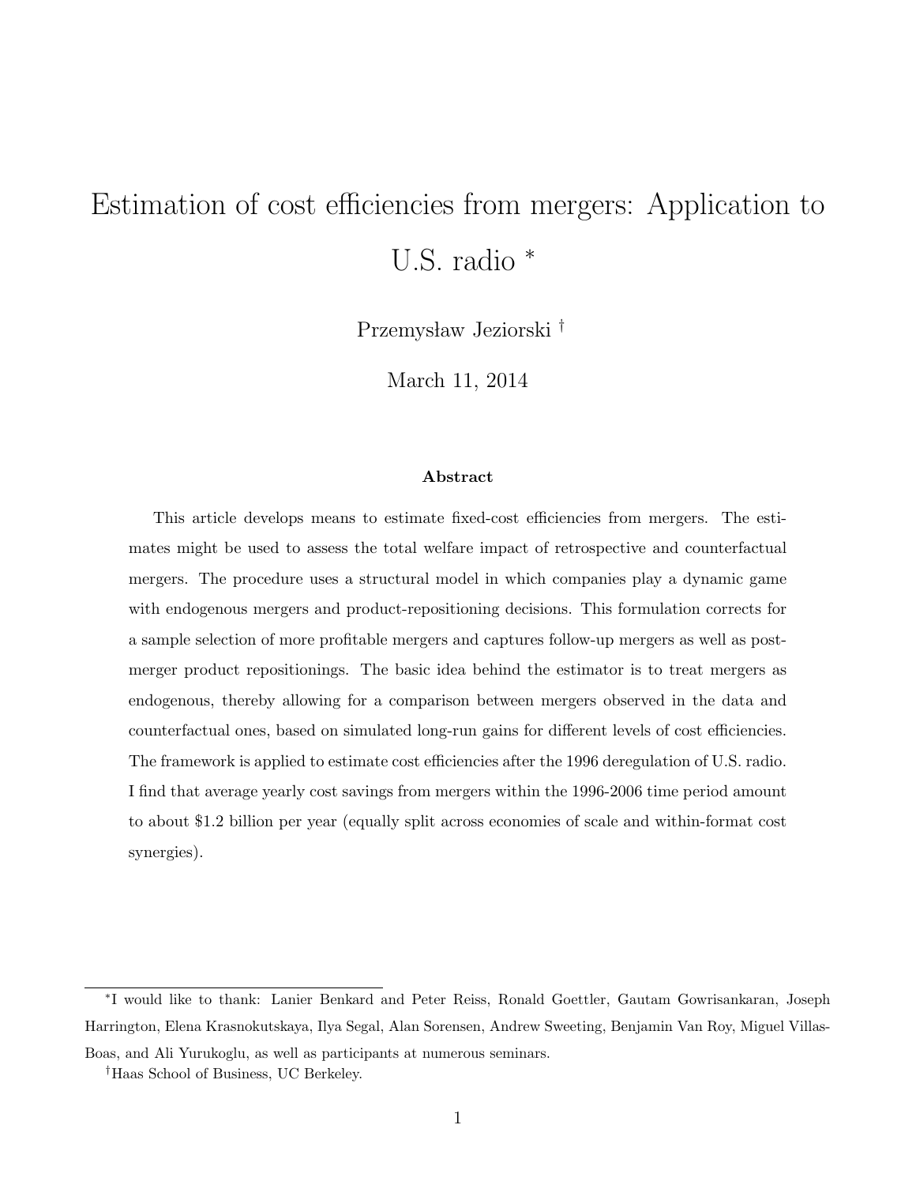# Estimation of cost efficiencies from mergers: Application to U.S. radio *

Przemysław Jeziorski †

March 11, 2014

### Abstract

This article develops means to estimate fixed-cost efficiencies from mergers. The estimates might be used to assess the total welfare impact of retrospective and counterfactual mergers. The procedure uses a structural model in which companies play a dynamic game with endogenous mergers and product-repositioning decisions. This formulation corrects for a sample selection of more profitable mergers and captures follow-up mergers as well as post-merger product repositionings. The basic idea behind the estimator is to treat mergers as endogenous, thereby allowing for a comparison between mergers observed in the data and counterfactual ones, based on simulated long-run gains for different levels of cost efficiencies. The framework is applied to estimate cost efficiencies after the 1996 deregulation of U.S. radio. I find that average yearly cost savings from mergers within the 1996-2006 time period amount to about $1.2 billion per year (equally split across economies of scale and within-format cost synergies).

---

*I would like to thank: Lanier Benkard and Peter Reiss, Ronald Goettler, Gautam Gowrisankaran, Joseph Harrington, Elena Krasnokutskaya, Ilya Segal, Alan Sorensen, Andrew Sweeting, Benjamin Van Roy, Miguel Villas-Boas, and Ali Yurukoglu, as well as participants at numerous seminars.

†Haas School of Business, UC Berkeley.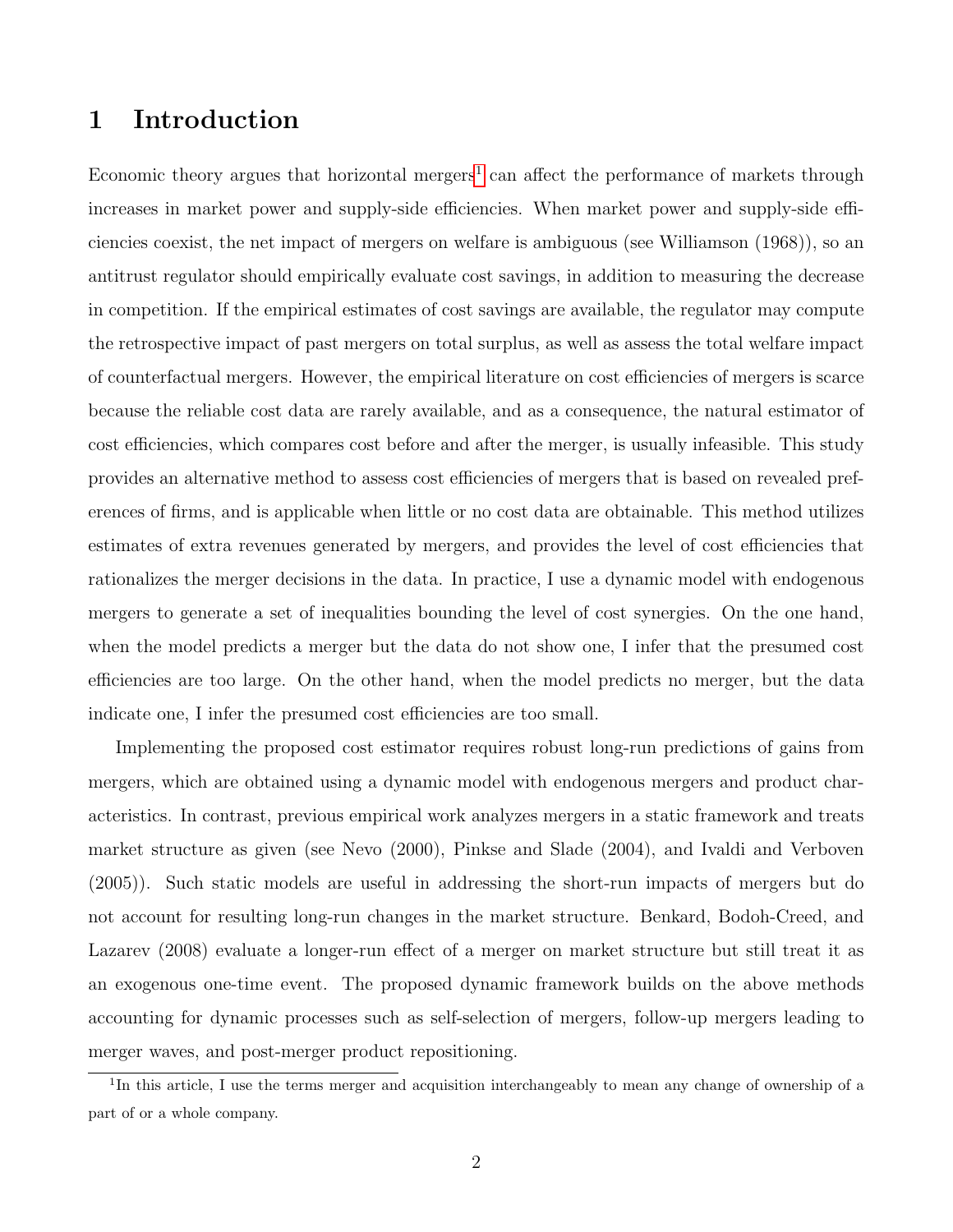# 1 Introduction

Economic theory argues that horizontal mergers[1] can affect the performance of markets through increases in market power and supply-side efficiencies. When market power and supply-side efficiencies coexist, the net impact of mergers on welfare is ambiguous (see Williamson (1968)), so an antitrust regulator should empirically evaluate cost savings, in addition to measuring the decrease in competition. If the empirical estimates of cost savings are available, the regulator may compute the retrospective impact of past mergers on total surplus, as well as assess the total welfare impact of counterfactual mergers. However, the empirical literature on cost efficiencies of mergers is scarce because the reliable cost data are rarely available, and as a consequence, the natural estimator of cost efficiencies, which compares cost before and after the merger, is usually infeasible. This study provides an alternative method to assess cost efficiencies of mergers that is based on revealed preferences of firms, and is applicable when little or no cost data are obtainable. This method utilizes estimates of extra revenues generated by mergers, and provides the level of cost efficiencies that rationalizes the merger decisions in the data. In practice, I use a dynamic model with endogenous mergers to generate a set of inequalities bounding the level of cost synergies. On the one hand, when the model predicts a merger but the data do not show one, I infer that the presumed cost efficiencies are too large. On the other hand, when the model predicts no merger, but the data indicate one, I infer the presumed cost efficiencies are too small.

Implementing the proposed cost estimator requires robust long-run predictions of gains from mergers, which are obtained using a dynamic model with endogenous mergers and product characteristics. In contrast, previous empirical work analyzes mergers in a static framework and treats market structure as given (see Nevo (2000), Pinkse and Slade (2004), and Ivaldi and Verboven (2005)). Such static models are useful in addressing the short-run impacts of mergers but do not account for resulting long-run changes in the market structure. Benkard, Bodoh-Creed, and Lazarev (2008) evaluate a longer-run effect of a merger on market structure but still treat it as an exogenous one-time event. The proposed dynamic framework builds on the above methods accounting for dynamic processes such as self-selection of mergers, follow-up mergers leading to merger waves, and post-merger product repositioning.

[1] In this article, I use the terms merger and acquisition interchangeably to mean any change of ownership of a part of or a whole company.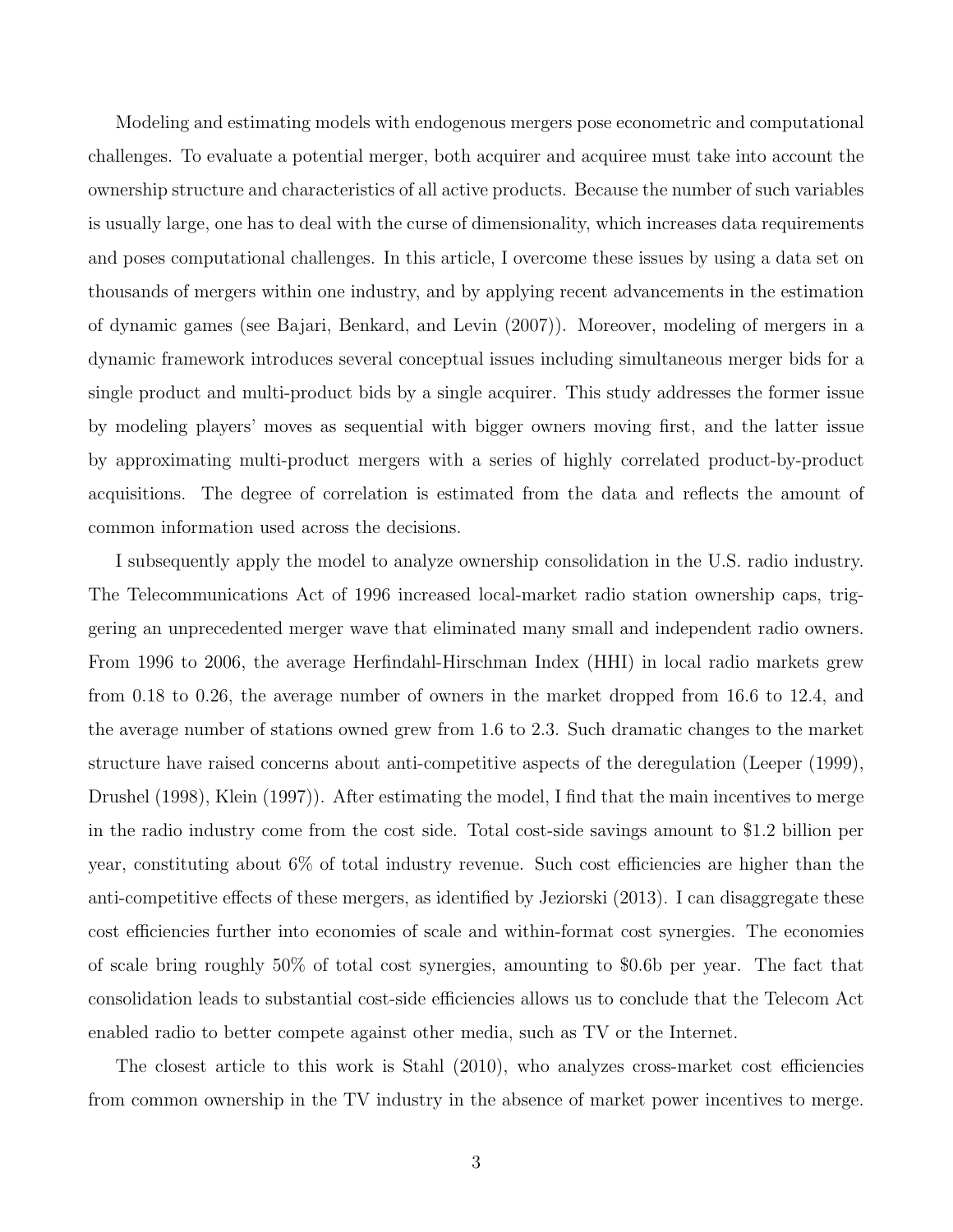Modeling and estimating models with endogenous mergers pose econometric and computational challenges. To evaluate a potential merger, both acquirer and acquiree must take into account the ownership structure and characteristics of all active products. Because the number of such variables is usually large, one has to deal with the curse of dimensionality, which increases data requirements and poses computational challenges. In this article, I overcome these issues by using a data set on thousands of mergers within one industry, and by applying recent advancements in the estimation of dynamic games (see Bajari, Benkard, and Levin (2007)). Moreover, modeling of mergers in a dynamic framework introduces several conceptual issues including simultaneous merger bids for a single product and multi-product bids by a single acquirer. This study addresses the former issue by modeling players' moves as sequential with bigger owners moving first, and the latter issue by approximating multi-product mergers with a series of highly correlated product-by-product acquisitions. The degree of correlation is estimated from the data and reflects the amount of common information used across the decisions.

I subsequently apply the model to analyze ownership consolidation in the U.S. radio industry. The Telecommunications Act of 1996 increased local-market radio station ownership caps, triggering an unprecedented merger wave that eliminated many small and independent radio owners. From 1996 to 2006, the average Herfindahl-Hirschman Index (HHI) in local radio markets grew from 0.18 to 0.26, the average number of owners in the market dropped from 16.6 to 12.4, and the average number of stations owned grew from 1.6 to 2.3. Such dramatic changes to the market structure have raised concerns about anti-competitive aspects of the deregulation (Leeper (1999), Drushel (1998), Klein (1997)). After estimating the model, I find that the main incentives to merge in the radio industry come from the cost side. Total cost-side savings amount to $1.2 billion per year, constituting about 6% of total industry revenue. Such cost efficiencies are higher than the anti-competitive effects of these mergers, as identified by Jeziorski (2013). I can disaggregate these cost efficiencies further into economies of scale and within-format cost synergies. The economies of scale bring roughly 50% of total cost synergies, amounting to $0.6b per year. The fact that consolidation leads to substantial cost-side efficiencies allows us to conclude that the Telecom Act enabled radio to better compete against other media, such as TV or the Internet.

The closest article to this work is Stahl (2010), who analyzes cross-market cost efficiencies from common ownership in the TV industry in the absence of market power incentives to merge.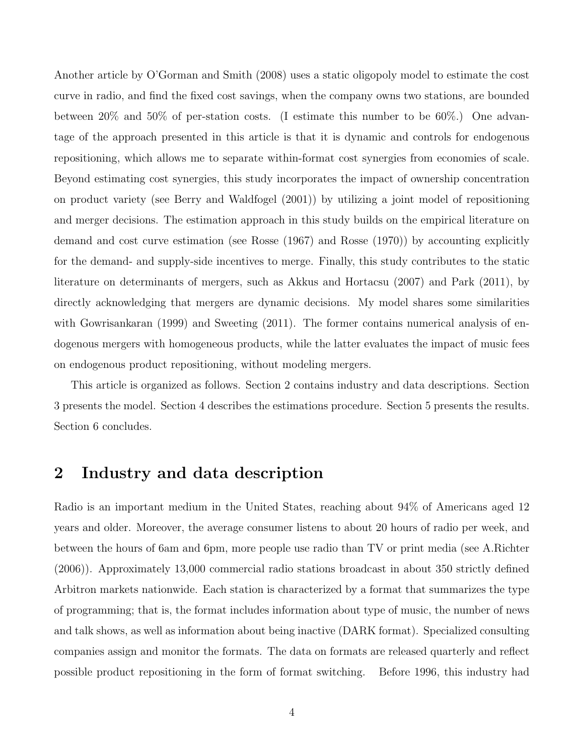Another article by O'Gorman and Smith (2008) uses a static oligopoly model to estimate the cost curve in radio, and find the fixed cost savings, when the company owns two stations, are bounded between 20% and 50% of per-station costs. (I estimate this number to be 60%.) One advantage of the approach presented in this article is that it is dynamic and controls for endogenous repositioning, which allows me to separate within-format cost synergies from economies of scale. Beyond estimating cost synergies, this study incorporates the impact of ownership concentration on product variety (see Berry and Waldfogel (2001)) by utilizing a joint model of repositioning and merger decisions. The estimation approach in this study builds on the empirical literature on demand and cost curve estimation (see Rosse (1967) and Rosse (1970)) by accounting explicitly for the demand- and supply-side incentives to merge. Finally, this study contributes to the static literature on determinants of mergers, such as Akkus and Hortacsu (2007) and Park (2011), by directly acknowledging that mergers are dynamic decisions. My model shares some similarities with Gowrisankaran (1999) and Sweeting (2011). The former contains numerical analysis of endogenous mergers with homogeneous products, while the latter evaluates the impact of music fees on endogenous product repositioning, without modeling mergers.

This article is organized as follows. Section 2 contains industry and data descriptions. Section 3 presents the model. Section 4 describes the estimations procedure. Section 5 presents the results. Section 6 concludes.

## 2 Industry and data description

Radio is an important medium in the United States, reaching about 94% of Americans aged 12 years and older. Moreover, the average consumer listens to about 20 hours of radio per week, and between the hours of 6am and 6pm, more people use radio than TV or print media (see A.Richter (2006)). Approximately 13,000 commercial radio stations broadcast in about 350 strictly defined Arbitron markets nationwide. Each station is characterized by a format that summarizes the type of programming; that is, the format includes information about type of music, the number of news and talk shows, as well as information about being inactive (DARK format). Specialized consulting companies assign and monitor the formats. The data on formats are released quarterly and reflect possible product repositioning in the form of format switching. Before 1996, this industry had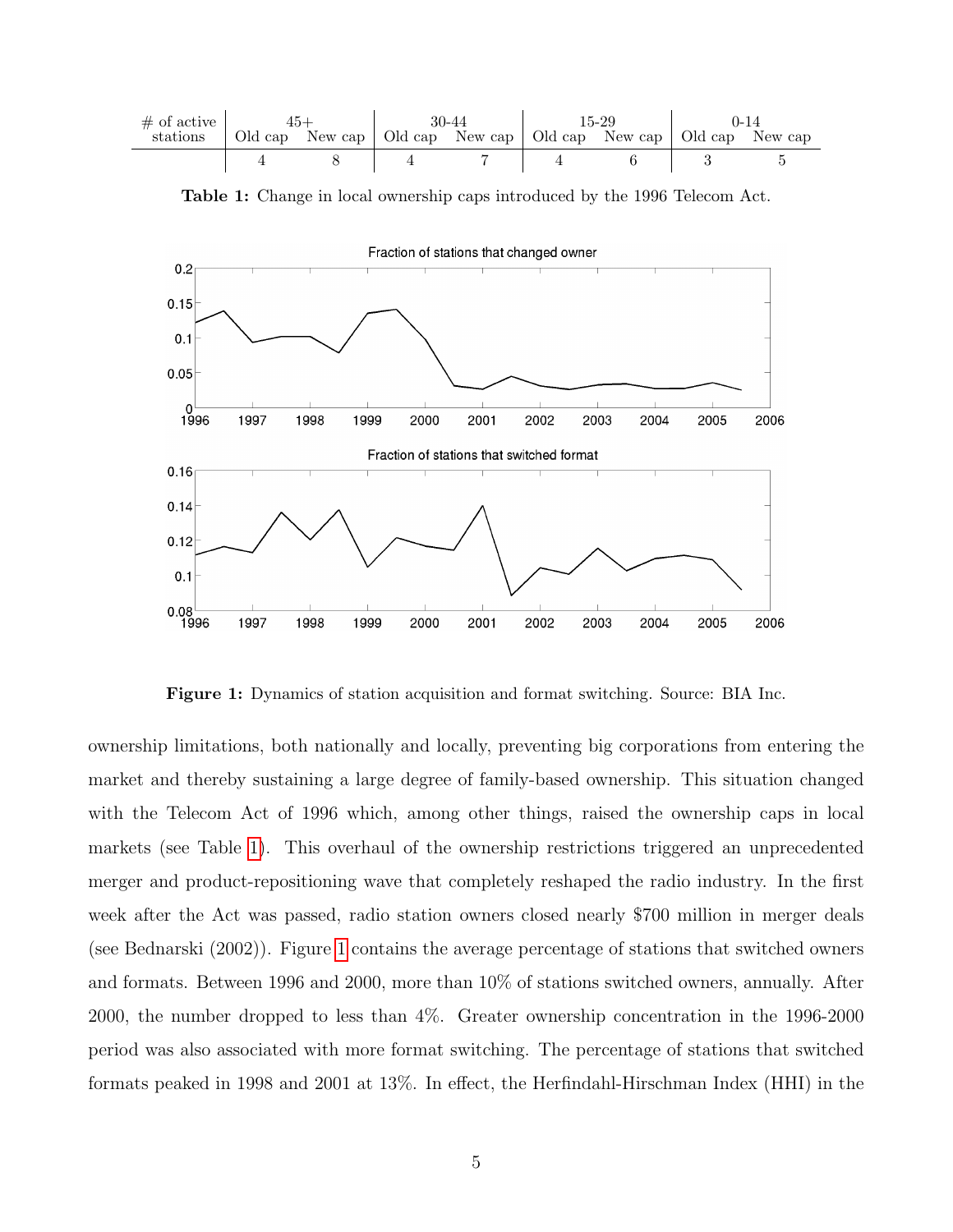| # of active stations | 45+ | | 30-44 | | 15-29 | | 0-14 | |
|---|---|---|---|---|---|---|---|---|
| | Old cap | New cap | Old cap | New cap | Old cap | New cap | Old cap | New cap |
| | 4 | 8 | 4 | 7 | 4 | 6 | 3 | 5 |

**Table 1:** Change in local ownership caps introduced by the 1996 Telecom Act.

**Figure 1:** Dynamics of station acquisition and format switching. Source: BIA Inc.

ownership limitations, both nationally and locally, preventing big corporations from entering the market and thereby sustaining a large degree of family-based ownership. This situation changed with the Telecom Act of 1996 which, among other things, raised the ownership caps in local markets (see Table 1). This overhaul of the ownership restrictions triggered an unprecedented merger and product-repositioning wave that completely reshaped the radio industry. In the first week after the Act was passed, radio station owners closed nearly $700 million in merger deals (see Bednarski (2002)). Figure 1 contains the average percentage of stations that switched owners and formats. Between 1996 and 2000, more than 10% of stations switched owners, annually. After 2000, the number dropped to less than 4%. Greater ownership concentration in the 1996-2000 period was also associated with more format switching. The percentage of stations that switched formats peaked in 1998 and 2001 at 13%. In effect, the Herfindahl-Hirschman Index (HHI) in the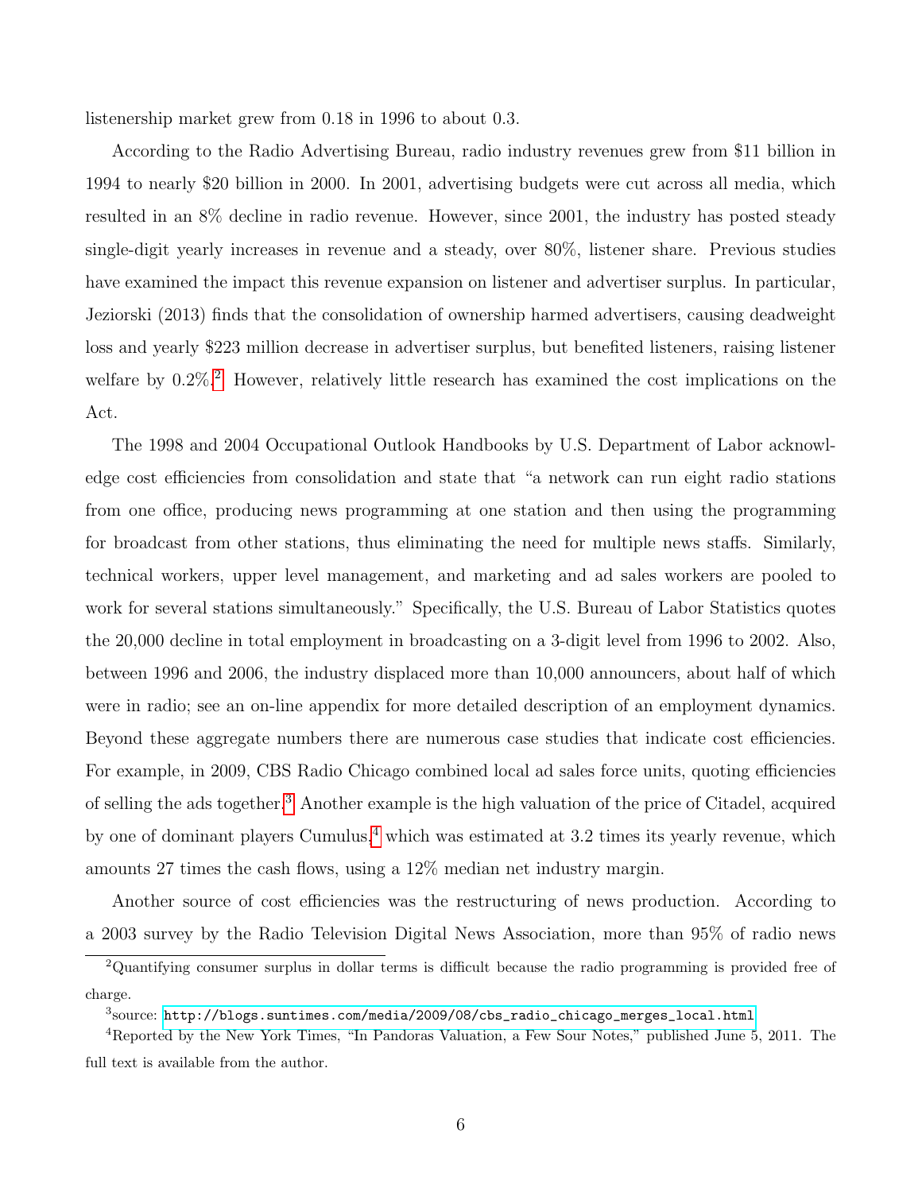listenership market grew from 0.18 in 1996 to about 0.3.

According to the Radio Advertising Bureau, radio industry revenues grew from $11 billion in 1994 to nearly $20 billion in 2000. In 2001, advertising budgets were cut across all media, which resulted in an 8% decline in radio revenue. However, since 2001, the industry has posted steady single-digit yearly increases in revenue and a steady, over 80%, listener share. Previous studies have examined the impact this revenue expansion on listener and advertiser surplus. In particular, Jeziorski (2013) finds that the consolidation of ownership harmed advertisers, causing deadweight loss and yearly $223 million decrease in advertiser surplus, but benefited listeners, raising listener welfare by 0.2%.[2] However, relatively little research has examined the cost implications on the Act.

The 1998 and 2004 Occupational Outlook Handbooks by U.S. Department of Labor acknowledge cost efficiencies from consolidation and state that "a network can run eight radio stations from one office, producing news programming at one station and then using the programming for broadcast from other stations, thus eliminating the need for multiple news staffs. Similarly, technical workers, upper level management, and marketing and ad sales workers are pooled to work for several stations simultaneously." Specifically, the U.S. Bureau of Labor Statistics quotes the 20,000 decline in total employment in broadcasting on a 3-digit level from 1996 to 2002. Also, between 1996 and 2006, the industry displaced more than 10,000 announcers, about half of which were in radio; see an on-line appendix for more detailed description of an employment dynamics. Beyond these aggregate numbers there are numerous case studies that indicate cost efficiencies. For example, in 2009, CBS Radio Chicago combined local ad sales force units, quoting efficiencies of selling the ads together.[3] Another example is the high valuation of the price of Citadel, acquired by one of dominant players Cumulus,[4] which was estimated at 3.2 times its yearly revenue, which amounts 27 times the cash flows, using a 12% median net industry margin.

Another source of cost efficiencies was the restructuring of news production. According to a 2003 survey by the Radio Television Digital News Association, more than 95% of radio news

[2] Quantifying consumer surplus in dollar terms is difficult because the radio programming is provided free of charge.

[3] source: http://blogs.suntimes.com/media/2009/08/cbs_radio_chicago_merges_local.html

[4] Reported by the New York Times, "In Pandoras Valuation, a Few Sour Notes," published June 5, 2011. The full text is available from the author.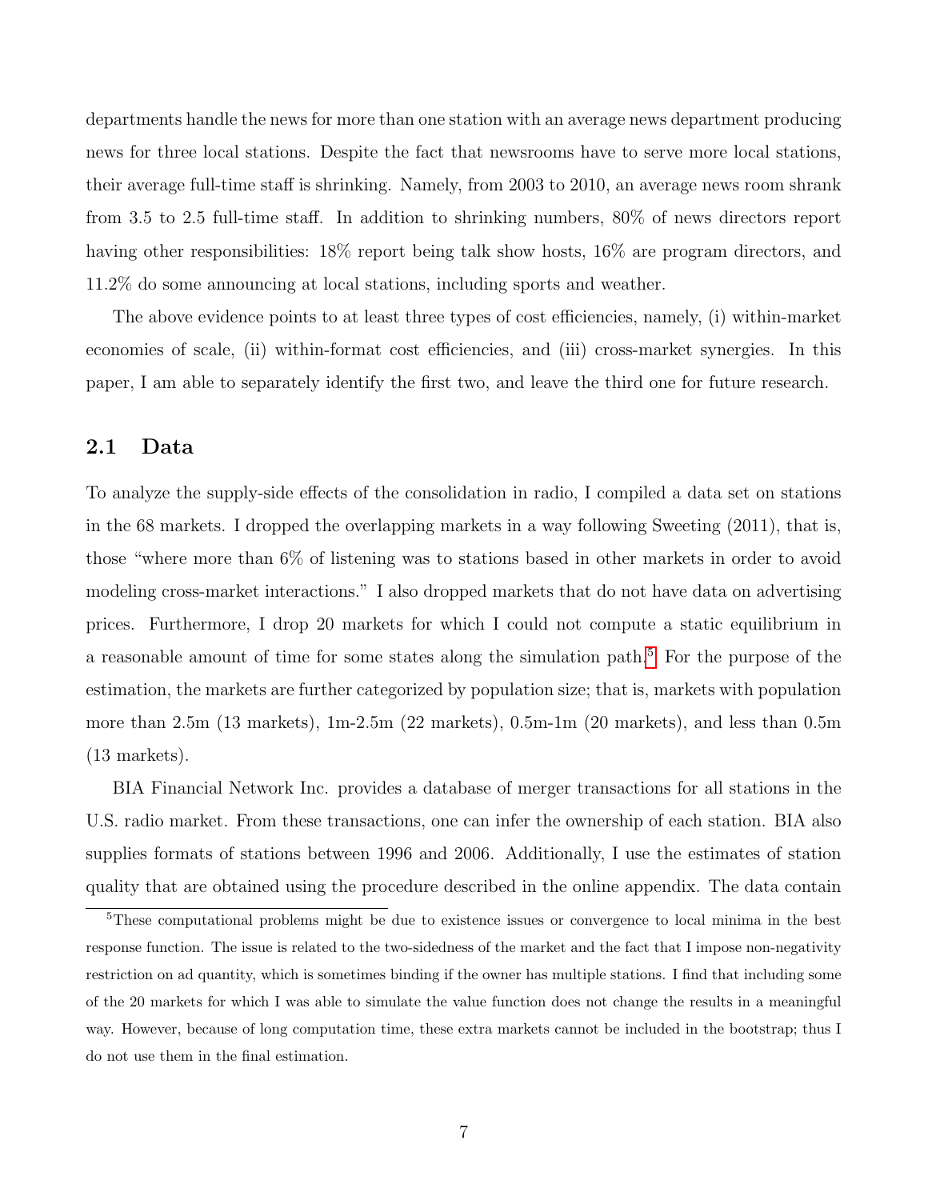departments handle the news for more than one station with an average news department producing news for three local stations. Despite the fact that newsrooms have to serve more local stations, their average full-time staff is shrinking. Namely, from 2003 to 2010, an average news room shrank from 3.5 to 2.5 full-time staff. In addition to shrinking numbers, 80% of news directors report having other responsibilities: 18% report being talk show hosts, 16% are program directors, and 11.2% do some announcing at local stations, including sports and weather.

The above evidence points to at least three types of cost efficiencies, namely, (i) within-market economies of scale, (ii) within-format cost efficiencies, and (iii) cross-market synergies. In this paper, I am able to separately identify the first two, and leave the third one for future research.

## 2.1 Data

To analyze the supply-side effects of the consolidation in radio, I compiled a data set on stations in the 68 markets. I dropped the overlapping markets in a way following Sweeting (2011), that is, those "where more than 6% of listening was to stations based in other markets in order to avoid modeling cross-market interactions." I also dropped markets that do not have data on advertising prices. Furthermore, I drop 20 markets for which I could not compute a static equilibrium in a reasonable amount of time for some states along the simulation path.[5] For the purpose of the estimation, the markets are further categorized by population size; that is, markets with population more than 2.5m (13 markets), 1m-2.5m (22 markets), 0.5m-1m (20 markets), and less than 0.5m (13 markets).

BIA Financial Network Inc. provides a database of merger transactions for all stations in the U.S. radio market. From these transactions, one can infer the ownership of each station. BIA also supplies formats of stations between 1996 and 2006. Additionally, I use the estimates of station quality that are obtained using the procedure described in the online appendix. The data contain

[5]These computational problems might be due to existence issues or convergence to local minima in the best response function. The issue is related to the two-sidedness of the market and the fact that I impose non-negativity restriction on ad quantity, which is sometimes binding if the owner has multiple stations. I find that including some of the 20 markets for which I was able to simulate the value function does not change the results in a meaningful way. However, because of long computation time, these extra markets cannot be included in the bootstrap; thus I do not use them in the final estimation.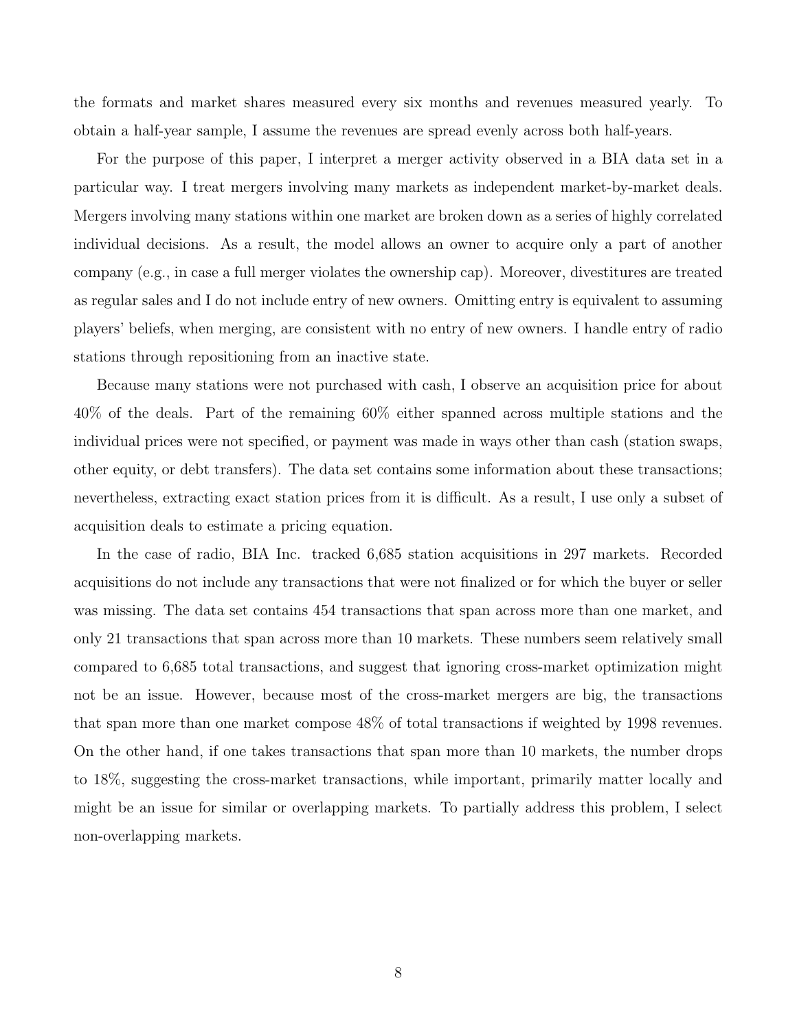the formats and market shares measured every six months and revenues measured yearly. To obtain a half-year sample, I assume the revenues are spread evenly across both half-years.

For the purpose of this paper, I interpret a merger activity observed in a BIA data set in a particular way. I treat mergers involving many markets as independent market-by-market deals. Mergers involving many stations within one market are broken down as a series of highly correlated individual decisions. As a result, the model allows an owner to acquire only a part of another company (e.g., in case a full merger violates the ownership cap). Moreover, divestitures are treated as regular sales and I do not include entry of new owners. Omitting entry is equivalent to assuming players' beliefs, when merging, are consistent with no entry of new owners. I handle entry of radio stations through repositioning from an inactive state.

Because many stations were not purchased with cash, I observe an acquisition price for about 40% of the deals. Part of the remaining 60% either spanned across multiple stations and the individual prices were not specified, or payment was made in ways other than cash (station swaps, other equity, or debt transfers). The data set contains some information about these transactions; nevertheless, extracting exact station prices from it is difficult. As a result, I use only a subset of acquisition deals to estimate a pricing equation.

In the case of radio, BIA Inc. tracked 6,685 station acquisitions in 297 markets. Recorded acquisitions do not include any transactions that were not finalized or for which the buyer or seller was missing. The data set contains 454 transactions that span across more than one market, and only 21 transactions that span across more than 10 markets. These numbers seem relatively small compared to 6,685 total transactions, and suggest that ignoring cross-market optimization might not be an issue. However, because most of the cross-market mergers are big, the transactions that span more than one market compose 48% of total transactions if weighted by 1998 revenues. On the other hand, if one takes transactions that span more than 10 markets, the number drops to 18%, suggesting the cross-market transactions, while important, primarily matter locally and might be an issue for similar or overlapping markets. To partially address this problem, I select non-overlapping markets.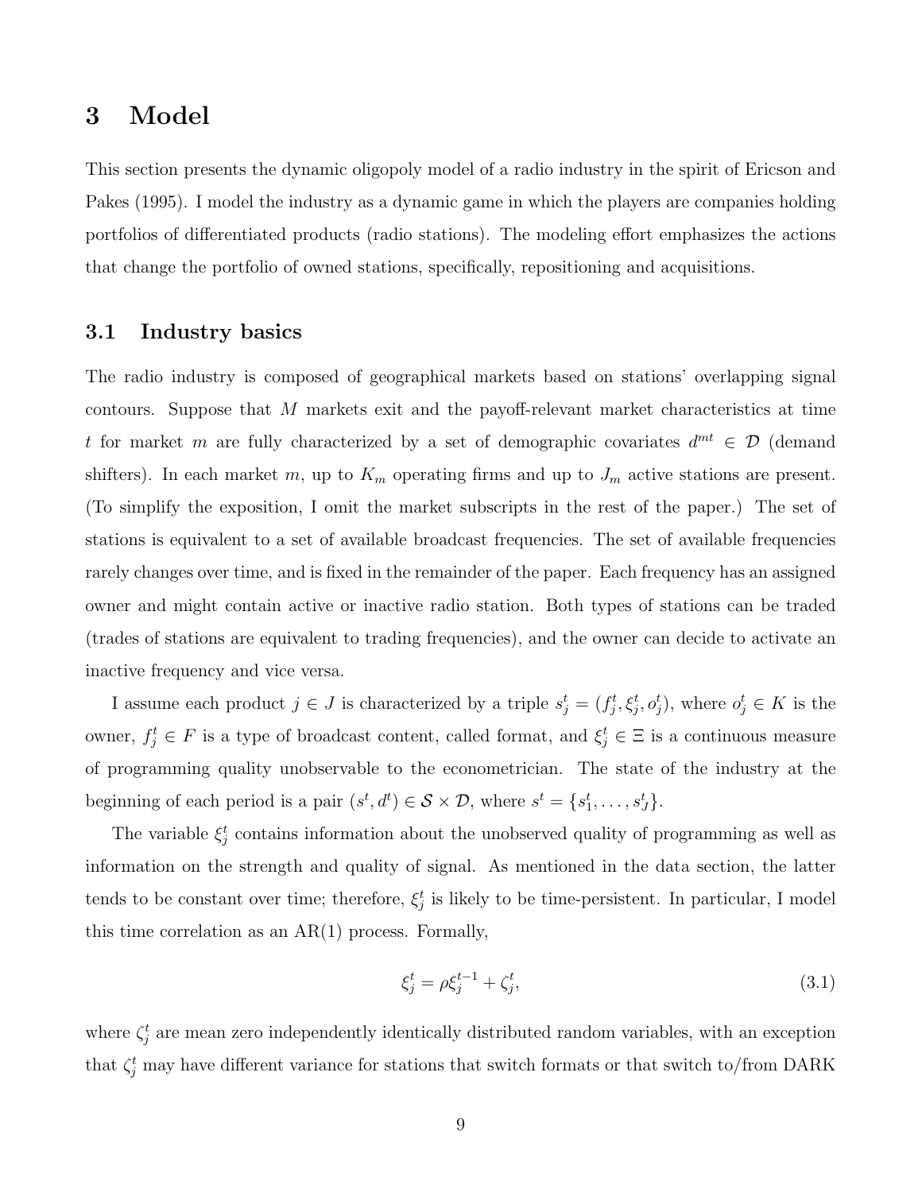# 3 Model

This section presents the dynamic oligopoly model of a radio industry in the spirit of Ericson and Pakes (1995). I model the industry as a dynamic game in which the players are companies holding portfolios of differentiated products (radio stations). The modeling effort emphasizes the actions that change the portfolio of owned stations, specifically, repositioning and acquisitions.

## 3.1 Industry basics

The radio industry is composed of geographical markets based on stations' overlapping signal contours. Suppose that $M$ markets exit and the payoff-relevant market characteristics at time $t$ for market $m$ are fully characterized by a set of demographic covariates $d^{mt} \in \mathcal{D}$ (demand shifters). In each market $m$, up to $K_m$ operating firms and up to $J_m$ active stations are present. (To simplify the exposition, I omit the market subscripts in the rest of the paper.) The set of stations is equivalent to a set of available broadcast frequencies. The set of available frequencies rarely changes over time, and is fixed in the remainder of the paper. Each frequency has an assigned owner and might contain active or inactive radio station. Both types of stations can be traded (trades of stations are equivalent to trading frequencies), and the owner can decide to activate an inactive frequency and vice versa.

I assume each product $j \in J$ is characterized by a triple $s_j^t = (f_j^t, \xi_j^t, o_j^t)$, where $o_j^t \in K$ is the owner, $f_j^t \in F$ is a type of broadcast content, called format, and $\xi_j^t \in \Xi$ is a continuous measure of programming quality unobservable to the econometrician. The state of the industry at the beginning of each period is a pair $(s^t, d^t) \in \mathcal{S} \times \mathcal{D}$, where $s^t = \{s_1^t, \ldots, s_J^t\}$.

The variable $\xi_j^t$ contains information about the unobserved quality of programming as well as information on the strength and quality of signal. As mentioned in the data section, the latter tends to be constant over time; therefore, $\xi_j^t$ is likely to be time-persistent. In particular, I model this time correlation as an AR(1) process. Formally,

$$\xi_j^t = \rho \xi_j^{t-1} + \zeta_j^t, \tag{3.1}$$

where $\zeta_j^t$ are mean zero independently identically distributed random variables, with an exception that $\zeta_j^t$ may have different variance for stations that switch formats or that switch to/from DARK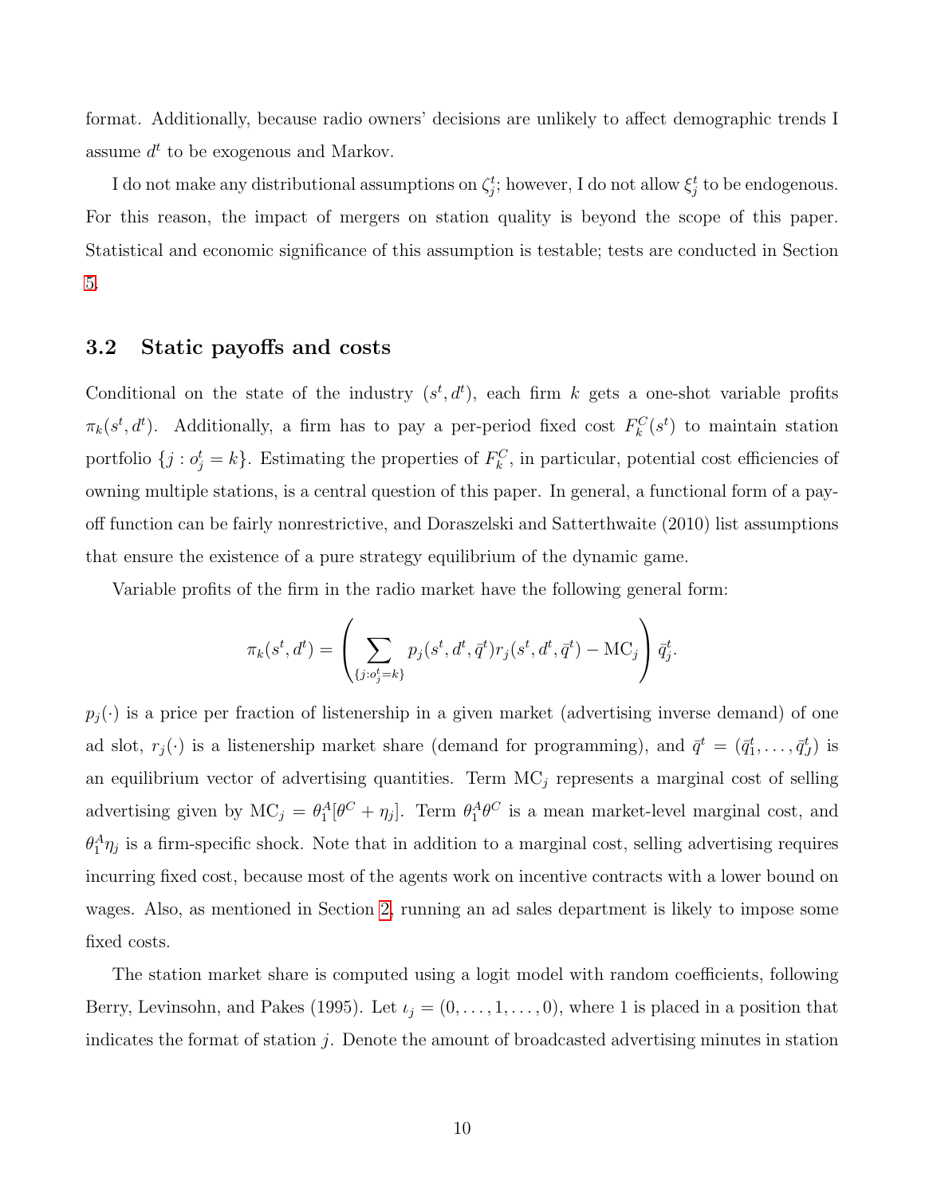format. Additionally, because radio owners' decisions are unlikely to affect demographic trends I assume $d^t$ to be exogenous and Markov.

I do not make any distributional assumptions on $\zeta_j^t$; however, I do not allow $\xi_j^t$ to be endogenous. For this reason, the impact of mergers on station quality is beyond the scope of this paper. Statistical and economic significance of this assumption is testable; tests are conducted in Section 5.

### 3.2 Static payoffs and costs

Conditional on the state of the industry $(s^t, d^t)$, each firm $k$ gets a one-shot variable profits $\pi_k(s^t, d^t)$. Additionally, a firm has to pay a per-period fixed cost $F_k^C(s^t)$ to maintain station portfolio $\{j : o_j^t = k\}$. Estimating the properties of $F_k^C$, in particular, potential cost efficiencies of owning multiple stations, is a central question of this paper. In general, a functional form of a payoff function can be fairly nonrestrictive, and Doraszelski and Satterthwaite (2010) list assumptions that ensure the existence of a pure strategy equilibrium of the dynamic game.

Variable profits of the firm in the radio market have the following general form:

$$\pi_k(s^t, d^t) = \left( \sum_{\{j : o_j^t = k\}} p_j(s^t, d^t, \bar{q}^t) r_j(s^t, d^t, \bar{q}^t) - \text{MC}_j \right) \bar{q}_j^t.$$

$p_j(\cdot)$ is a price per fraction of listenership in a given market (advertising inverse demand) of one ad slot, $r_j(\cdot)$ is a listenership market share (demand for programming), and $\bar{q}^t = (\bar{q}_1^t, \ldots, \bar{q}_J^t)$ is an equilibrium vector of advertising quantities. Term $\text{MC}_j$ represents a marginal cost of selling advertising given by $\text{MC}_j = \theta_1^A[\theta^C + \eta_j]$. Term $\theta_1^A \theta^C$ is a mean market-level marginal cost, and $\theta_1^A \eta_j$ is a firm-specific shock. Note that in addition to a marginal cost, selling advertising requires incurring fixed cost, because most of the agents work on incentive contracts with a lower bound on wages. Also, as mentioned in Section 2, running an ad sales department is likely to impose some fixed costs.

The station market share is computed using a logit model with random coefficients, following Berry, Levinsohn, and Pakes (1995). Let $\iota_j = (0, \ldots, 1, \ldots, 0)$, where 1 is placed in a position that indicates the format of station $j$. Denote the amount of broadcasted advertising minutes in station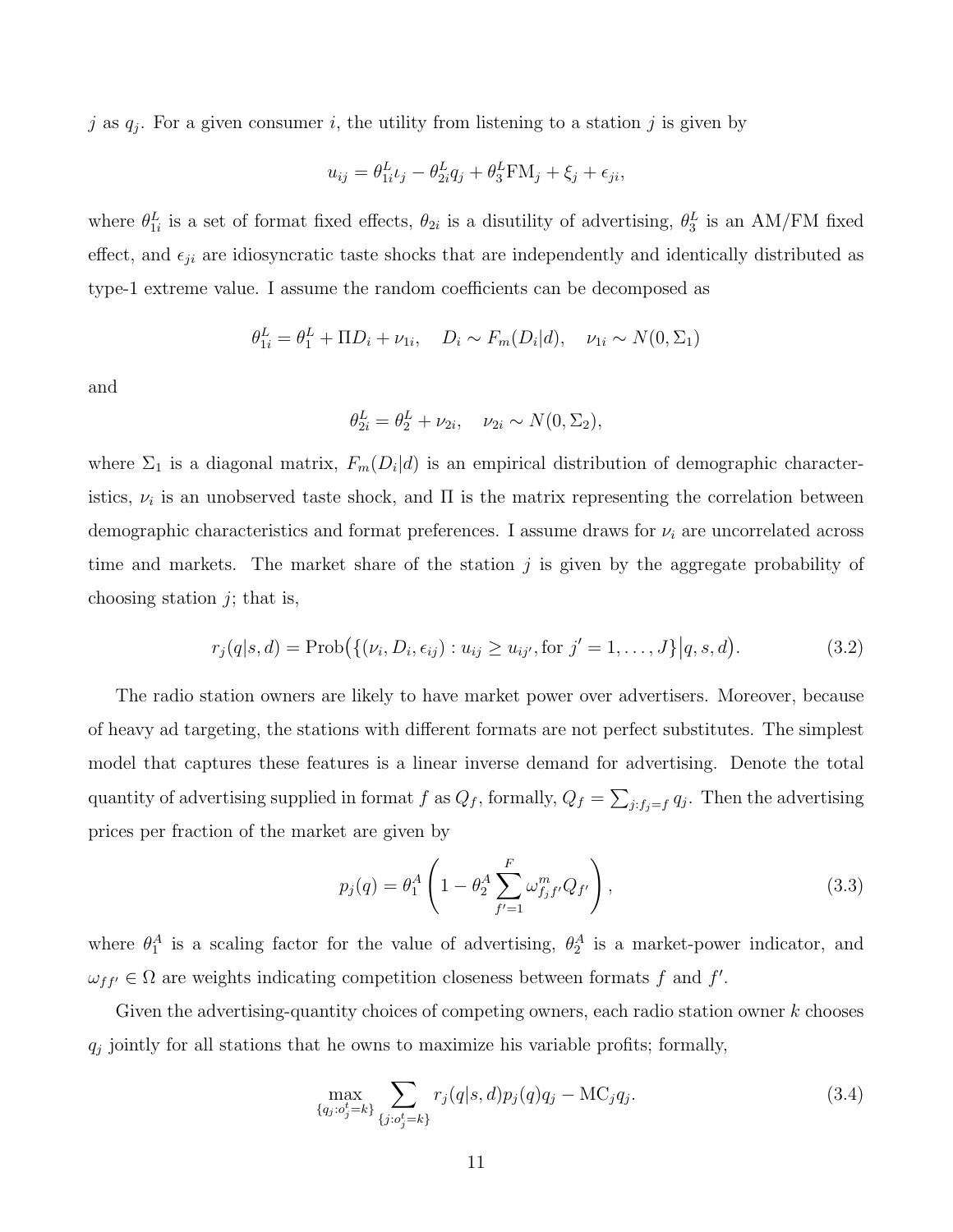$j$ as $q_j$. For a given consumer $i$, the utility from listening to a station $j$ is given by

$$u_{ij} = \theta^L_{1i}\iota_j - \theta^L_{2i}q_j + \theta^L_3 \text{FM}_j + \xi_j + \epsilon_{ji},$$

where $\theta^L_{1i}$ is a set of format fixed effects, $\theta_{2i}$ is a disutility of advertising, $\theta^L_3$ is an AM/FM fixed effect, and $\epsilon_{ji}$ are idiosyncratic taste shocks that are independently and identically distributed as type-1 extreme value. I assume the random coefficients can be decomposed as

$$\theta^L_{1i} = \theta^L_1 + \Pi D_i + \nu_{1i}, \quad D_i \sim F_m(D_i|d), \quad \nu_{1i} \sim N(0, \Sigma_1)$$

and

$$\theta^L_{2i} = \theta^L_2 + \nu_{2i}, \quad \nu_{2i} \sim N(0, \Sigma_2),$$

where $\Sigma_1$ is a diagonal matrix, $F_m(D_i|d)$ is an empirical distribution of demographic characteristics, $\nu_i$ is an unobserved taste shock, and $\Pi$ is the matrix representing the correlation between demographic characteristics and format preferences. I assume draws for $\nu_i$ are uncorrelated across time and markets. The market share of the station $j$ is given by the aggregate probability of choosing station $j$; that is,

$$r_j(q|s,d) = \text{Prob}\big(\{(\nu_i, D_i, \epsilon_{ij}) : u_{ij} \geq u_{ij'}, \text{for } j' = 1, \dots, J\}\big|q, s, d\big). \tag{3.2}$$

The radio station owners are likely to have market power over advertisers. Moreover, because of heavy ad targeting, the stations with different formats are not perfect substitutes. The simplest model that captures these features is a linear inverse demand for advertising. Denote the total quantity of advertising supplied in format $f$ as $Q_f$, formally, $Q_f = \sum_{j:f_j=f} q_j$. Then the advertising prices per fraction of the market are given by

$$p_j(q) = \theta^A_1 \left(1 - \theta^A_2 \sum_{f'=1}^{F} \omega^m_{f_j f'} Q_{f'}\right), \tag{3.3}$$

where $\theta^A_1$ is a scaling factor for the value of advertising, $\theta^A_2$ is a market-power indicator, and $\omega_{ff'} \in \Omega$ are weights indicating competition closeness between formats $f$ and $f'$.

Given the advertising-quantity choices of competing owners, each radio station owner $k$ chooses $q_j$ jointly for all stations that he owns to maximize his variable profits; formally,

$$\max_{\{q_j : o^t_j = k\}} \sum_{\{j : o^t_j = k\}} r_j(q|s,d) p_j(q) q_j - \text{MC}_j q_j. \tag{3.4}$$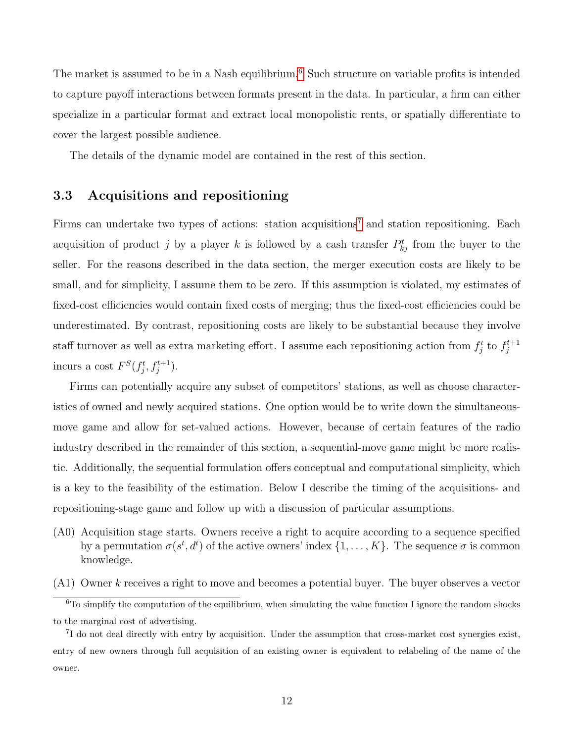The market is assumed to be in a Nash equilibrium.[6] Such structure on variable profits is intended to capture payoff interactions between formats present in the data. In particular, a firm can either specialize in a particular format and extract local monopolistic rents, or spatially differentiate to cover the largest possible audience.

The details of the dynamic model are contained in the rest of this section.

### 3.3 Acquisitions and repositioning

Firms can undertake two types of actions: station acquisitions[7] and station repositioning. Each acquisition of product $j$ by a player $k$ is followed by a cash transfer $P_{kj}^t$ from the buyer to the seller. For the reasons described in the data section, the merger execution costs are likely to be small, and for simplicity, I assume them to be zero. If this assumption is violated, my estimates of fixed-cost efficiencies would contain fixed costs of merging; thus the fixed-cost efficiencies could be underestimated. By contrast, repositioning costs are likely to be substantial because they involve staff turnover as well as extra marketing effort. I assume each repositioning action from $f_j^t$ to $f_j^{t+1}$ incurs a cost $F^S(f_j^t, f_j^{t+1})$.

Firms can potentially acquire any subset of competitors' stations, as well as choose characteristics of owned and newly acquired stations. One option would be to write down the simultaneous-move game and allow for set-valued actions. However, because of certain features of the radio industry described in the remainder of this section, a sequential-move game might be more realistic. Additionally, the sequential formulation offers conceptual and computational simplicity, which is a key to the feasibility of the estimation. Below I describe the timing of the acquisitions- and repositioning-stage game and follow up with a discussion of particular assumptions.

- (A0) Acquisition stage starts. Owners receive a right to acquire according to a sequence specified by a permutation $\sigma(s^t, d^t)$ of the active owners' index $\{1, \ldots, K\}$. The sequence $\sigma$ is common knowledge.
- (A1) Owner $k$ receives a right to move and becomes a potential buyer. The buyer observes a vector

[6] To simplify the computation of the equilibrium, when simulating the value function I ignore the random shocks to the marginal cost of advertising.

[7] I do not deal directly with entry by acquisition. Under the assumption that cross-market cost synergies exist, entry of new owners through full acquisition of an existing owner is equivalent to relabeling of the name of the owner.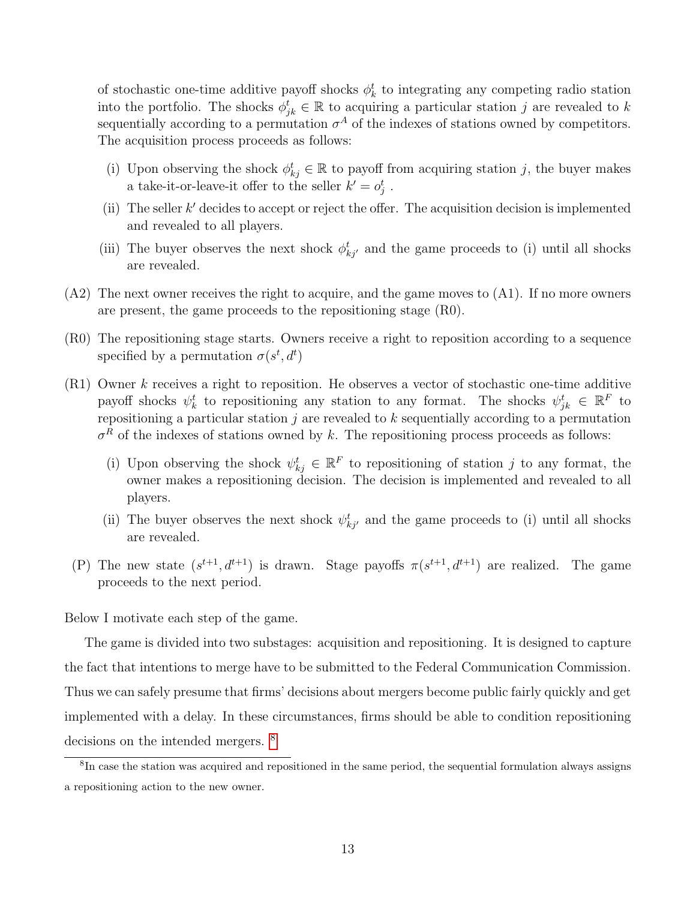of stochastic one-time additive payoff shocks $\phi_k^t$ to integrating any competing radio station into the portfolio. The shocks $\phi_{jk}^t \in \mathbb{R}$ to acquiring a particular station $j$ are revealed to $k$ sequentially according to a permutation $\sigma^A$ of the indexes of stations owned by competitors. The acquisition process proceeds as follows:

(i) Upon observing the shock $\phi_{kj}^t \in \mathbb{R}$ to payoff from acquiring station $j$, the buyer makes a take-it-or-leave-it offer to the seller $k' = o_j^t$ .

(ii) The seller $k'$ decides to accept or reject the offer. The acquisition decision is implemented and revealed to all players.

(iii) The buyer observes the next shock $\phi_{kj'}^t$ and the game proceeds to (i) until all shocks are revealed.

(A2) The next owner receives the right to acquire, and the game moves to (A1). If no more owners are present, the game proceeds to the repositioning stage (R0).

(R0) The repositioning stage starts. Owners receive a right to reposition according to a sequence specified by a permutation $\sigma(s^t, d^t)$

(R1) Owner $k$ receives a right to reposition. He observes a vector of stochastic one-time additive payoff shocks $\psi_k^t$ to repositioning any station to any format. The shocks $\psi_{jk}^t \in \mathbb{R}^F$ to repositioning a particular station $j$ are revealed to $k$ sequentially according to a permutation $\sigma^R$ of the indexes of stations owned by $k$. The repositioning process proceeds as follows:

(i) Upon observing the shock $\psi_{kj}^t \in \mathbb{R}^F$ to repositioning of station $j$ to any format, the owner makes a repositioning decision. The decision is implemented and revealed to all players.

(ii) The buyer observes the next shock $\psi_{kj'}^t$ and the game proceeds to (i) until all shocks are revealed.

(P) The new state $(s^{t+1}, d^{t+1})$ is drawn. Stage payoffs $\pi(s^{t+1}, d^{t+1})$ are realized. The game proceeds to the next period.

Below I motivate each step of the game.

The game is divided into two substages: acquisition and repositioning. It is designed to capture the fact that intentions to merge have to be submitted to the Federal Communication Commission. Thus we can safely presume that firms' decisions about mergers become public fairly quickly and get implemented with a delay. In these circumstances, firms should be able to condition repositioning decisions on the intended mergers. [8]

[8] In case the station was acquired and repositioned in the same period, the sequential formulation always assigns a repositioning action to the new owner.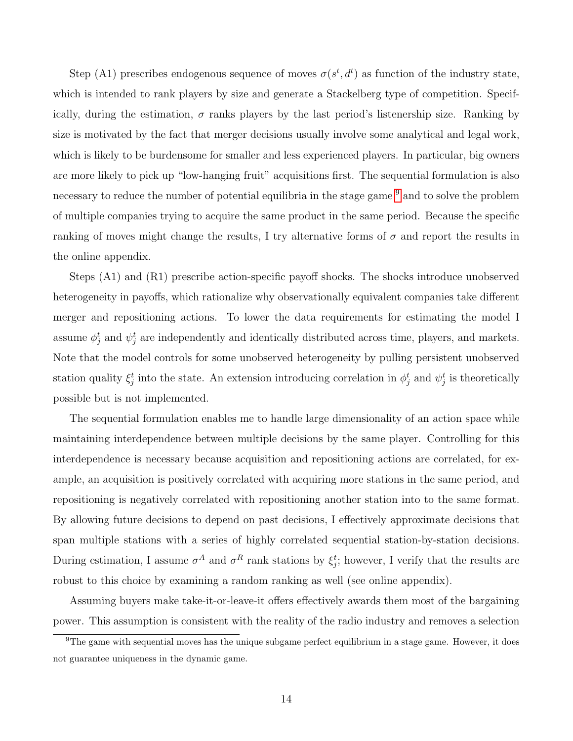Step (A1) prescribes endogenous sequence of moves $\sigma(s^t, d^t)$ as function of the industry state, which is intended to rank players by size and generate a Stackelberg type of competition. Specifically, during the estimation, $\sigma$ ranks players by the last period's listenership size. Ranking by size is motivated by the fact that merger decisions usually involve some analytical and legal work, which is likely to be burdensome for smaller and less experienced players. In particular, big owners are more likely to pick up "low-hanging fruit" acquisitions first. The sequential formulation is also necessary to reduce the number of potential equilibria in the stage game [9] and to solve the problem of multiple companies trying to acquire the same product in the same period. Because the specific ranking of moves might change the results, I try alternative forms of $\sigma$ and report the results in the online appendix.

Steps (A1) and (R1) prescribe action-specific payoff shocks. The shocks introduce unobserved heterogeneity in payoffs, which rationalize why observationally equivalent companies take different merger and repositioning actions. To lower the data requirements for estimating the model I assume $\phi_j^t$ and $\psi_j^t$ are independently and identically distributed across time, players, and markets. Note that the model controls for some unobserved heterogeneity by pulling persistent unobserved station quality $\xi_j^t$ into the state. An extension introducing correlation in $\phi_j^t$ and $\psi_j^t$ is theoretically possible but is not implemented.

The sequential formulation enables me to handle large dimensionality of an action space while maintaining interdependence between multiple decisions by the same player. Controlling for this interdependence is necessary because acquisition and repositioning actions are correlated, for example, an acquisition is positively correlated with acquiring more stations in the same period, and repositioning is negatively correlated with repositioning another station into to the same format. By allowing future decisions to depend on past decisions, I effectively approximate decisions that span multiple stations with a series of highly correlated sequential station-by-station decisions. During estimation, I assume $\sigma^A$ and $\sigma^R$ rank stations by $\xi_j^t$; however, I verify that the results are robust to this choice by examining a random ranking as well (see online appendix).

Assuming buyers make take-it-or-leave-it offers effectively awards them most of the bargaining power. This assumption is consistent with the reality of the radio industry and removes a selection

[9] The game with sequential moves has the unique subgame perfect equilibrium in a stage game. However, it does not guarantee uniqueness in the dynamic game.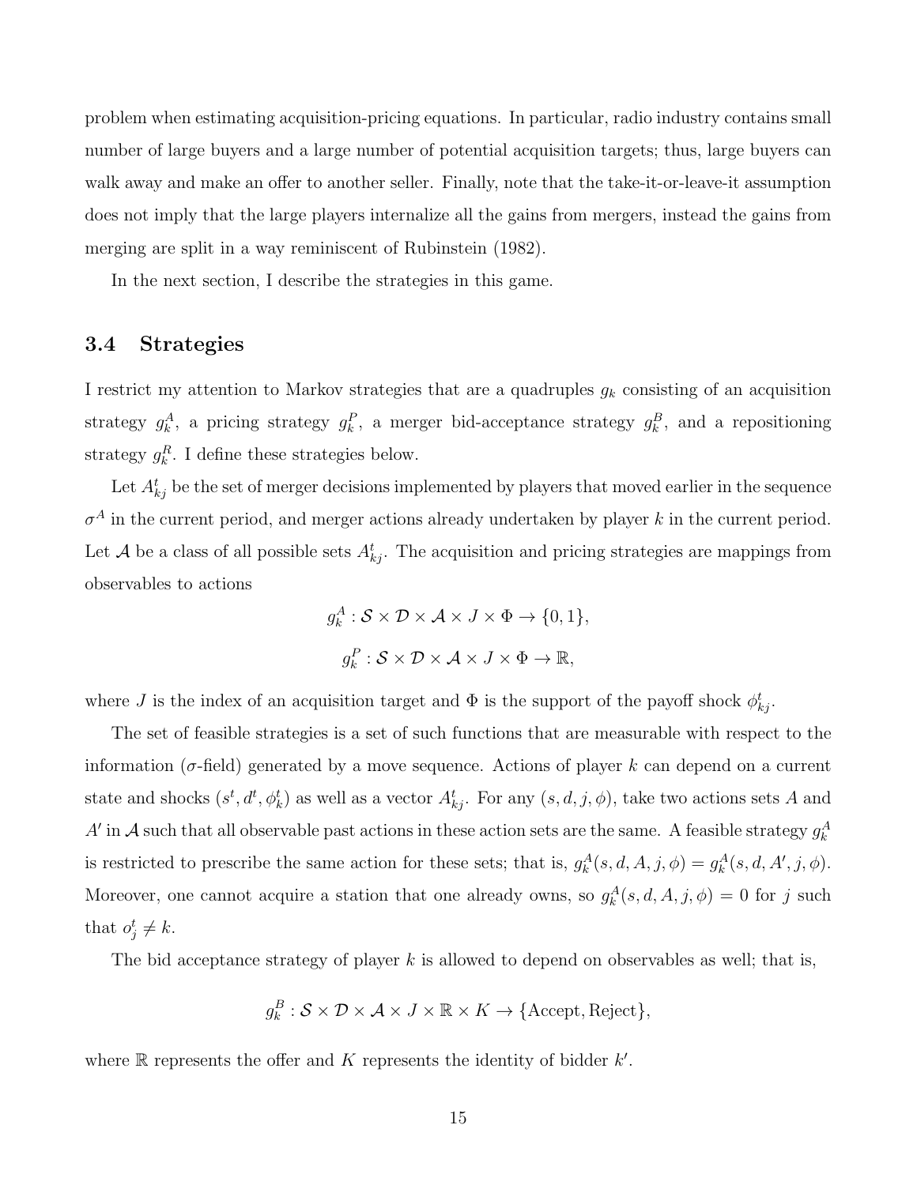problem when estimating acquisition-pricing equations. In particular, radio industry contains small number of large buyers and a large number of potential acquisition targets; thus, large buyers can walk away and make an offer to another seller. Finally, note that the take-it-or-leave-it assumption does not imply that the large players internalize all the gains from mergers, instead the gains from merging are split in a way reminiscent of Rubinstein (1982).

In the next section, I describe the strategies in this game.

### 3.4 Strategies

I restrict my attention to Markov strategies that are a quadruples $g_k$ consisting of an acquisition strategy $g_k^A$, a pricing strategy $g_k^P$, a merger bid-acceptance strategy $g_k^B$, and a repositioning strategy $g_k^R$. I define these strategies below.

Let $A_{kj}^t$ be the set of merger decisions implemented by players that moved earlier in the sequence $\sigma^A$ in the current period, and merger actions already undertaken by player $k$ in the current period. Let $\mathcal{A}$ be a class of all possible sets $A_{kj}^t$. The acquisition and pricing strategies are mappings from observables to actions

$$g_k^A : \mathcal{S} \times \mathcal{D} \times \mathcal{A} \times J \times \Phi \to \{0, 1\},$$

$$g_k^P : \mathcal{S} \times \mathcal{D} \times \mathcal{A} \times J \times \Phi \to \mathbb{R},$$

where $J$ is the index of an acquisition target and $\Phi$ is the support of the payoff shock $\phi_{kj}^t$.

The set of feasible strategies is a set of such functions that are measurable with respect to the information ($\sigma$-field) generated by a move sequence. Actions of player $k$ can depend on a current state and shocks $(s^t, d^t, \phi_k^t)$ as well as a vector $A_{kj}^t$. For any $(s, d, j, \phi)$, take two actions sets $A$ and $A'$ in $\mathcal{A}$ such that all observable past actions in these action sets are the same. A feasible strategy $g_k^A$ is restricted to prescribe the same action for these sets; that is, $g_k^A(s, d, A, j, \phi) = g_k^A(s, d, A', j, \phi)$. Moreover, one cannot acquire a station that one already owns, so $g_k^A(s, d, A, j, \phi) = 0$ for $j$ such that $o_j^t \neq k$.

The bid acceptance strategy of player $k$ is allowed to depend on observables as well; that is,

$$g_k^B : \mathcal{S} \times \mathcal{D} \times \mathcal{A} \times J \times \mathbb{R} \times K \to \{\text{Accept}, \text{Reject}\},$$

where $\mathbb{R}$ represents the offer and $K$ represents the identity of bidder $k'$.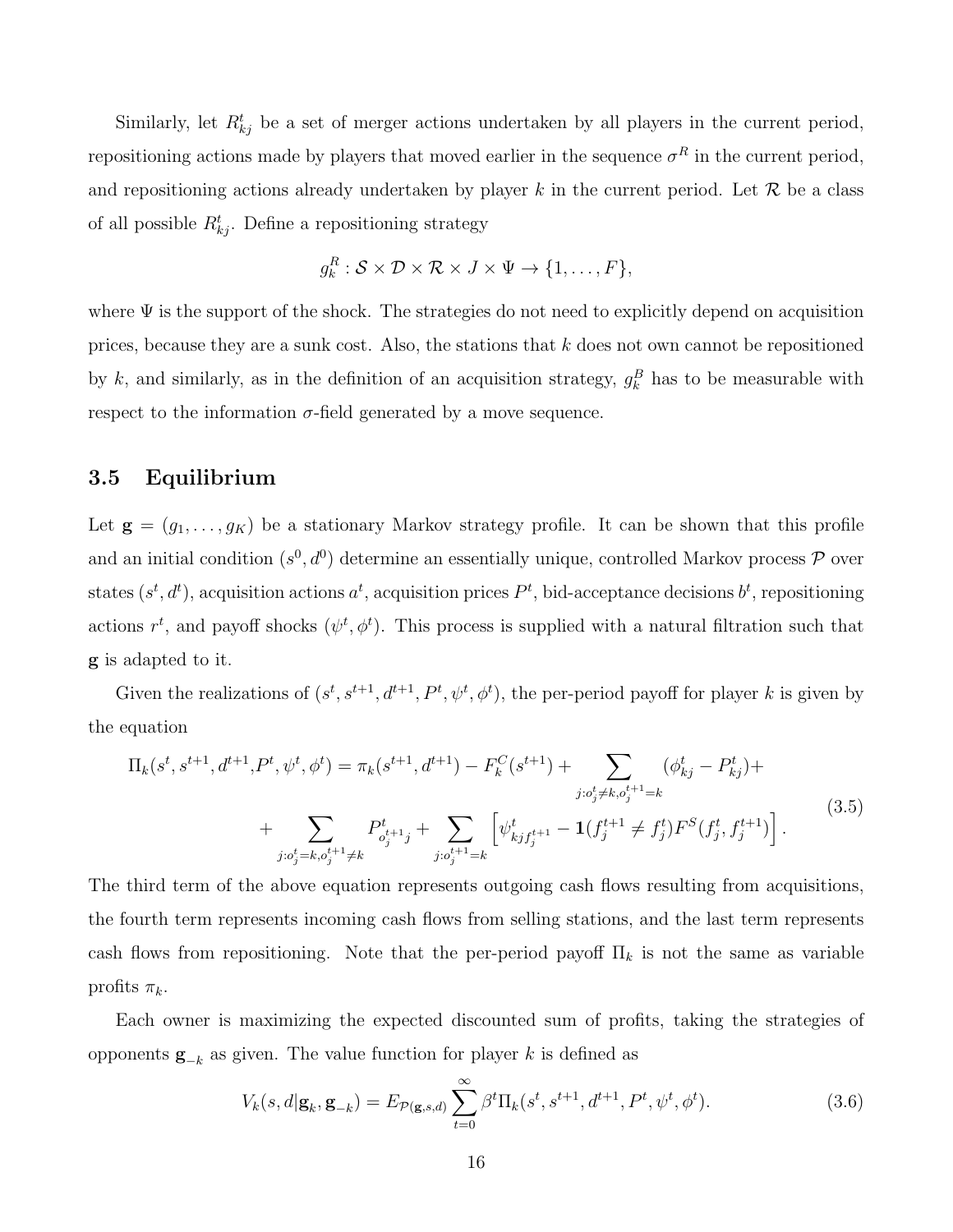Similarly, let $R^t_{kj}$ be a set of merger actions undertaken by all players in the current period, repositioning actions made by players that moved earlier in the sequence $\sigma^R$ in the current period, and repositioning actions already undertaken by player $k$ in the current period. Let $\mathcal{R}$ be a class of all possible $R^t_{kj}$. Define a repositioning strategy

$$g^R_k : \mathcal{S} \times \mathcal{D} \times \mathcal{R} \times J \times \Psi \to \{1, \ldots, F\},$$

where $\Psi$ is the support of the shock. The strategies do not need to explicitly depend on acquisition prices, because they are a sunk cost. Also, the stations that $k$ does not own cannot be repositioned by $k$, and similarly, as in the definition of an acquisition strategy, $g^B_k$ has to be measurable with respect to the information $\sigma$-field generated by a move sequence.

### 3.5 Equilibrium

Let $\mathbf{g} = (g_1, \ldots, g_K)$ be a stationary Markov strategy profile. It can be shown that this profile and an initial condition $(s^0, d^0)$ determine an essentially unique, controlled Markov process $\mathcal{P}$ over states $(s^t, d^t)$, acquisition actions $a^t$, acquisition prices $P^t$, bid-acceptance decisions $b^t$, repositioning actions $r^t$, and payoff shocks $(\psi^t, \phi^t)$. This process is supplied with a natural filtration such that $\mathbf{g}$ is adapted to it.

Given the realizations of $(s^t, s^{t+1}, d^{t+1}, P^t, \psi^t, \phi^t)$, the per-period payoff for player $k$ is given by the equation

$$\begin{aligned}\Pi_k(s^t, s^{t+1}, d^{t+1}, P^t, \psi^t, \phi^t) &= \pi_k(s^{t+1}, d^{t+1}) - F^C_k(s^{t+1}) + \sum_{j: o^t_j \neq k, o^{t+1}_j = k} (\phi^t_{kj} - P^t_{kj}) + \\ &+ \sum_{j: o^t_j = k, o^{t+1}_j \neq k} P^t_{o^{t+1}_j j} + \sum_{j: o^{t+1}_j = k} \left[ \psi^t_{kjf^{t+1}_j} - \mathbf{1}(f^{t+1}_j \neq f^t_j) F^S(f^t_j, f^{t+1}_j) \right].\end{aligned} \tag{3.5}$$

The third term of the above equation represents outgoing cash flows resulting from acquisitions, the fourth term represents incoming cash flows from selling stations, and the last term represents cash flows from repositioning. Note that the per-period payoff $\Pi_k$ is not the same as variable profits $\pi_k$.

Each owner is maximizing the expected discounted sum of profits, taking the strategies of opponents $\mathbf{g}_{-k}$ as given. The value function for player $k$ is defined as

$$V_k(s, d | \mathbf{g}_k, \mathbf{g}_{-k}) = E_{\mathcal{P}(\mathbf{g}, s, d)} \sum_{t=0}^{\infty} \beta^t \Pi_k(s^t, s^{t+1}, d^{t+1}, P^t, \psi^t, \phi^t). \tag{3.6}$$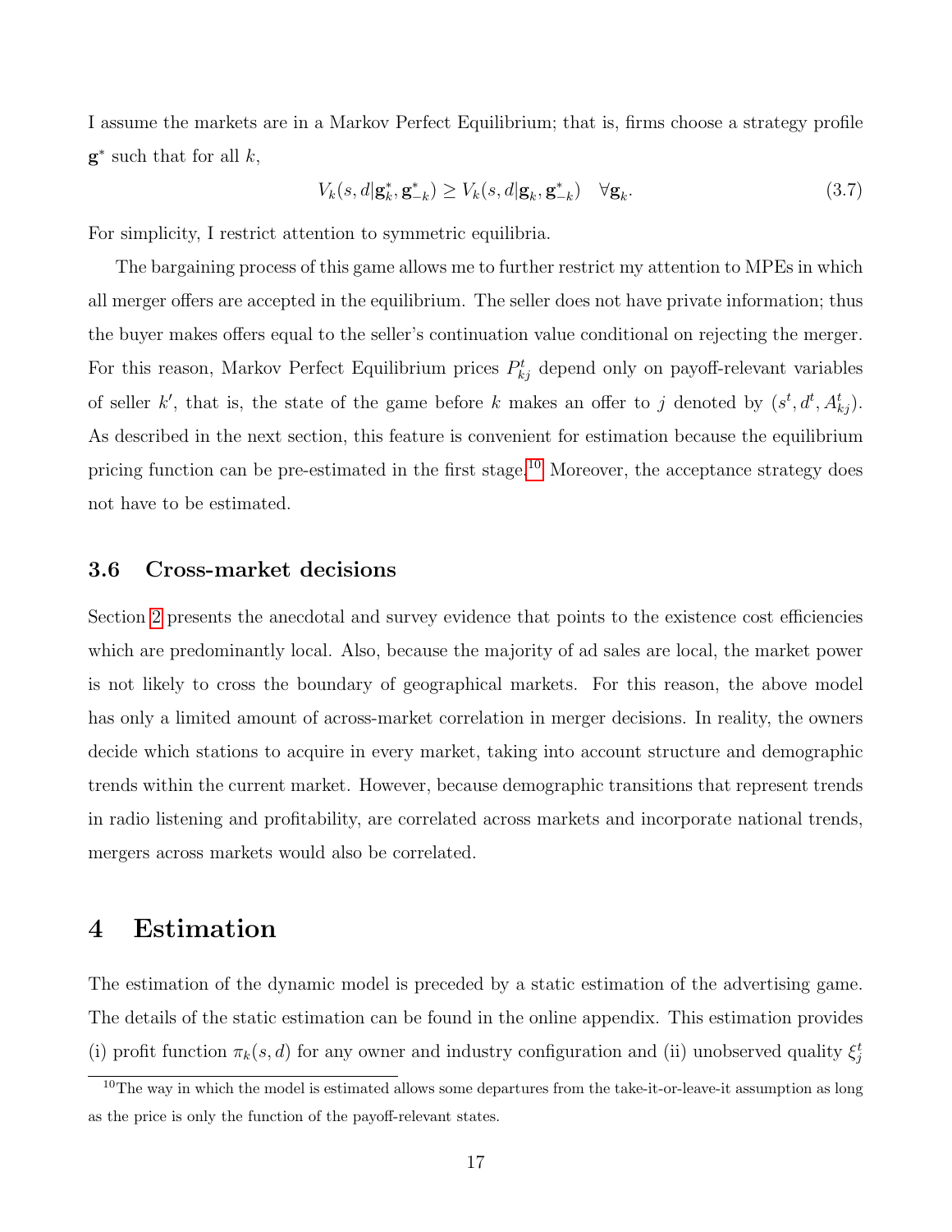I assume the markets are in a Markov Perfect Equilibrium; that is, firms choose a strategy profile $\mathbf{g}^*$ such that for all $k$,

$$V_k(s, d|\mathbf{g}_k^*, \mathbf{g}_{-k}^*) \geq V_k(s, d|\mathbf{g}_k, \mathbf{g}_{-k}^*) \quad \forall \mathbf{g}_k. \tag{3.7}$$

For simplicity, I restrict attention to symmetric equilibria.

The bargaining process of this game allows me to further restrict my attention to MPEs in which all merger offers are accepted in the equilibrium. The seller does not have private information; thus the buyer makes offers equal to the seller's continuation value conditional on rejecting the merger. For this reason, Markov Perfect Equilibrium prices $P_{kj}^t$ depend only on payoff-relevant variables of seller $k'$, that is, the state of the game before $k$ makes an offer to $j$ denoted by $(s^t, d^t, A_{kj}^t)$. As described in the next section, this feature is convenient for estimation because the equilibrium pricing function can be pre-estimated in the first stage.[10] Moreover, the acceptance strategy does not have to be estimated.

### 3.6 Cross-market decisions

Section 2 presents the anecdotal and survey evidence that points to the existence cost efficiencies which are predominantly local. Also, because the majority of ad sales are local, the market power is not likely to cross the boundary of geographical markets. For this reason, the above model has only a limited amount of across-market correlation in merger decisions. In reality, the owners decide which stations to acquire in every market, taking into account structure and demographic trends within the current market. However, because demographic transitions that represent trends in radio listening and profitability, are correlated across markets and incorporate national trends, mergers across markets would also be correlated.

## 4 Estimation

The estimation of the dynamic model is preceded by a static estimation of the advertising game. The details of the static estimation can be found in the online appendix. This estimation provides (i) profit function $\pi_k(s, d)$ for any owner and industry configuration and (ii) unobserved quality $\xi_j^t$

[10] The way in which the model is estimated allows some departures from the take-it-or-leave-it assumption as long as the price is only the function of the payoff-relevant states.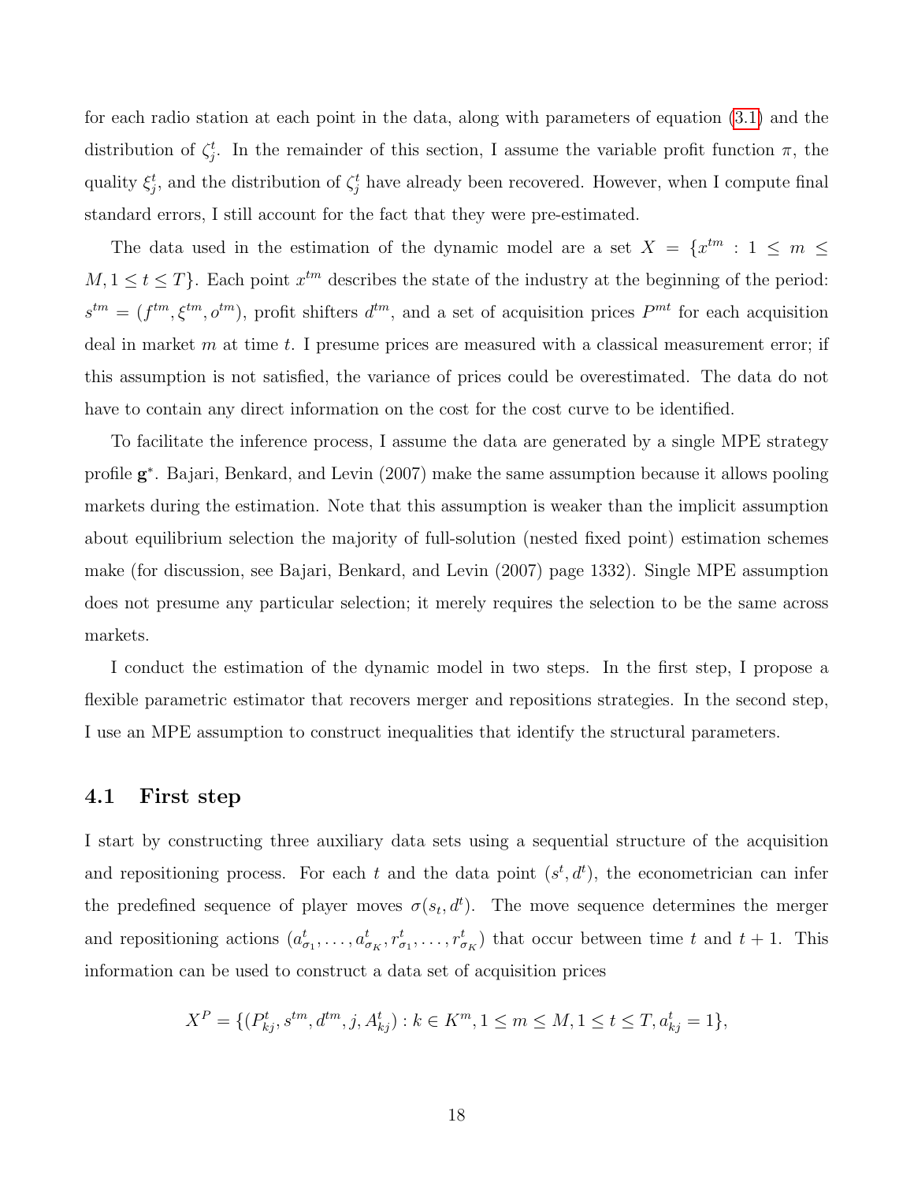for each radio station at each point in the data, along with parameters of equation (3.1) and the distribution of $\zeta_j^t$. In the remainder of this section, I assume the variable profit function $\pi$, the quality $\xi_j^t$, and the distribution of $\zeta_j^t$ have already been recovered. However, when I compute final standard errors, I still account for the fact that they were pre-estimated.

The data used in the estimation of the dynamic model are a set $X = \{x^{tm} : 1 \leq m \leq M, 1 \leq t \leq T\}$. Each point $x^{tm}$ describes the state of the industry at the beginning of the period: $s^{tm} = (f^{tm}, \xi^{tm}, o^{tm})$, profit shifters $d^{tm}$, and a set of acquisition prices $P^{mt}$ for each acquisition deal in market $m$ at time $t$. I presume prices are measured with a classical measurement error; if this assumption is not satisfied, the variance of prices could be overestimated. The data do not have to contain any direct information on the cost for the cost curve to be identified.

To facilitate the inference process, I assume the data are generated by a single MPE strategy profile $\mathbf{g}^*$. Bajari, Benkard, and Levin (2007) make the same assumption because it allows pooling markets during the estimation. Note that this assumption is weaker than the implicit assumption about equilibrium selection the majority of full-solution (nested fixed point) estimation schemes make (for discussion, see Bajari, Benkard, and Levin (2007) page 1332). Single MPE assumption does not presume any particular selection; it merely requires the selection to be the same across markets.

I conduct the estimation of the dynamic model in two steps. In the first step, I propose a flexible parametric estimator that recovers merger and repositions strategies. In the second step, I use an MPE assumption to construct inequalities that identify the structural parameters.

### 4.1 First step

I start by constructing three auxiliary data sets using a sequential structure of the acquisition and repositioning process. For each $t$ and the data point $(s^t, d^t)$, the econometrician can infer the predefined sequence of player moves $\sigma(s_t, d^t)$. The move sequence determines the merger and repositioning actions $(a_{\sigma_1}^t, \ldots, a_{\sigma_K}^t, r_{\sigma_1}^t, \ldots, r_{\sigma_K}^t)$ that occur between time $t$ and $t+1$. This information can be used to construct a data set of acquisition prices

$$X^P = \{(P_{kj}^t, s^{tm}, d^{tm}, j, A_{kj}^t) : k \in K^m, 1 \leq m \leq M, 1 \leq t \leq T, a_{kj}^t = 1\},$$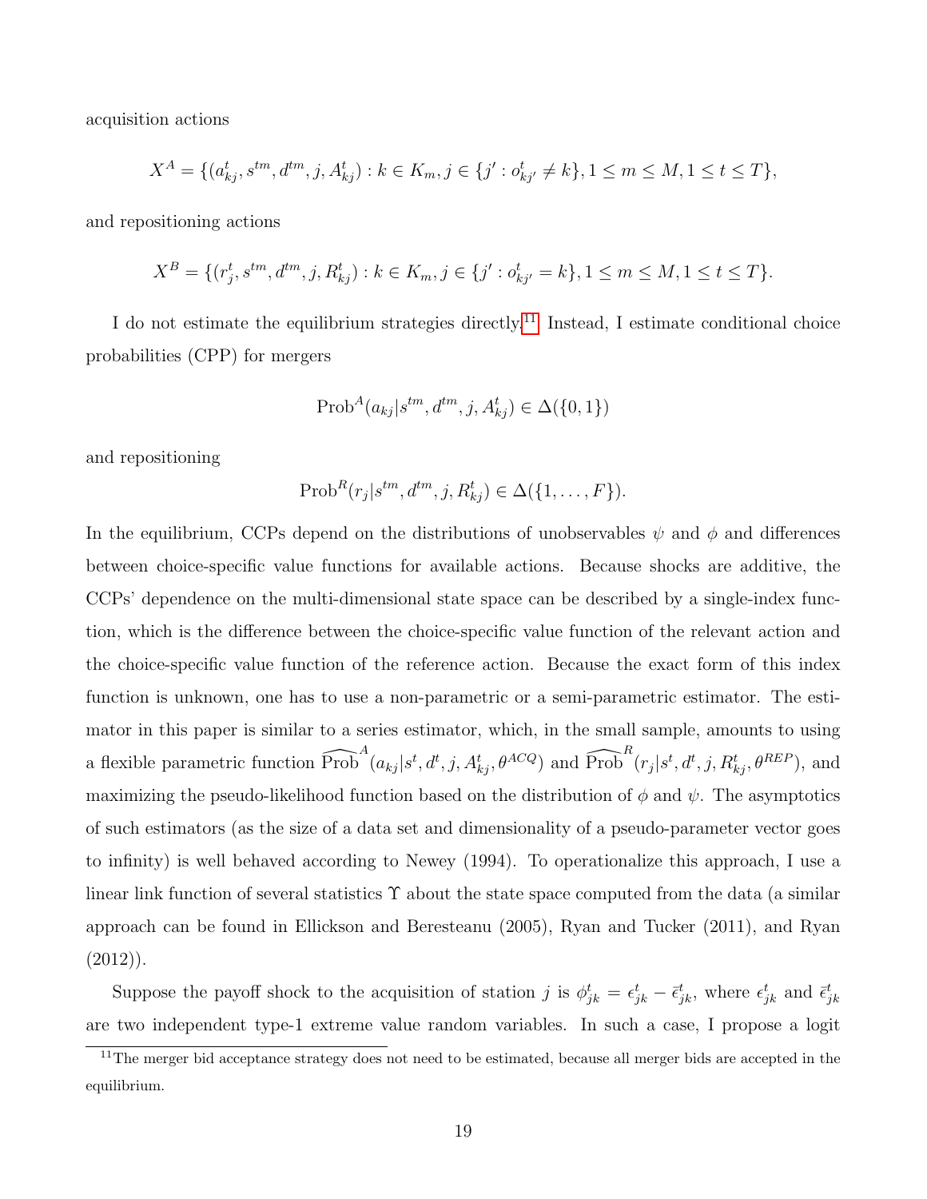acquisition actions

$$X^A = \{(a^t_{kj}, s^{tm}, d^{tm}, j, A^t_{kj}) : k \in K_m, j \in \{j' : o^t_{kj'} \neq k\}, 1 \leq m \leq M, 1 \leq t \leq T\},$$

and repositioning actions

$$X^B = \{(r^t_j, s^{tm}, d^{tm}, j, R^t_{kj}) : k \in K_m, j \in \{j' : o^t_{kj'} = k\}, 1 \leq m \leq M, 1 \leq t \leq T\}.$$

I do not estimate the equilibrium strategies directly.[11] Instead, I estimate conditional choice probabilities (CPP) for mergers

$$\text{Prob}^A(a_{kj}|s^{tm}, d^{tm}, j, A^t_{kj}) \in \Delta(\{0, 1\})$$

and repositioning

$$\text{Prob}^R(r_j|s^{tm}, d^{tm}, j, R^t_{kj}) \in \Delta(\{1, \ldots, F\}).$$

In the equilibrium, CCPs depend on the distributions of unobservables $\psi$ and $\phi$ and differences between choice-specific value functions for available actions. Because shocks are additive, the CCPs' dependence on the multi-dimensional state space can be described by a single-index function, which is the difference between the choice-specific value function of the relevant action and the choice-specific value function of the reference action. Because the exact form of this index function is unknown, one has to use a non-parametric or a semi-parametric estimator. The estimator in this paper is similar to a series estimator, which, in the small sample, amounts to using a flexible parametric function $\widehat{\text{Prob}}^A(a_{kj}|s^t, d^t, j, A^t_{kj}, \theta^{ACQ})$ and $\widehat{\text{Prob}}^R(r_j|s^t, d^t, j, R^t_{kj}, \theta^{REP})$, and maximizing the pseudo-likelihood function based on the distribution of $\phi$ and $\psi$. The asymptotics of such estimators (as the size of a data set and dimensionality of a pseudo-parameter vector goes to infinity) is well behaved according to Newey (1994). To operationalize this approach, I use a linear link function of several statistics $\Upsilon$ about the state space computed from the data (a similar approach can be found in Ellickson and Beresteanu (2005), Ryan and Tucker (2011), and Ryan (2012)).

Suppose the payoff shock to the acquisition of station $j$ is $\phi^t_{jk} = \epsilon^t_{jk} - \bar{\epsilon}^t_{jk}$, where $\epsilon^t_{jk}$ and $\bar{\epsilon}^t_{jk}$ are two independent type-1 extreme value random variables. In such a case, I propose a logit

[11] The merger bid acceptance strategy does not need to be estimated, because all merger bids are accepted in the equilibrium.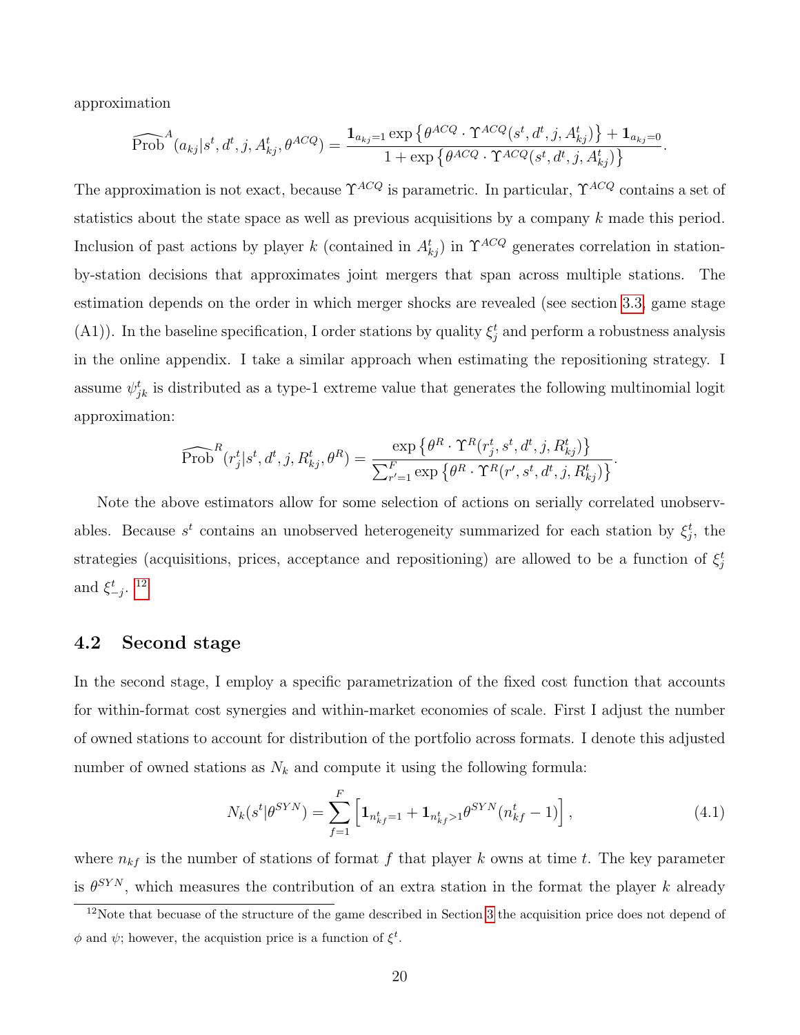approximation

$$\widehat{\text{Prob}}^A(a_{kj}|s^t, d^t, j, A^t_{kj}, \theta^{ACQ}) = \frac{\mathbf{1}_{a_{kj}=1} \exp\left\{\theta^{ACQ} \cdot \Upsilon^{ACQ}(s^t, d^t, j, A^t_{kj})\right\} + \mathbf{1}_{a_{kj}=0}}{1 + \exp\left\{\theta^{ACQ} \cdot \Upsilon^{ACQ}(s^t, d^t, j, A^t_{kj})\right\}}.$$

The approximation is not exact, because $\Upsilon^{ACQ}$ is parametric. In particular, $\Upsilon^{ACQ}$ contains a set of statistics about the state space as well as previous acquisitions by a company $k$ made this period. Inclusion of past actions by player $k$ (contained in $A^t_{kj}$) in $\Upsilon^{ACQ}$ generates correlation in station-by-station decisions that approximates joint mergers that span across multiple stations. The estimation depends on the order in which merger shocks are revealed (see section 3.3, game stage (A1)). In the baseline specification, I order stations by quality $\xi^t_j$ and perform a robustness analysis in the online appendix. I take a similar approach when estimating the repositioning strategy. I assume $\psi^t_{jk}$ is distributed as a type-1 extreme value that generates the following multinomial logit approximation:

$$\widehat{\text{Prob}}^R(r^t_j|s^t, d^t, j, R^t_{kj}, \theta^R) = \frac{\exp\left\{\theta^R \cdot \Upsilon^R(r^t_j, s^t, d^t, j, R^t_{kj})\right\}}{\sum_{r'=1}^{F} \exp\left\{\theta^R \cdot \Upsilon^R(r', s^t, d^t, j, R^t_{kj})\right\}}.$$

Note the above estimators allow for some selection of actions on serially correlated unobservables. Because $s^t$ contains an unobserved heterogeneity summarized for each station by $\xi^t_j$, the strategies (acquisitions, prices, acceptance and repositioning) are allowed to be a function of $\xi^t_j$ and $\xi^t_{-j}$. [12]

## 4.2 Second stage

In the second stage, I employ a specific parametrization of the fixed cost function that accounts for within-format cost synergies and within-market economies of scale. First I adjust the number of owned stations to account for distribution of the portfolio across formats. I denote this adjusted number of owned stations as $N_k$ and compute it using the following formula:

$$N_k(s^t|\theta^{SYN}) = \sum_{f=1}^{F} \left[\mathbf{1}_{n^t_{kf}=1} + \mathbf{1}_{n^t_{kf}>1}\theta^{SYN}(n^t_{kf} - 1)\right], \tag{4.1}$$

where $n_{kf}$ is the number of stations of format $f$ that player $k$ owns at time $t$. The key parameter is $\theta^{SYN}$, which measures the contribution of an extra station in the format the player $k$ already

[12] Note that becuase of the structure of the game described in Section 3 the acquisition price does not depend of $\phi$ and $\psi$; however, the acquistion price is a function of $\xi^t$.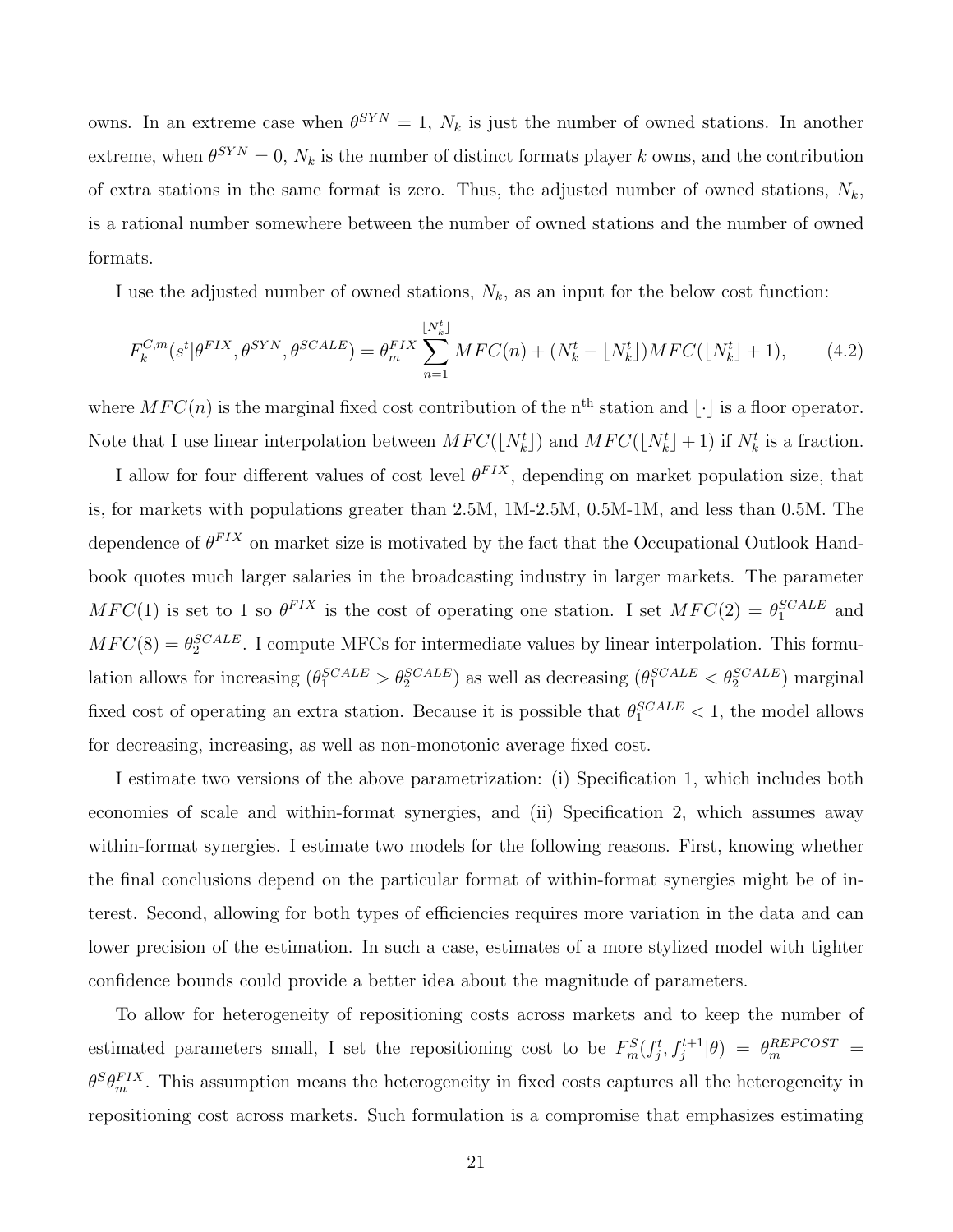owns. In an extreme case when $\theta^{SYN} = 1$, $N_k$ is just the number of owned stations. In another extreme, when $\theta^{SYN} = 0$, $N_k$ is the number of distinct formats player $k$ owns, and the contribution of extra stations in the same format is zero. Thus, the adjusted number of owned stations, $N_k$, is a rational number somewhere between the number of owned stations and the number of owned formats.

I use the adjusted number of owned stations, $N_k$, as an input for the below cost function:

$$F_k^{C,m}(s^t|\theta^{FIX}, \theta^{SYN}, \theta^{SCALE}) = \theta_m^{FIX} \sum_{n=1}^{\lfloor N_k^t \rfloor} MFC(n) + (N_k^t - \lfloor N_k^t \rfloor) MFC(\lfloor N_k^t \rfloor + 1), \tag{4.2}$$

where $MFC(n)$ is the marginal fixed cost contribution of the n$^{\text{th}}$ station and $\lfloor \cdot \rfloor$ is a floor operator. Note that I use linear interpolation between $MFC(\lfloor N_k^t \rfloor)$ and $MFC(\lfloor N_k^t \rfloor + 1)$ if $N_k^t$ is a fraction.

I allow for four different values of cost level $\theta^{FIX}$, depending on market population size, that is, for markets with populations greater than 2.5M, 1M-2.5M, 0.5M-1M, and less than 0.5M. The dependence of $\theta^{FIX}$ on market size is motivated by the fact that the Occupational Outlook Handbook quotes much larger salaries in the broadcasting industry in larger markets. The parameter $MFC(1)$ is set to 1 so $\theta^{FIX}$ is the cost of operating one station. I set $MFC(2) = \theta_1^{SCALE}$ and $MFC(8) = \theta_2^{SCALE}$. I compute MFCs for intermediate values by linear interpolation. This formulation allows for increasing ($\theta_1^{SCALE} > \theta_2^{SCALE}$) as well as decreasing ($\theta_1^{SCALE} < \theta_2^{SCALE}$) marginal fixed cost of operating an extra station. Because it is possible that $\theta_1^{SCALE} < 1$, the model allows for decreasing, increasing, as well as non-monotonic average fixed cost.

I estimate two versions of the above parametrization: (i) Specification 1, which includes both economies of scale and within-format synergies, and (ii) Specification 2, which assumes away within-format synergies. I estimate two models for the following reasons. First, knowing whether the final conclusions depend on the particular format of within-format synergies might be of interest. Second, allowing for both types of efficiencies requires more variation in the data and can lower precision of the estimation. In such a case, estimates of a more stylized model with tighter confidence bounds could provide a better idea about the magnitude of parameters.

To allow for heterogeneity of repositioning costs across markets and to keep the number of estimated parameters small, I set the repositioning cost to be $F_m^S(f_j^t, f_j^{t+1}|\theta) = \theta_m^{REPCOST} = \theta^S \theta_m^{FIX}$. This assumption means the heterogeneity in fixed costs captures all the heterogeneity in repositioning cost across markets. Such formulation is a compromise that emphasizes estimating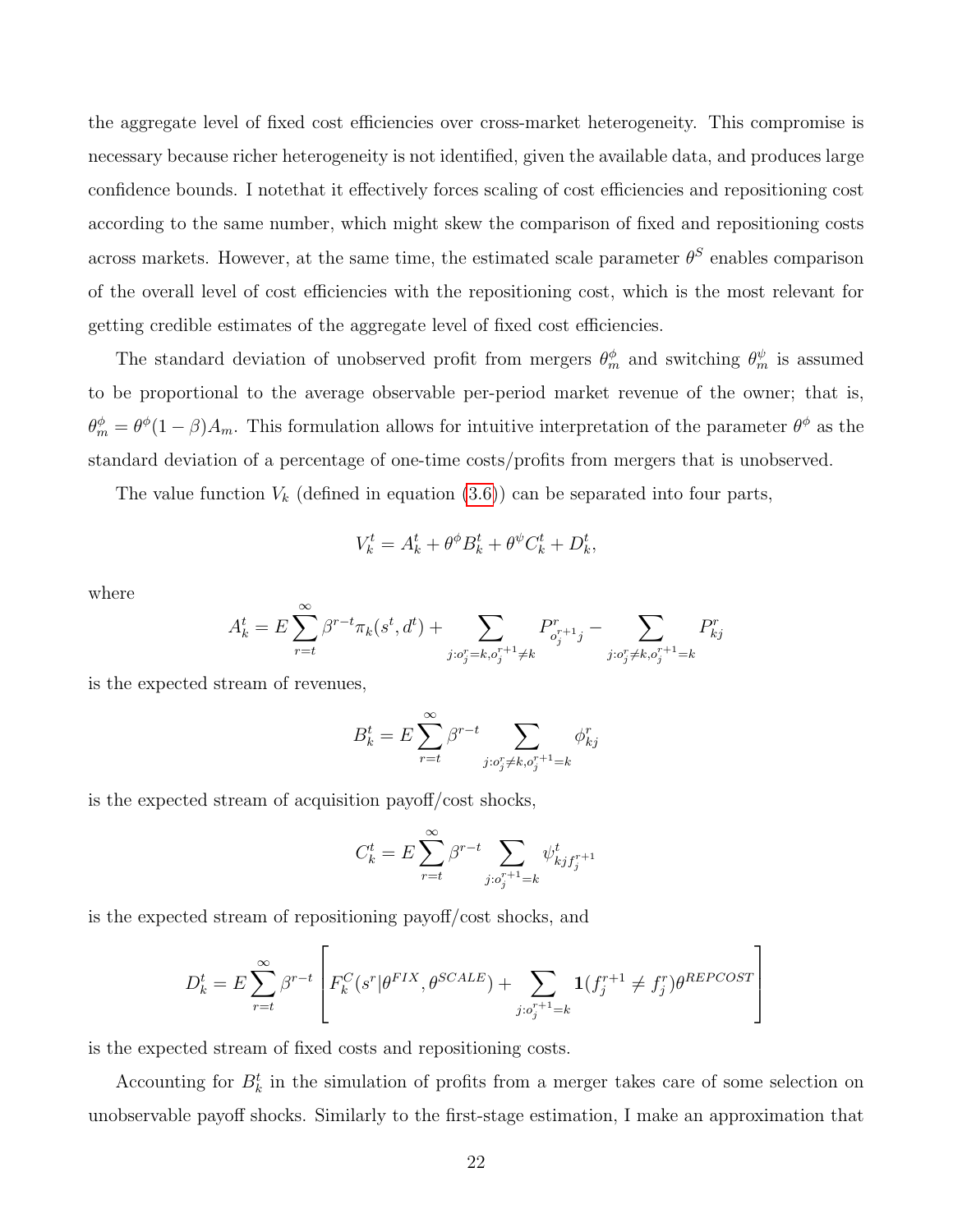the aggregate level of fixed cost efficiencies over cross-market heterogeneity. This compromise is necessary because richer heterogeneity is not identified, given the available data, and produces large confidence bounds. I notethat it effectively forces scaling of cost efficiencies and repositioning cost according to the same number, which might skew the comparison of fixed and repositioning costs across markets. However, at the same time, the estimated scale parameter $\theta^S$ enables comparison of the overall level of cost efficiencies with the repositioning cost, which is the most relevant for getting credible estimates of the aggregate level of fixed cost efficiencies.

The standard deviation of unobserved profit from mergers $\theta^{\phi}_m$ and switching $\theta^{\psi}_m$ is assumed to be proportional to the average observable per-period market revenue of the owner; that is, $\theta^{\phi}_m = \theta^{\phi}(1-\beta)A_m$. This formulation allows for intuitive interpretation of the parameter $\theta^{\phi}$ as the standard deviation of a percentage of one-time costs/profits from mergers that is unobserved.

The value function $V_k$ (defined in equation (3.6)) can be separated into four parts,

$$V^t_k = A^t_k + \theta^{\phi} B^t_k + \theta^{\psi} C^t_k + D^t_k,$$

where

$$A^t_k = E\sum_{r=t}^{\infty} \beta^{r-t}\pi_k(s^t, d^t) + \sum_{j:o^r_j=k, o^{r+1}_j \neq k} P^r_{o^{r+1}_j j} - \sum_{j:o^r_j \neq k, o^{r+1}_j = k} P^r_{kj}$$

is the expected stream of revenues,

$$B^t_k = E\sum_{r=t}^{\infty} \beta^{r-t} \sum_{j:o^r_j \neq k, o^{r+1}_j = k} \phi^r_{kj}$$

is the expected stream of acquisition payoff/cost shocks,

$$C^t_k = E\sum_{r=t}^{\infty} \beta^{r-t} \sum_{j:o^{r+1}_j = k} \psi^t_{kjf^{r+1}_j}$$

is the expected stream of repositioning payoff/cost shocks, and

$$D^t_k = E\sum_{r=t}^{\infty} \beta^{r-t} \left[ F^C_k(s^r|\theta^{FIX}, \theta^{SCALE}) + \sum_{j:o^{r+1}_j = k} \mathbf{1}(f^{r+1}_j \neq f^r_j)\theta^{REPCOST} \right]$$

is the expected stream of fixed costs and repositioning costs.

Accounting for $B^t_k$ in the simulation of profits from a merger takes care of some selection on unobservable payoff shocks. Similarly to the first-stage estimation, I make an approximation that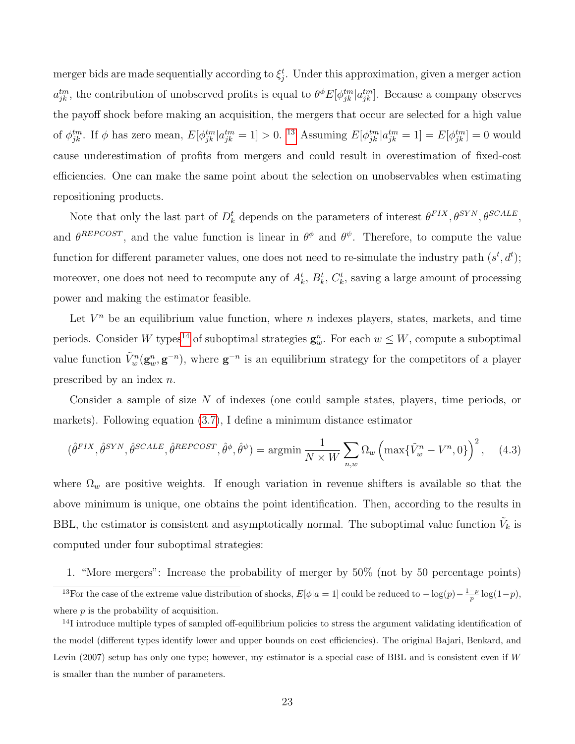merger bids are made sequentially according to $\xi_j^t$. Under this approximation, given a merger action $a_{jk}^{tm}$, the contribution of unobserved profits is equal to $\theta^\phi E[\phi_{jk}^{tm}|a_{jk}^{tm}]$. Because a company observes the payoff shock before making an acquisition, the mergers that occur are selected for a high value of $\phi_{jk}^{tm}$. If $\phi$ has zero mean, $E[\phi_{jk}^{tm}|a_{jk}^{tm}=1]>0$. [13] Assuming $E[\phi_{jk}^{tm}|a_{jk}^{tm}=1]=E[\phi_{jk}^{tm}]=0$ would cause underestimation of profits from mergers and could result in overestimation of fixed-cost efficiencies. One can make the same point about the selection on unobservables when estimating repositioning products.

Note that only the last part of $D_k^t$ depends on the parameters of interest $\theta^{FIX}, \theta^{SYN}, \theta^{SCALE}$, and $\theta^{REPCOST}$, and the value function is linear in $\theta^\phi$ and $\theta^\psi$. Therefore, to compute the value function for different parameter values, one does not need to re-simulate the industry path $(s^t, d^t)$; moreover, one does not need to recompute any of $A_k^t$, $B_k^t$, $C_k^t$, saving a large amount of processing power and making the estimator feasible.

Let $V^n$ be an equilibrium value function, where $n$ indexes players, states, markets, and time periods. Consider $W$ types[14] of suboptimal strategies $\mathbf{g}_w^n$. For each $w \le W$, compute a suboptimal value function $\tilde{V}_w^n(\mathbf{g}_w^n, \mathbf{g}^{-n})$, where $\mathbf{g}^{-n}$ is an equilibrium strategy for the competitors of a player prescribed by an index $n$.

Consider a sample of size $N$ of indexes (one could sample states, players, time periods, or markets). Following equation (3.7), I define a minimum distance estimator

$$(\hat{\theta}^{FIX}, \hat{\theta}^{SYN}, \hat{\theta}^{SCALE}, \hat{\theta}^{REPCOST}, \hat{\theta}^{\phi}, \hat{\theta}^{\psi}) = \operatorname{argmin} \frac{1}{N \times W} \sum_{n,w} \Omega_w \left( \max\{\tilde{V}_w^n - V^n, 0\} \right)^2, \quad (4.3)$$

where $\Omega_w$ are positive weights. If enough variation in revenue shifters is available so that the above minimum is unique, one obtains the point identification. Then, according to the results in BBL, the estimator is consistent and asymptotically normal. The suboptimal value function $\tilde{V}_k$ is computed under four suboptimal strategies:

1. "More mergers": Increase the probability of merger by 50% (not by 50 percentage points)

[13] For the case of the extreme value distribution of shocks, $E[\phi|a=1]$ could be reduced to $-\log(p) - \frac{1-p}{p}\log(1-p)$, where $p$ is the probability of acquisition.

[14] I introduce multiple types of sampled off-equilibrium policies to stress the argument validating identification of the model (different types identify lower and upper bounds on cost efficiencies). The original Bajari, Benkard, and Levin (2007) setup has only one type; however, my estimator is a special case of BBL and is consistent even if $W$ is smaller than the number of parameters.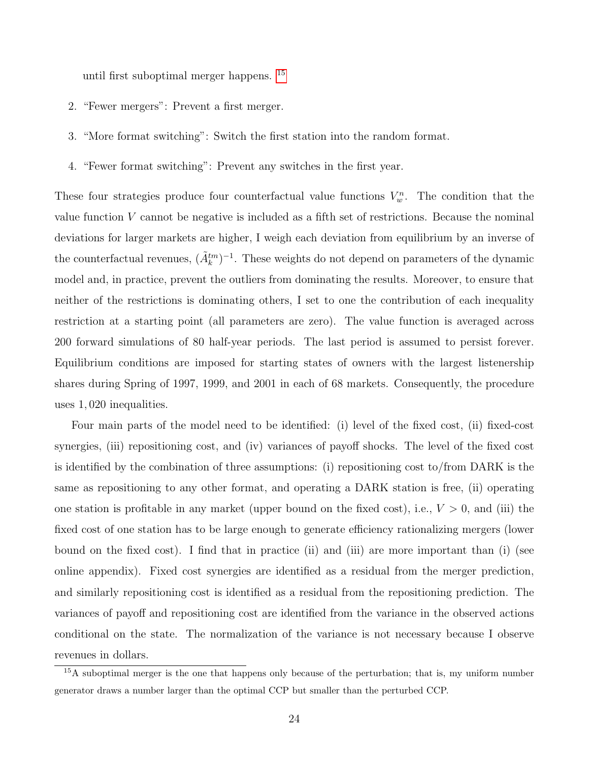until first suboptimal merger happens. [15]

2. "Fewer mergers": Prevent a first merger.

3. "More format switching": Switch the first station into the random format.

4. "Fewer format switching": Prevent any switches in the first year.

These four strategies produce four counterfactual value functions $V_w^n$. The condition that the value function $V$ cannot be negative is included as a fifth set of restrictions. Because the nominal deviations for larger markets are higher, I weigh each deviation from equilibrium by an inverse of the counterfactual revenues, $(\tilde{A}_k^{tm})^{-1}$. These weights do not depend on parameters of the dynamic model and, in practice, prevent the outliers from dominating the results. Moreover, to ensure that neither of the restrictions is dominating others, I set to one the contribution of each inequality restriction at a starting point (all parameters are zero). The value function is averaged across 200 forward simulations of 80 half-year periods. The last period is assumed to persist forever. Equilibrium conditions are imposed for starting states of owners with the largest listenership shares during Spring of 1997, 1999, and 2001 in each of 68 markets. Consequently, the procedure uses 1,020 inequalities.

Four main parts of the model need to be identified: (i) level of the fixed cost, (ii) fixed-cost synergies, (iii) repositioning cost, and (iv) variances of payoff shocks. The level of the fixed cost is identified by the combination of three assumptions: (i) repositioning cost to/from DARK is the same as repositioning to any other format, and operating a DARK station is free, (ii) operating one station is profitable in any market (upper bound on the fixed cost), i.e., $V > 0$, and (iii) the fixed cost of one station has to be large enough to generate efficiency rationalizing mergers (lower bound on the fixed cost). I find that in practice (ii) and (iii) are more important than (i) (see online appendix). Fixed cost synergies are identified as a residual from the merger prediction, and similarly repositioning cost is identified as a residual from the repositioning prediction. The variances of payoff and repositioning cost are identified from the variance in the observed actions conditional on the state. The normalization of the variance is not necessary because I observe revenues in dollars.

[15] A suboptimal merger is the one that happens only because of the perturbation; that is, my uniform number generator draws a number larger than the optimal CCP but smaller than the perturbed CCP.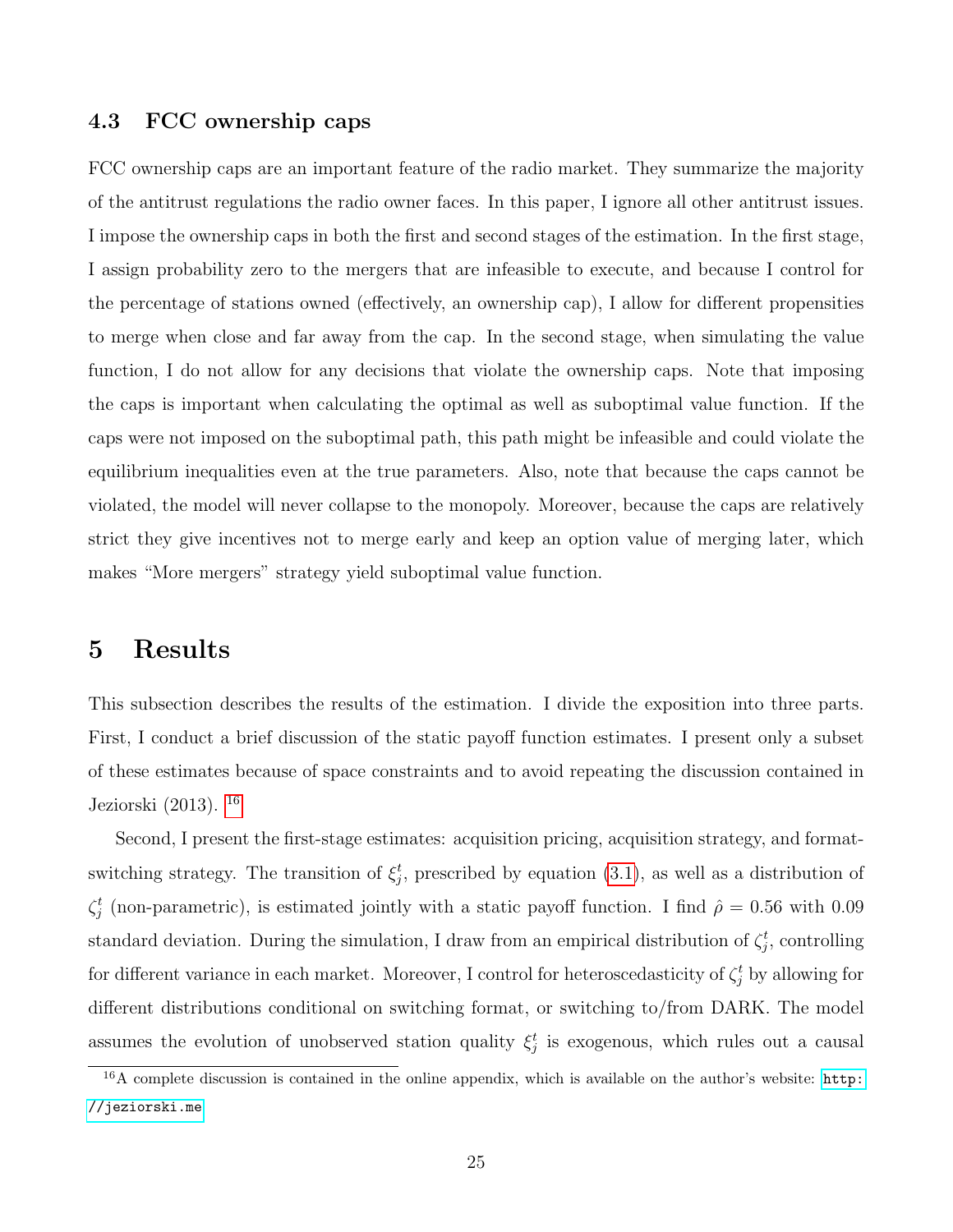### 4.3 FCC ownership caps

FCC ownership caps are an important feature of the radio market. They summarize the majority of the antitrust regulations the radio owner faces. In this paper, I ignore all other antitrust issues. I impose the ownership caps in both the first and second stages of the estimation. In the first stage, I assign probability zero to the mergers that are infeasible to execute, and because I control for the percentage of stations owned (effectively, an ownership cap), I allow for different propensities to merge when close and far away from the cap. In the second stage, when simulating the value function, I do not allow for any decisions that violate the ownership caps. Note that imposing the caps is important when calculating the optimal as well as suboptimal value function. If the caps were not imposed on the suboptimal path, this path might be infeasible and could violate the equilibrium inequalities even at the true parameters. Also, note that because the caps cannot be violated, the model will never collapse to the monopoly. Moreover, because the caps are relatively strict they give incentives not to merge early and keep an option value of merging later, which makes "More mergers" strategy yield suboptimal value function.

## 5 Results

This subsection describes the results of the estimation. I divide the exposition into three parts. First, I conduct a brief discussion of the static payoff function estimates. I present only a subset of these estimates because of space constraints and to avoid repeating the discussion contained in Jeziorski (2013). [16]

Second, I present the first-stage estimates: acquisition pricing, acquisition strategy, and format-switching strategy. The transition of $\xi_j^t$, prescribed by equation (3.1), as well as a distribution of $\zeta_j^t$ (non-parametric), is estimated jointly with a static payoff function. I find $\hat{\rho} = 0.56$ with 0.09 standard deviation. During the simulation, I draw from an empirical distribution of $\zeta_j^t$, controlling for different variance in each market. Moreover, I control for heteroscedasticity of $\zeta_j^t$ by allowing for different distributions conditional on switching format, or switching to/from DARK. The model assumes the evolution of unobserved station quality $\xi_j^t$ is exogenous, which rules out a causal

[16] A complete discussion is contained in the online appendix, which is available on the author's website: http://jeziorski.me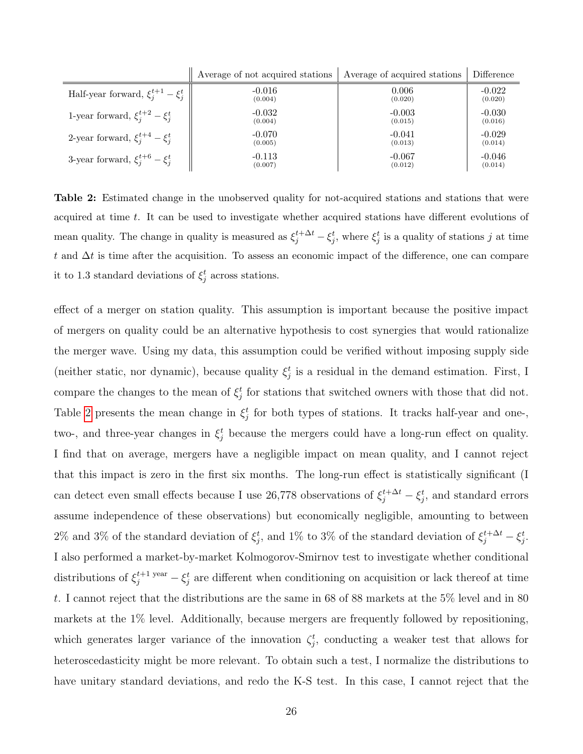| | Average of not acquired stations | Average of acquired stations | Difference |
|---|---|---|---|
| Half-year forward, $\xi_j^{t+1} - \xi_j^t$ | -0.016 (0.004) | 0.006 (0.020) | -0.022 (0.020) |
| 1-year forward, $\xi_j^{t+2} - \xi_j^t$ | -0.032 (0.004) | -0.003 (0.015) | -0.030 (0.016) |
| 2-year forward, $\xi_j^{t+4} - \xi_j^t$ | -0.070 (0.005) | -0.041 (0.013) | -0.029 (0.014) |
| 3-year forward, $\xi_j^{t+6} - \xi_j^t$ | -0.113 (0.007) | -0.067 (0.012) | -0.046 (0.014) |

**Table 2:** Estimated change in the unobserved quality for not-acquired stations and stations that were acquired at time $t$. It can be used to investigate whether acquired stations have different evolutions of mean quality. The change in quality is measured as $\xi_j^{t+\Delta t} - \xi_j^t$, where $\xi_j^t$ is a quality of stations $j$ at time $t$ and $\Delta t$ is time after the acquisition. To assess an economic impact of the difference, one can compare it to 1.3 standard deviations of $\xi_j^t$ across stations.

effect of a merger on station quality. This assumption is important because the positive impact of mergers on quality could be an alternative hypothesis to cost synergies that would rationalize the merger wave. Using my data, this assumption could be verified without imposing supply side (neither static, nor dynamic), because quality $\xi_j^t$ is a residual in the demand estimation. First, I compare the changes to the mean of $\xi_j^t$ for stations that switched owners with those that did not. Table 2 presents the mean change in $\xi_j^t$ for both types of stations. It tracks half-year and one-, two-, and three-year changes in $\xi_j^t$ because the mergers could have a long-run effect on quality. I find that on average, mergers have a negligible impact on mean quality, and I cannot reject that this impact is zero in the first six months. The long-run effect is statistically significant (I can detect even small effects because I use 26,778 observations of $\xi_j^{t+\Delta t} - \xi_j^t$, and standard errors assume independence of these observations) but economically negligible, amounting to between 2% and 3% of the standard deviation of $\xi_j^t$, and 1% to 3% of the standard deviation of $\xi_j^{t+\Delta t} - \xi_j^t$. I also performed a market-by-market Kolmogorov-Smirnov test to investigate whether conditional distributions of $\xi_j^{t+1 \text{ year}} - \xi_j^t$ are different when conditioning on acquisition or lack thereof at time $t$. I cannot reject that the distributions are the same in 68 of 88 markets at the 5% level and in 80 markets at the 1% level. Additionally, because mergers are frequently followed by repositioning, which generates larger variance of the innovation $\zeta_j^t$, conducting a weaker test that allows for heteroscedasticity might be more relevant. To obtain such a test, I normalize the distributions to have unitary standard deviations, and redo the K-S test. In this case, I cannot reject that the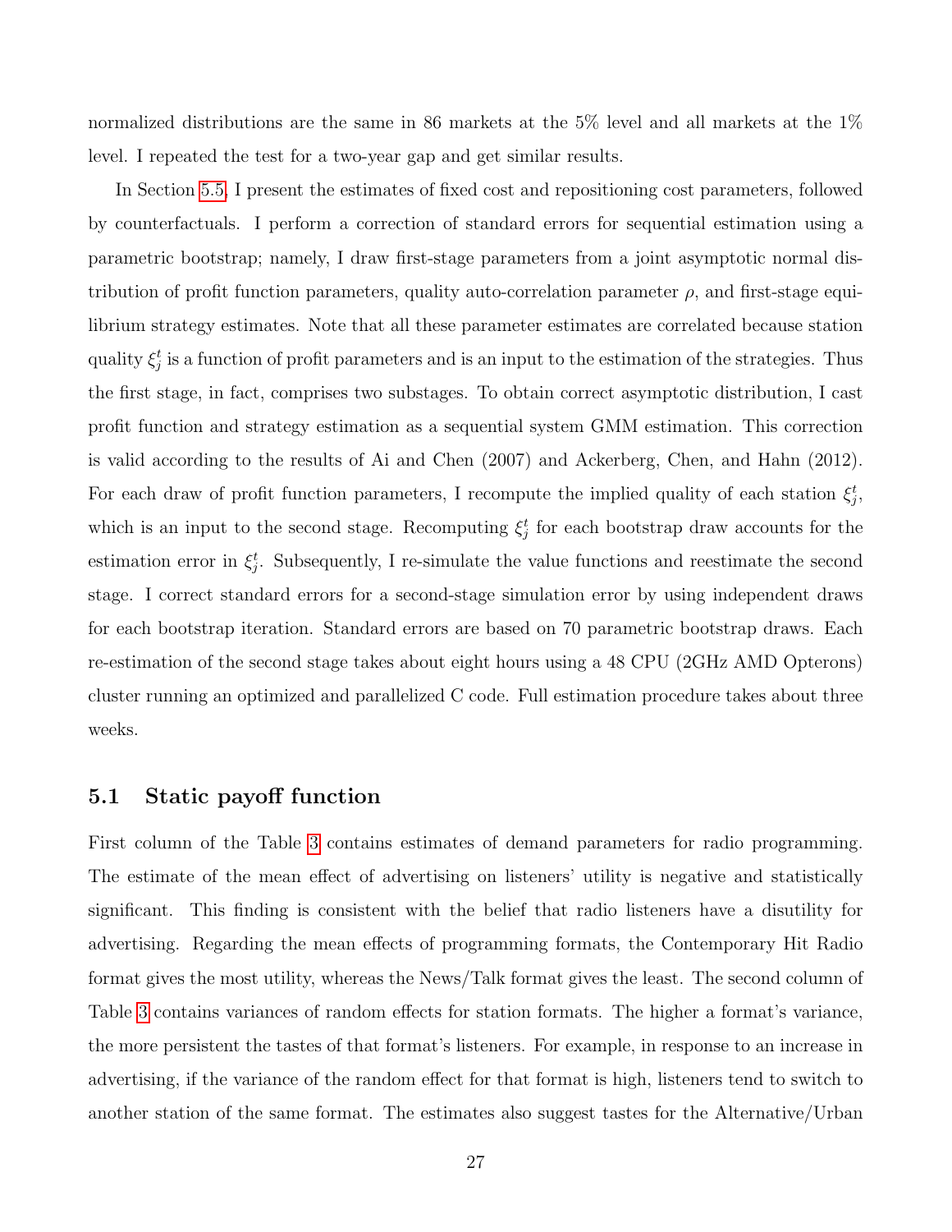normalized distributions are the same in 86 markets at the 5% level and all markets at the 1% level. I repeated the test for a two-year gap and get similar results.

In Section 5.5, I present the estimates of fixed cost and repositioning cost parameters, followed by counterfactuals. I perform a correction of standard errors for sequential estimation using a parametric bootstrap; namely, I draw first-stage parameters from a joint asymptotic normal distribution of profit function parameters, quality auto-correlation parameter $\rho$, and first-stage equilibrium strategy estimates. Note that all these parameter estimates are correlated because station quality $\xi_j^t$ is a function of profit parameters and is an input to the estimation of the strategies. Thus the first stage, in fact, comprises two substages. To obtain correct asymptotic distribution, I cast profit function and strategy estimation as a sequential system GMM estimation. This correction is valid according to the results of Ai and Chen (2007) and Ackerberg, Chen, and Hahn (2012). For each draw of profit function parameters, I recompute the implied quality of each station $\xi_j^t$, which is an input to the second stage. Recomputing $\xi_j^t$ for each bootstrap draw accounts for the estimation error in $\xi_j^t$. Subsequently, I re-simulate the value functions and reestimate the second stage. I correct standard errors for a second-stage simulation error by using independent draws for each bootstrap iteration. Standard errors are based on 70 parametric bootstrap draws. Each re-estimation of the second stage takes about eight hours using a 48 CPU (2GHz AMD Opterons) cluster running an optimized and parallelized C code. Full estimation procedure takes about three weeks.

## 5.1 Static payoff function

First column of the Table 3 contains estimates of demand parameters for radio programming. The estimate of the mean effect of advertising on listeners' utility is negative and statistically significant. This finding is consistent with the belief that radio listeners have a disutility for advertising. Regarding the mean effects of programming formats, the Contemporary Hit Radio format gives the most utility, whereas the News/Talk format gives the least. The second column of Table 3 contains variances of random effects for station formats. The higher a format's variance, the more persistent the tastes of that format's listeners. For example, in response to an increase in advertising, if the variance of the random effect for that format is high, listeners tend to switch to another station of the same format. The estimates also suggest tastes for the Alternative/Urban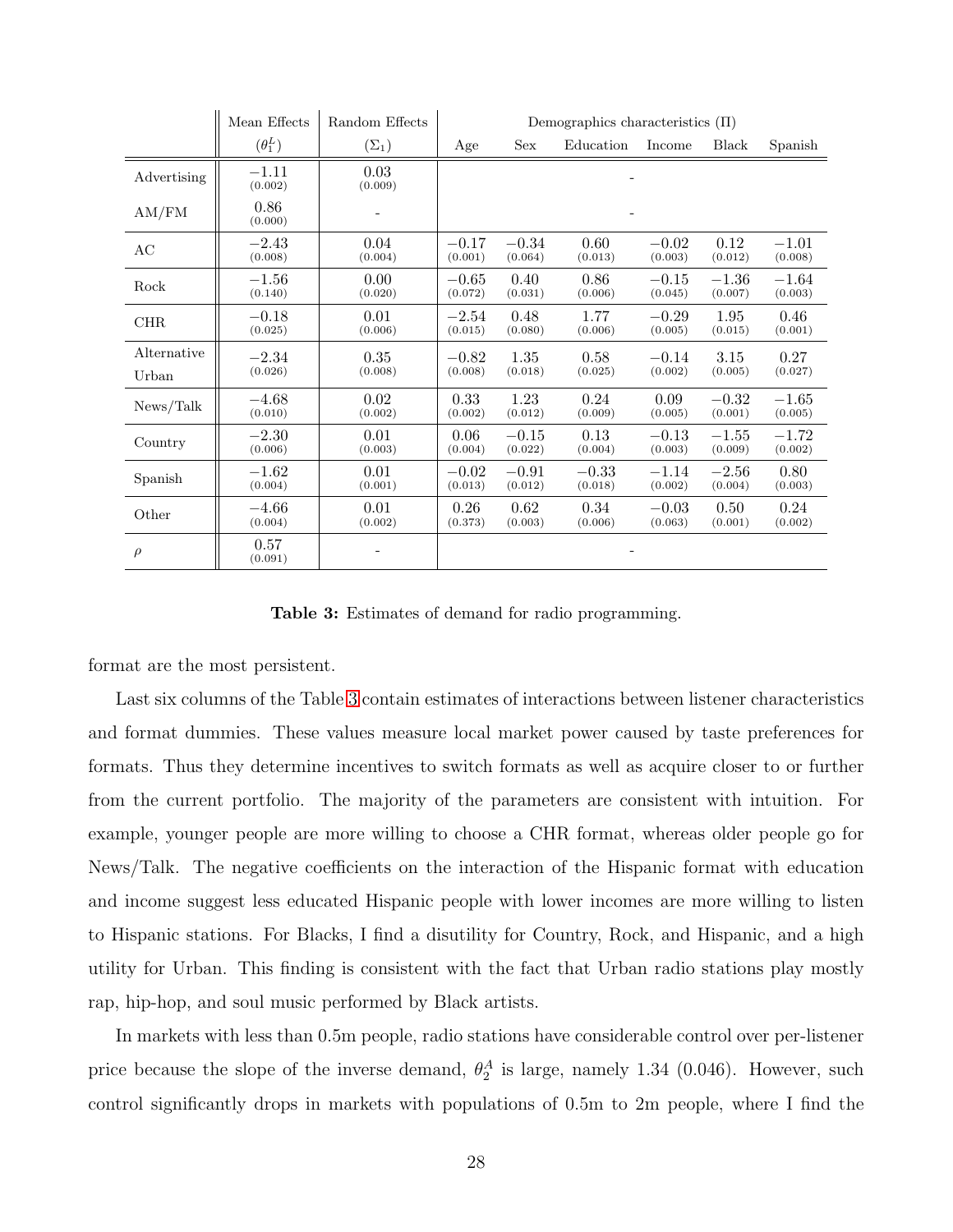| | Mean Effects | Random Effects | Demographics characteristics (Π) | | | | | |
|---|---|---|---|---|---|---|---|---|
| | $(\theta_1^L)$ | $(\Sigma_1)$ | Age | Sex | Education | Income | Black | Spanish |
| Advertising | −1.11 (0.002) | 0.03 (0.009) | - | | | | | |
| AM/FM | 0.86 (0.000) | - | - | | | | | |
| AC | −2.43 (0.008) | 0.04 (0.004) | −0.17 (0.001) | −0.34 (0.064) | 0.60 (0.013) | −0.02 (0.003) | 0.12 (0.012) | −1.01 (0.008) |
| Rock | −1.56 (0.140) | 0.00 (0.020) | −0.65 (0.072) | 0.40 (0.031) | 0.86 (0.006) | −0.15 (0.045) | −1.36 (0.007) | −1.64 (0.003) |
| CHR | −0.18 (0.025) | 0.01 (0.006) | −2.54 (0.015) | 0.48 (0.080) | 1.77 (0.006) | −0.29 (0.005) | 1.95 (0.015) | 0.46 (0.001) |
| Alternative Urban | −2.34 (0.026) | 0.35 (0.008) | −0.82 (0.008) | 1.35 (0.018) | 0.58 (0.025) | −0.14 (0.002) | 3.15 (0.005) | 0.27 (0.027) |
| News/Talk | −4.68 (0.010) | 0.02 (0.002) | 0.33 (0.002) | 1.23 (0.012) | 0.24 (0.009) | 0.09 (0.005) | −0.32 (0.001) | −1.65 (0.005) |
| Country | −2.30 (0.006) | 0.01 (0.003) | 0.06 (0.004) | −0.15 (0.022) | 0.13 (0.004) | −0.13 (0.003) | −1.55 (0.009) | −1.72 (0.002) |
| Spanish | −1.62 (0.004) | 0.01 (0.001) | −0.02 (0.013) | −0.91 (0.012) | −0.33 (0.018) | −1.14 (0.002) | −2.56 (0.004) | 0.80 (0.003) |
| Other | −4.66 (0.004) | 0.01 (0.002) | 0.26 (0.373) | 0.62 (0.003) | 0.34 (0.006) | −0.03 (0.063) | 0.50 (0.001) | 0.24 (0.002) |
| $\rho$ | 0.57 (0.091) | - | - | | | | | |

**Table 3:** Estimates of demand for radio programming.

format are the most persistent.

Last six columns of the Table 3 contain estimates of interactions between listener characteristics and format dummies. These values measure local market power caused by taste preferences for formats. Thus they determine incentives to switch formats as well as acquire closer to or further from the current portfolio. The majority of the parameters are consistent with intuition. For example, younger people are more willing to choose a CHR format, whereas older people go for News/Talk. The negative coefficients on the interaction of the Hispanic format with education and income suggest less educated Hispanic people with lower incomes are more willing to listen to Hispanic stations. For Blacks, I find a disutility for Country, Rock, and Hispanic, and a high utility for Urban. This finding is consistent with the fact that Urban radio stations play mostly rap, hip-hop, and soul music performed by Black artists.

In markets with less than 0.5m people, radio stations have considerable control over per-listener price because the slope of the inverse demand, $\theta_2^A$ is large, namely 1.34 (0.046). However, such control significantly drops in markets with populations of 0.5m to 2m people, where I find the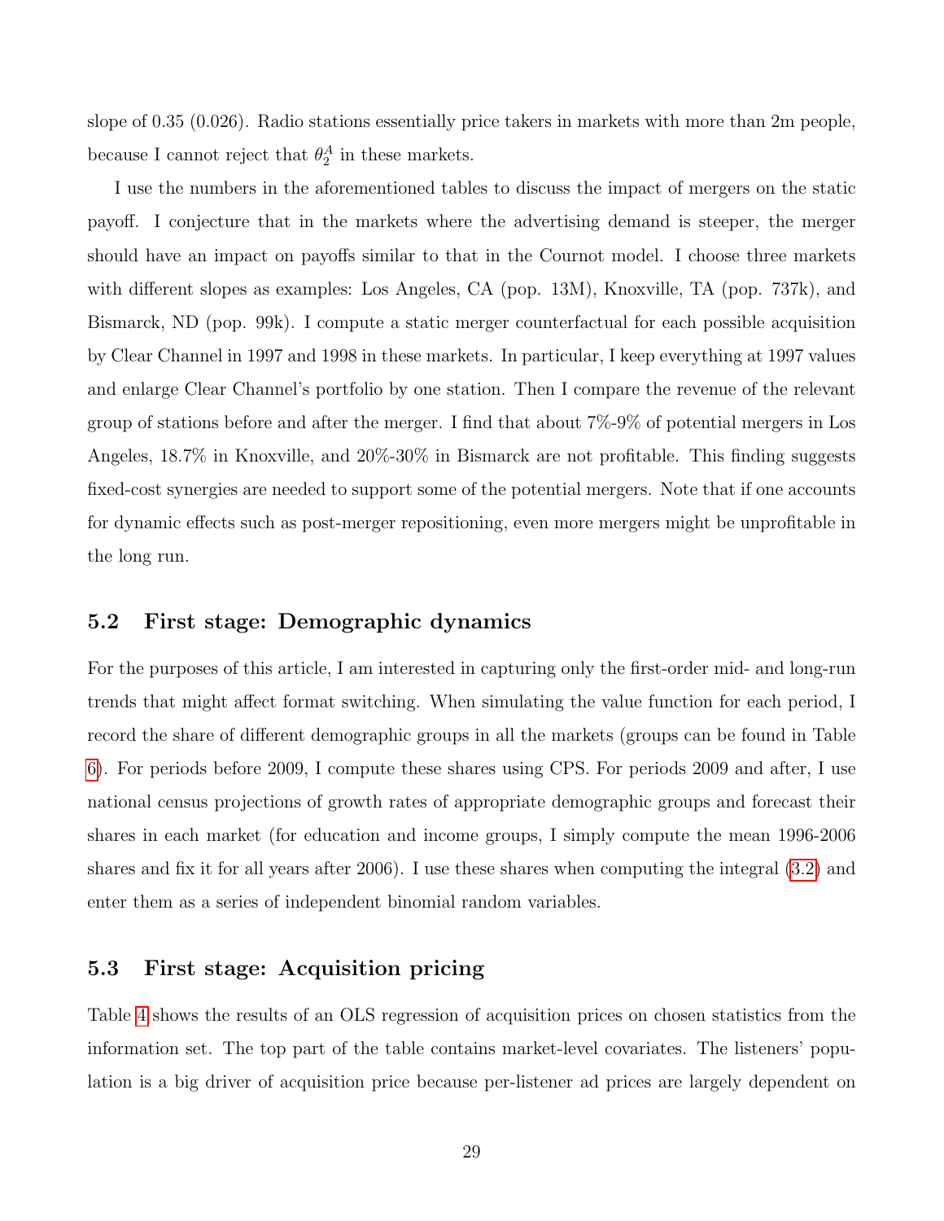slope of 0.35 (0.026). Radio stations essentially price takers in markets with more than 2m people, because I cannot reject that $\theta_2^A$ in these markets.

I use the numbers in the aforementioned tables to discuss the impact of mergers on the static payoff. I conjecture that in the markets where the advertising demand is steeper, the merger should have an impact on payoffs similar to that in the Cournot model. I choose three markets with different slopes as examples: Los Angeles, CA (pop. 13M), Knoxville, TA (pop. 737k), and Bismarck, ND (pop. 99k). I compute a static merger counterfactual for each possible acquisition by Clear Channel in 1997 and 1998 in these markets. In particular, I keep everything at 1997 values and enlarge Clear Channel's portfolio by one station. Then I compare the revenue of the relevant group of stations before and after the merger. I find that about 7%-9% of potential mergers in Los Angeles, 18.7% in Knoxville, and 20%-30% in Bismarck are not profitable. This finding suggests fixed-cost synergies are needed to support some of the potential mergers. Note that if one accounts for dynamic effects such as post-merger repositioning, even more mergers might be unprofitable in the long run.

## 5.2 First stage: Demographic dynamics

For the purposes of this article, I am interested in capturing only the first-order mid- and long-run trends that might affect format switching. When simulating the value function for each period, I record the share of different demographic groups in all the markets (groups can be found in Table 6). For periods before 2009, I compute these shares using CPS. For periods 2009 and after, I use national census projections of growth rates of appropriate demographic groups and forecast their shares in each market (for education and income groups, I simply compute the mean 1996-2006 shares and fix it for all years after 2006). I use these shares when computing the integral (3.2) and enter them as a series of independent binomial random variables.

## 5.3 First stage: Acquisition pricing

Table 4 shows the results of an OLS regression of acquisition prices on chosen statistics from the information set. The top part of the table contains market-level covariates. The listeners' population is a big driver of acquisition price because per-listener ad prices are largely dependent on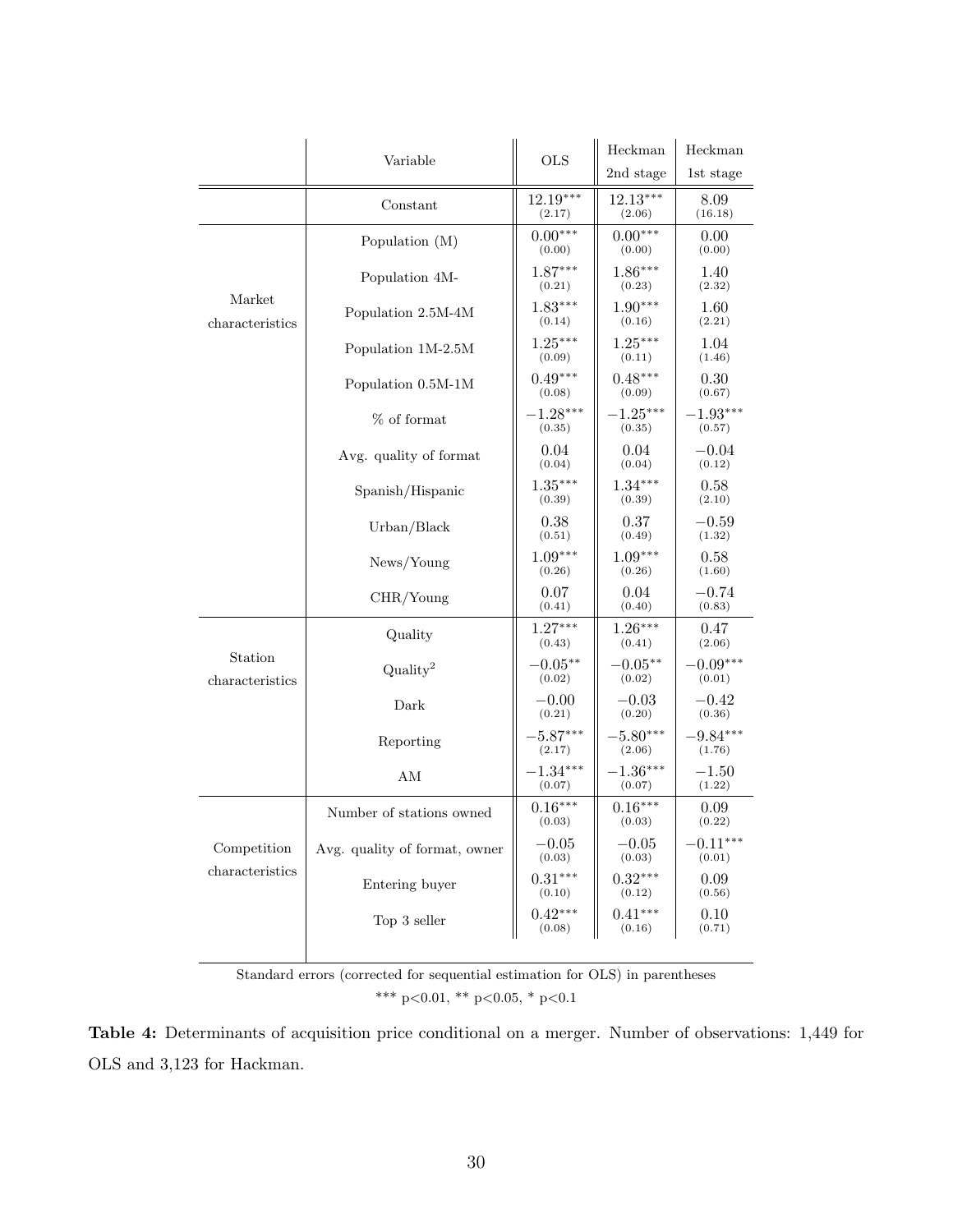| | Variable | OLS | Heckman 2nd stage | Heckman 1st stage |
|---|---|---|---|---|
| | Constant | $12.19^{***}$ (2.17) | $12.13^{***}$ (2.06) | 8.09 (16.18) |
| Market characteristics | Population (M) | $0.00^{***}$ (0.00) | $0.00^{***}$ (0.00) | 0.00 (0.00) |
| | Population 4M- | $1.87^{***}$ (0.21) | $1.86^{***}$ (0.23) | 1.40 (2.32) |
| | Population 2.5M-4M | $1.83^{***}$ (0.14) | $1.90^{***}$ (0.16) | 1.60 (2.21) |
| | Population 1M-2.5M | $1.25^{***}$ (0.09) | $1.25^{***}$ (0.11) | 1.04 (1.46) |
| | Population 0.5M-1M | $0.49^{***}$ (0.08) | $0.48^{***}$ (0.09) | 0.30 (0.67) |
| | % of format | $-1.28^{***}$ (0.35) | $-1.25^{***}$ (0.35) | $-1.93^{***}$ (0.57) |
| | Avg. quality of format | 0.04 (0.04) | 0.04 (0.04) | $-0.04$ (0.12) |
| | Spanish/Hispanic | $1.35^{***}$ (0.39) | $1.34^{***}$ (0.39) | 0.58 (2.10) |
| | Urban/Black | 0.38 (0.51) | 0.37 (0.49) | $-0.59$ (1.32) |
| | News/Young | $1.09^{***}$ (0.26) | $1.09^{***}$ (0.26) | 0.58 (1.60) |
| | CHR/Young | 0.07 (0.41) | 0.04 (0.40) | $-0.74$ (0.83) |
| Station characteristics | Quality | $1.27^{***}$ (0.43) | $1.26^{***}$ (0.41) | 0.47 (2.06) |
| | Quality$^2$ | $-0.05^{**}$ (0.02) | $-0.05^{**}$ (0.02) | $-0.09^{***}$ (0.01) |
| | Dark | $-0.00$ (0.21) | $-0.03$ (0.20) | $-0.42$ (0.36) |
| | Reporting | $-5.87^{***}$ (2.17) | $-5.80^{***}$ (2.06) | $-9.84^{***}$ (1.76) |
| | AM | $-1.34^{***}$ (0.07) | $-1.36^{***}$ (0.07) | $-1.50$ (1.22) |
| Competition characteristics | Number of stations owned | $0.16^{***}$ (0.03) | $0.16^{***}$ (0.03) | 0.09 (0.22) |
| | Avg. quality of format, owner | $-0.05$ (0.03) | $-0.05$ (0.03) | $-0.11^{***}$ (0.01) |
| | Entering buyer | $0.31^{***}$ (0.10) | $0.32^{***}$ (0.12) | 0.09 (0.56) |
| | Top 3 seller | $0.42^{***}$ (0.08) | $0.41^{***}$ (0.16) | 0.10 (0.71) |

Standard errors (corrected for sequential estimation for OLS) in parentheses

*** $p<0.01$, ** $p<0.05$, * $p<0.1$

**Table 4:** Determinants of acquisition price conditional on a merger. Number of observations: 1,449 for OLS and 3,123 for Hackman.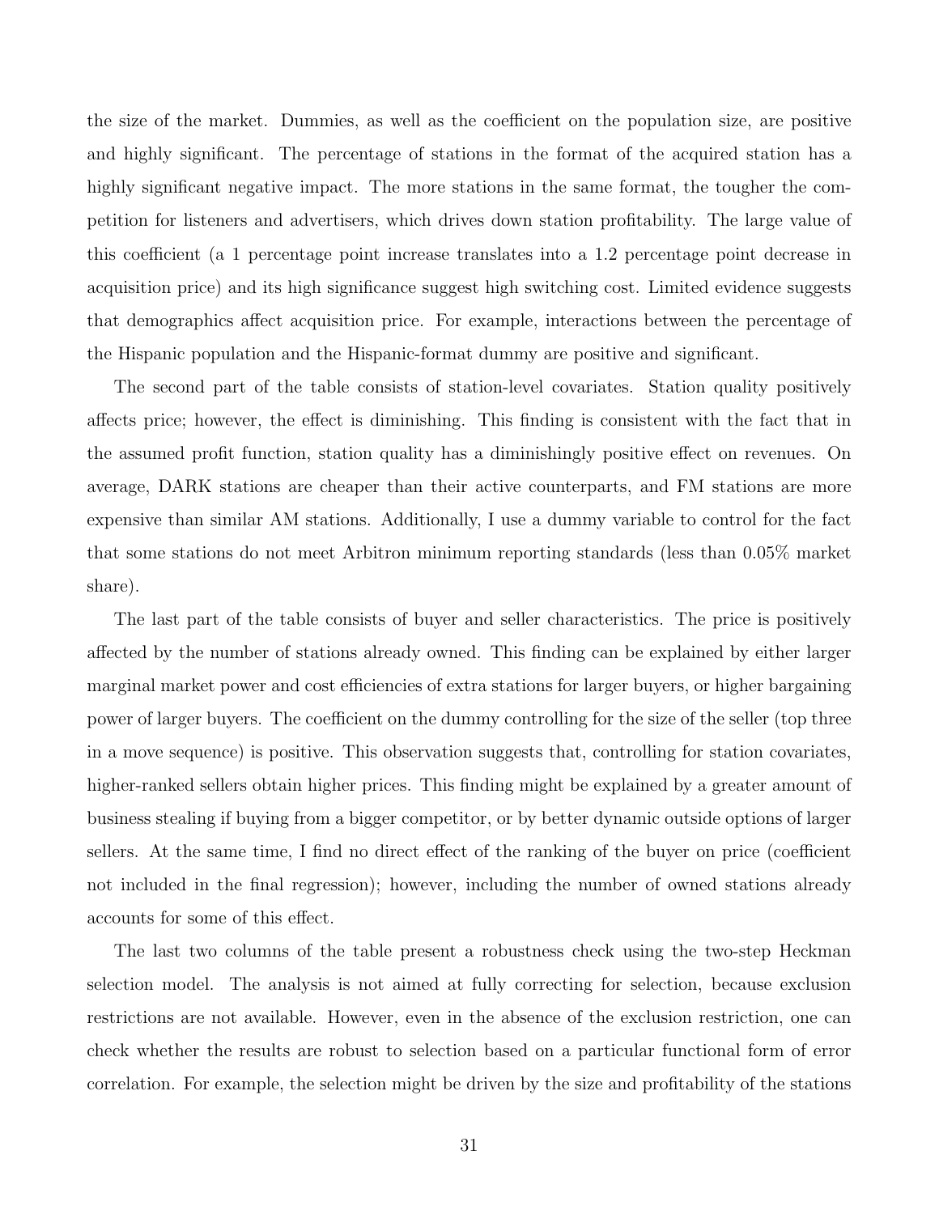the size of the market. Dummies, as well as the coefficient on the population size, are positive and highly significant. The percentage of stations in the format of the acquired station has a highly significant negative impact. The more stations in the same format, the tougher the competition for listeners and advertisers, which drives down station profitability. The large value of this coefficient (a 1 percentage point increase translates into a 1.2 percentage point decrease in acquisition price) and its high significance suggest high switching cost. Limited evidence suggests that demographics affect acquisition price. For example, interactions between the percentage of the Hispanic population and the Hispanic-format dummy are positive and significant.

The second part of the table consists of station-level covariates. Station quality positively affects price; however, the effect is diminishing. This finding is consistent with the fact that in the assumed profit function, station quality has a diminishingly positive effect on revenues. On average, DARK stations are cheaper than their active counterparts, and FM stations are more expensive than similar AM stations. Additionally, I use a dummy variable to control for the fact that some stations do not meet Arbitron minimum reporting standards (less than 0.05% market share).

The last part of the table consists of buyer and seller characteristics. The price is positively affected by the number of stations already owned. This finding can be explained by either larger marginal market power and cost efficiencies of extra stations for larger buyers, or higher bargaining power of larger buyers. The coefficient on the dummy controlling for the size of the seller (top three in a move sequence) is positive. This observation suggests that, controlling for station covariates, higher-ranked sellers obtain higher prices. This finding might be explained by a greater amount of business stealing if buying from a bigger competitor, or by better dynamic outside options of larger sellers. At the same time, I find no direct effect of the ranking of the buyer on price (coefficient not included in the final regression); however, including the number of owned stations already accounts for some of this effect.

The last two columns of the table present a robustness check using the two-step Heckman selection model. The analysis is not aimed at fully correcting for selection, because exclusion restrictions are not available. However, even in the absence of the exclusion restriction, one can check whether the results are robust to selection based on a particular functional form of error correlation. For example, the selection might be driven by the size and profitability of the stations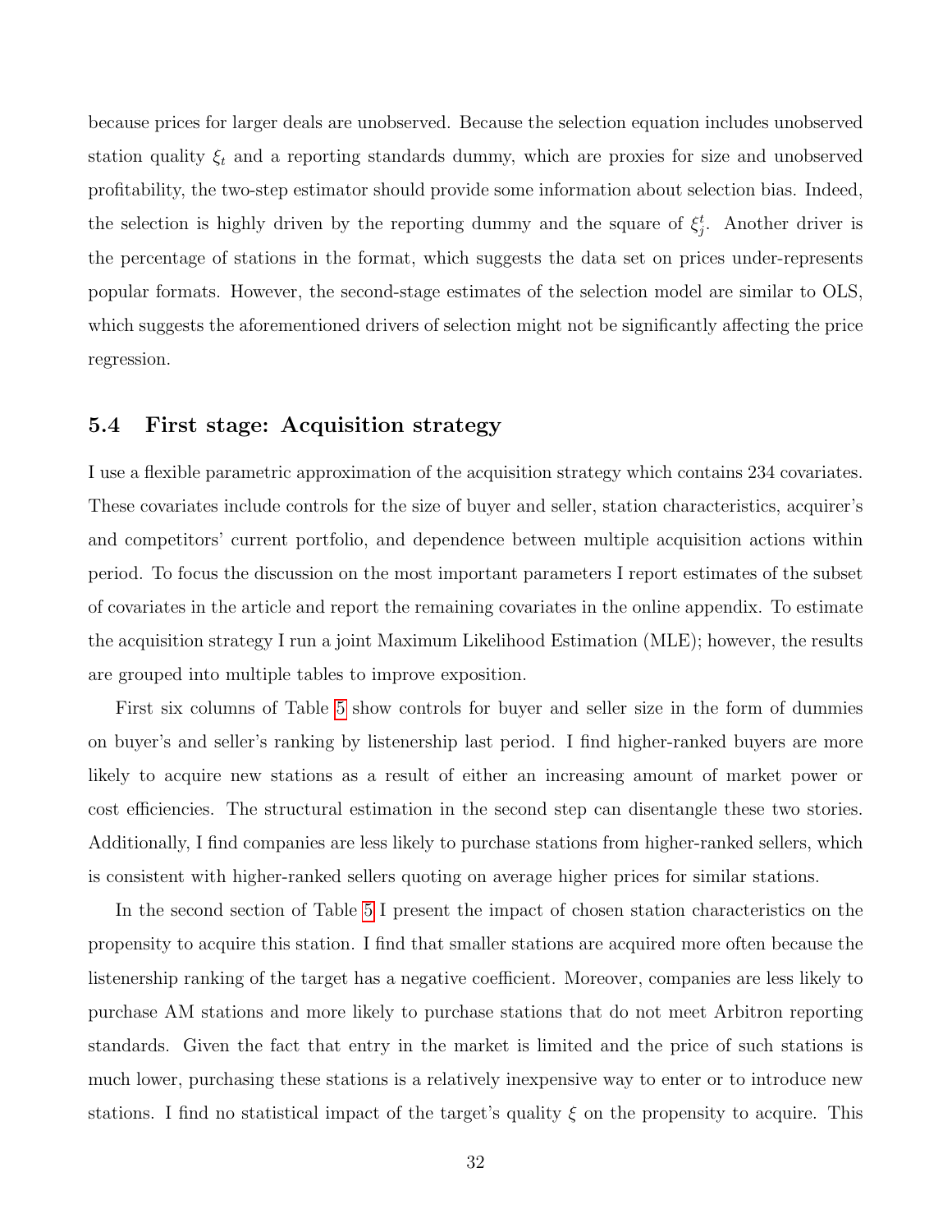because prices for larger deals are unobserved. Because the selection equation includes unobserved station quality $\xi_t$ and a reporting standards dummy, which are proxies for size and unobserved profitability, the two-step estimator should provide some information about selection bias. Indeed, the selection is highly driven by the reporting dummy and the square of $\xi_j^t$. Another driver is the percentage of stations in the format, which suggests the data set on prices under-represents popular formats. However, the second-stage estimates of the selection model are similar to OLS, which suggests the aforementioned drivers of selection might not be significantly affecting the price regression.

### 5.4 First stage: Acquisition strategy

I use a flexible parametric approximation of the acquisition strategy which contains 234 covariates. These covariates include controls for the size of buyer and seller, station characteristics, acquirer's and competitors' current portfolio, and dependence between multiple acquisition actions within period. To focus the discussion on the most important parameters I report estimates of the subset of covariates in the article and report the remaining covariates in the online appendix. To estimate the acquisition strategy I run a joint Maximum Likelihood Estimation (MLE); however, the results are grouped into multiple tables to improve exposition.

First six columns of Table 5 show controls for buyer and seller size in the form of dummies on buyer's and seller's ranking by listenership last period. I find higher-ranked buyers are more likely to acquire new stations as a result of either an increasing amount of market power or cost efficiencies. The structural estimation in the second step can disentangle these two stories. Additionally, I find companies are less likely to purchase stations from higher-ranked sellers, which is consistent with higher-ranked sellers quoting on average higher prices for similar stations.

In the second section of Table 5 I present the impact of chosen station characteristics on the propensity to acquire this station. I find that smaller stations are acquired more often because the listenership ranking of the target has a negative coefficient. Moreover, companies are less likely to purchase AM stations and more likely to purchase stations that do not meet Arbitron reporting standards. Given the fact that entry in the market is limited and the price of such stations is much lower, purchasing these stations is a relatively inexpensive way to enter or to introduce new stations. I find no statistical impact of the target's quality $\xi$ on the propensity to acquire. This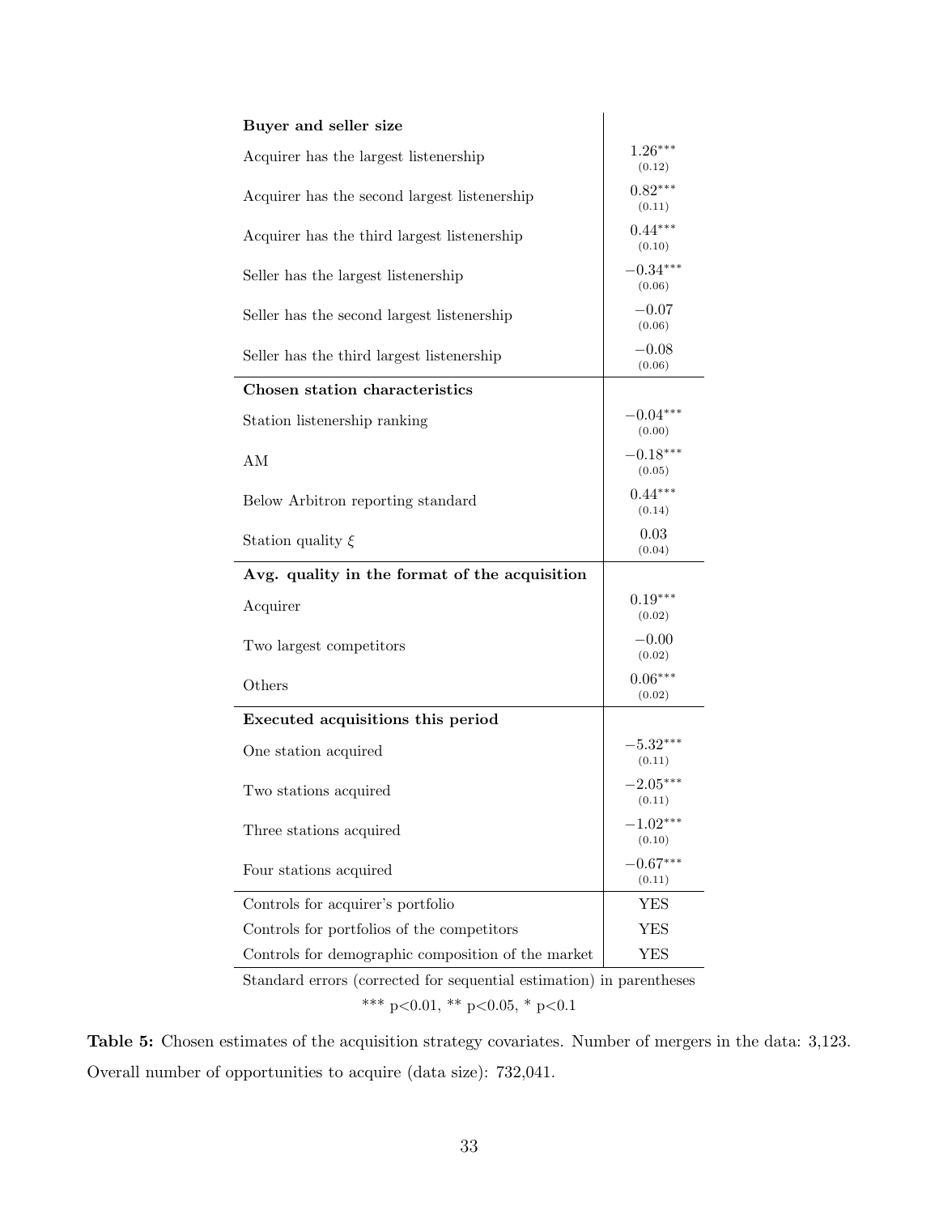| | |
|---|---|
| **Buyer and seller size** | |
| Acquirer has the largest listenership | $1.26^{***}$ (0.12) |
| Acquirer has the second largest listenership | $0.82^{***}$ (0.11) |
| Acquirer has the third largest listenership | $0.44^{***}$ (0.10) |
| Seller has the largest listenership | $-0.34^{***}$ (0.06) |
| Seller has the second largest listenership | $-0.07$ (0.06) |
| Seller has the third largest listenership | $-0.08$ (0.06) |
| **Chosen station characteristics** | |
| Station listenership ranking | $-0.04^{***}$ (0.00) |
| AM | $-0.18^{***}$ (0.05) |
| Below Arbitron reporting standard | $0.44^{***}$ (0.14) |
| Station quality $\xi$ | 0.03 (0.04) |
| **Avg. quality in the format of the acquisition** | |
| Acquirer | $0.19^{***}$ (0.02) |
| Two largest competitors | $-0.00$ (0.02) |
| Others | $0.06^{***}$ (0.02) |
| **Executed acquisitions this period** | |
| One station acquired | $-5.32^{***}$ (0.11) |
| Two stations acquired | $-2.05^{***}$ (0.11) |
| Three stations acquired | $-1.02^{***}$ (0.10) |
| Four stations acquired | $-0.67^{***}$ (0.11) |
| Controls for acquirer's portfolio | YES |
| Controls for portfolios of the competitors | YES |
| Controls for demographic composition of the market | YES |

Standard errors (corrected for sequential estimation) in parentheses

*** $p<0.01$, ** $p<0.05$, * $p<0.1$

**Table 5:** Chosen estimates of the acquisition strategy covariates. Number of mergers in the data: 3,123. Overall number of opportunities to acquire (data size): 732,041.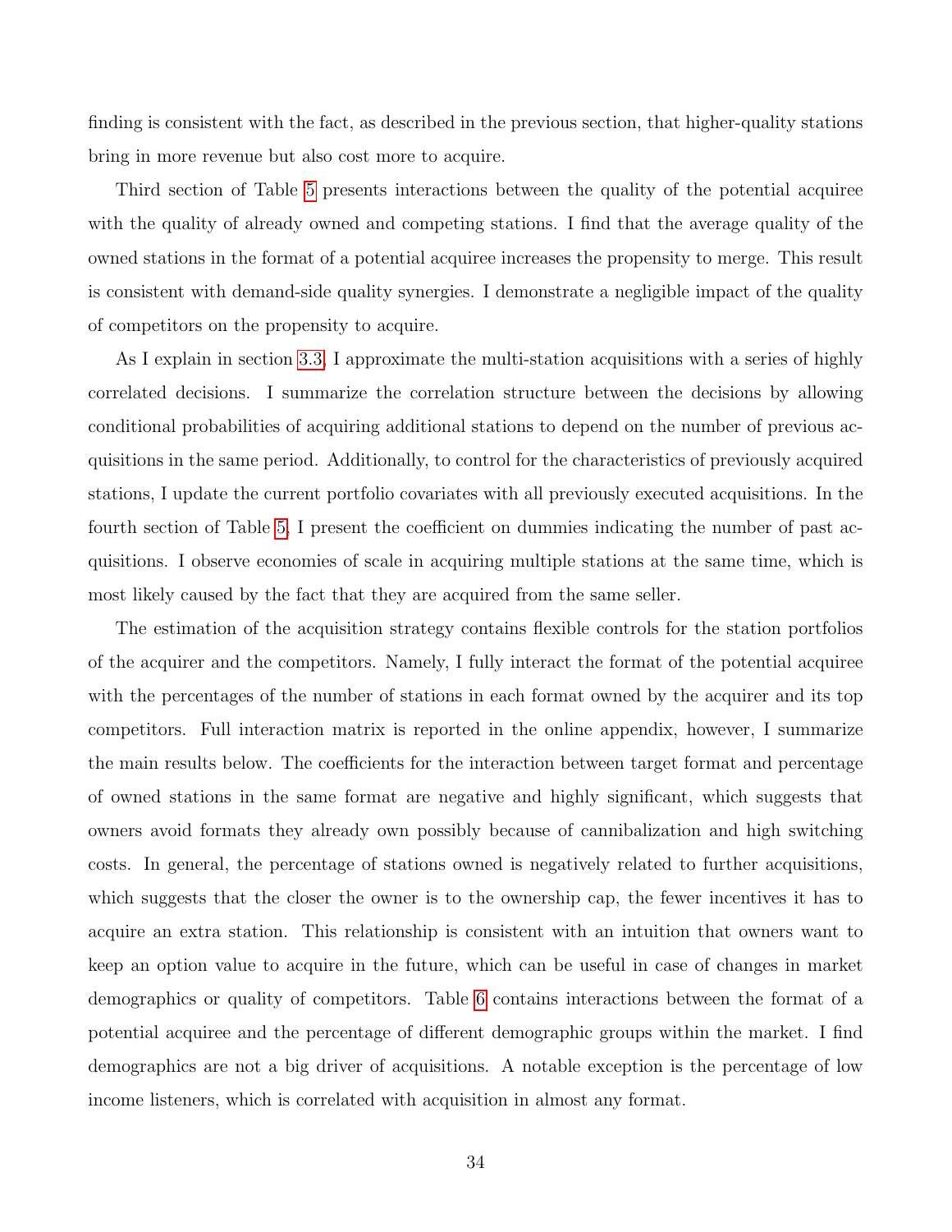finding is consistent with the fact, as described in the previous section, that higher-quality stations bring in more revenue but also cost more to acquire.

Third section of Table 5 presents interactions between the quality of the potential acquiree with the quality of already owned and competing stations. I find that the average quality of the owned stations in the format of a potential acquiree increases the propensity to merge. This result is consistent with demand-side quality synergies. I demonstrate a negligible impact of the quality of competitors on the propensity to acquire.

As I explain in section 3.3, I approximate the multi-station acquisitions with a series of highly correlated decisions. I summarize the correlation structure between the decisions by allowing conditional probabilities of acquiring additional stations to depend on the number of previous acquisitions in the same period. Additionally, to control for the characteristics of previously acquired stations, I update the current portfolio covariates with all previously executed acquisitions. In the fourth section of Table 5, I present the coefficient on dummies indicating the number of past acquisitions. I observe economies of scale in acquiring multiple stations at the same time, which is most likely caused by the fact that they are acquired from the same seller.

The estimation of the acquisition strategy contains flexible controls for the station portfolios of the acquirer and the competitors. Namely, I fully interact the format of the potential acquiree with the percentages of the number of stations in each format owned by the acquirer and its top competitors. Full interaction matrix is reported in the online appendix, however, I summarize the main results below. The coefficients for the interaction between target format and percentage of owned stations in the same format are negative and highly significant, which suggests that owners avoid formats they already own possibly because of cannibalization and high switching costs. In general, the percentage of stations owned is negatively related to further acquisitions, which suggests that the closer the owner is to the ownership cap, the fewer incentives it has to acquire an extra station. This relationship is consistent with an intuition that owners want to keep an option value to acquire in the future, which can be useful in case of changes in market demographics or quality of competitors. Table 6 contains interactions between the format of a potential acquiree and the percentage of different demographic groups within the market. I find demographics are not a big driver of acquisitions. A notable exception is the percentage of low income listeners, which is correlated with acquisition in almost any format.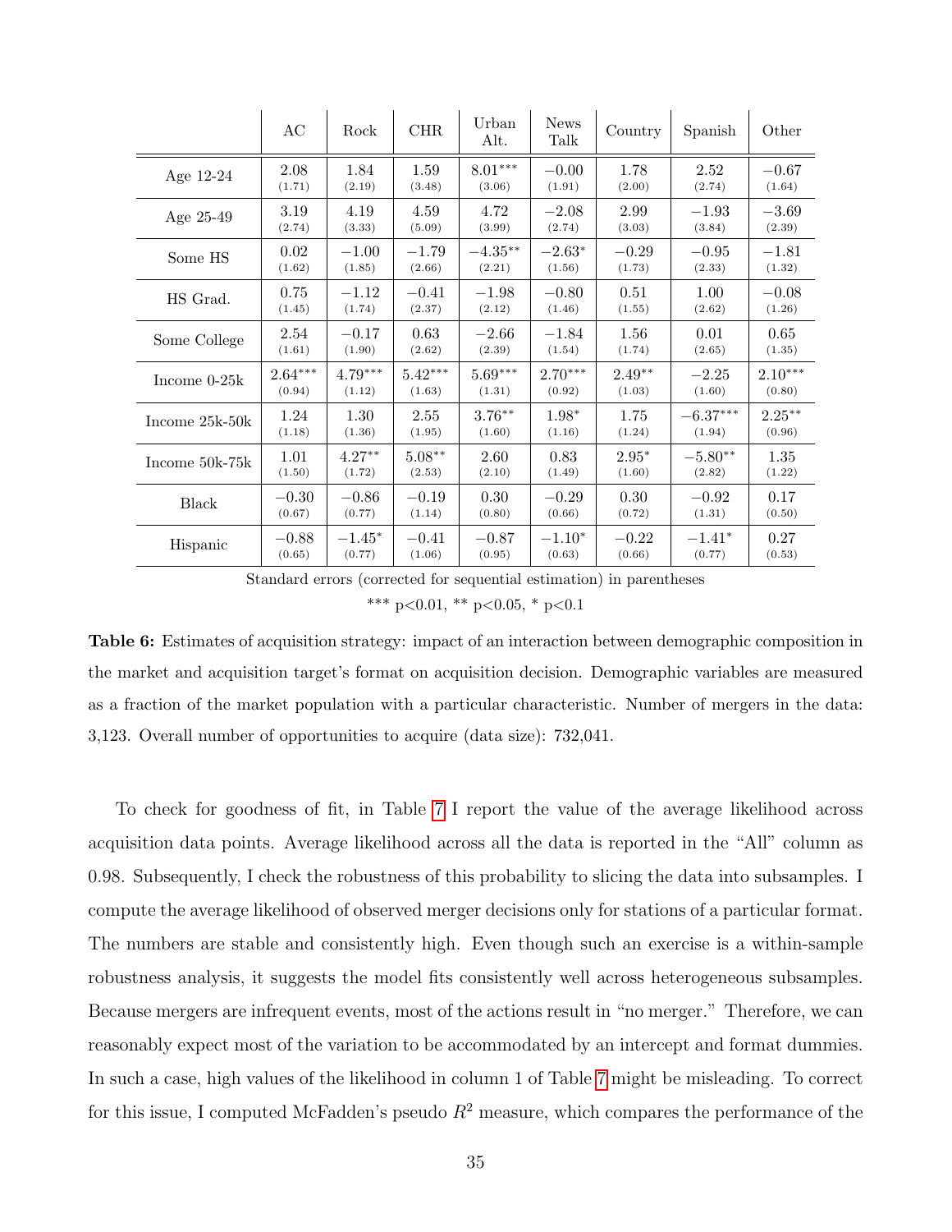|  | AC | Rock | CHR | Urban Alt. | News Talk | Country | Spanish | Other |
|---|---|---|---|---|---|---|---|---|
| Age 12-24 | 2.08 (1.71) | 1.84 (2.19) | 1.59 (3.48) | 8.01*** (3.06) | −0.00 (1.91) | 1.78 (2.00) | 2.52 (2.74) | −0.67 (1.64) |
| Age 25-49 | 3.19 (2.74) | 4.19 (3.33) | 4.59 (5.09) | 4.72 (3.99) | −2.08 (2.74) | 2.99 (3.03) | −1.93 (3.84) | −3.69 (2.39) |
| Some HS | 0.02 (1.62) | −1.00 (1.85) | −1.79 (2.66) | −4.35** (2.21) | −2.63* (1.56) | −0.29 (1.73) | −0.95 (2.33) | −1.81 (1.32) |
| HS Grad. | 0.75 (1.45) | −1.12 (1.74) | −0.41 (2.37) | −1.98 (2.12) | −0.80 (1.46) | 0.51 (1.55) | 1.00 (2.62) | −0.08 (1.26) |
| Some College | 2.54 (1.61) | −0.17 (1.90) | 0.63 (2.62) | −2.66 (2.39) | −1.84 (1.54) | 1.56 (1.74) | 0.01 (2.65) | 0.65 (1.35) |
| Income 0-25k | 2.64*** (0.94) | 4.79*** (1.12) | 5.42*** (1.63) | 5.69*** (1.31) | 2.70*** (0.92) | 2.49** (1.03) | −2.25 (1.60) | 2.10*** (0.80) |
| Income 25k-50k | 1.24 (1.18) | 1.30 (1.36) | 2.55 (1.95) | 3.76** (1.60) | 1.98* (1.16) | 1.75 (1.24) | −6.37*** (1.94) | 2.25** (0.96) |
| Income 50k-75k | 1.01 (1.50) | 4.27** (1.72) | 5.08** (2.53) | 2.60 (2.10) | 0.83 (1.49) | 2.95* (1.60) | −5.80** (2.82) | 1.35 (1.22) |
| Black | −0.30 (0.67) | −0.86 (0.77) | −0.19 (1.14) | 0.30 (0.80) | −0.29 (0.66) | 0.30 (0.72) | −0.92 (1.31) | 0.17 (0.50) |
| Hispanic | −0.88 (0.65) | −1.45* (0.77) | −0.41 (1.06) | −0.87 (0.95) | −1.10* (0.63) | −0.22 (0.66) | −1.41* (0.77) | 0.27 (0.53) |

Standard errors (corrected for sequential estimation) in parentheses

*** p<0.01, ** p<0.05, * p<0.1

**Table 6:** Estimates of acquisition strategy: impact of an interaction between demographic composition in the market and acquisition target's format on acquisition decision. Demographic variables are measured as a fraction of the market population with a particular characteristic. Number of mergers in the data: 3,123. Overall number of opportunities to acquire (data size): 732,041.

To check for goodness of fit, in Table 7 I report the value of the average likelihood across acquisition data points. Average likelihood across all the data is reported in the "All" column as 0.98. Subsequently, I check the robustness of this probability to slicing the data into subsamples. I compute the average likelihood of observed merger decisions only for stations of a particular format. The numbers are stable and consistently high. Even though such an exercise is a within-sample robustness analysis, it suggests the model fits consistently well across heterogeneous subsamples. Because mergers are infrequent events, most of the actions result in "no merger." Therefore, we can reasonably expect most of the variation to be accommodated by an intercept and format dummies. In such a case, high values of the likelihood in column 1 of Table 7 might be misleading. To correct for this issue, I computed McFadden's pseudo $R^2$ measure, which compares the performance of the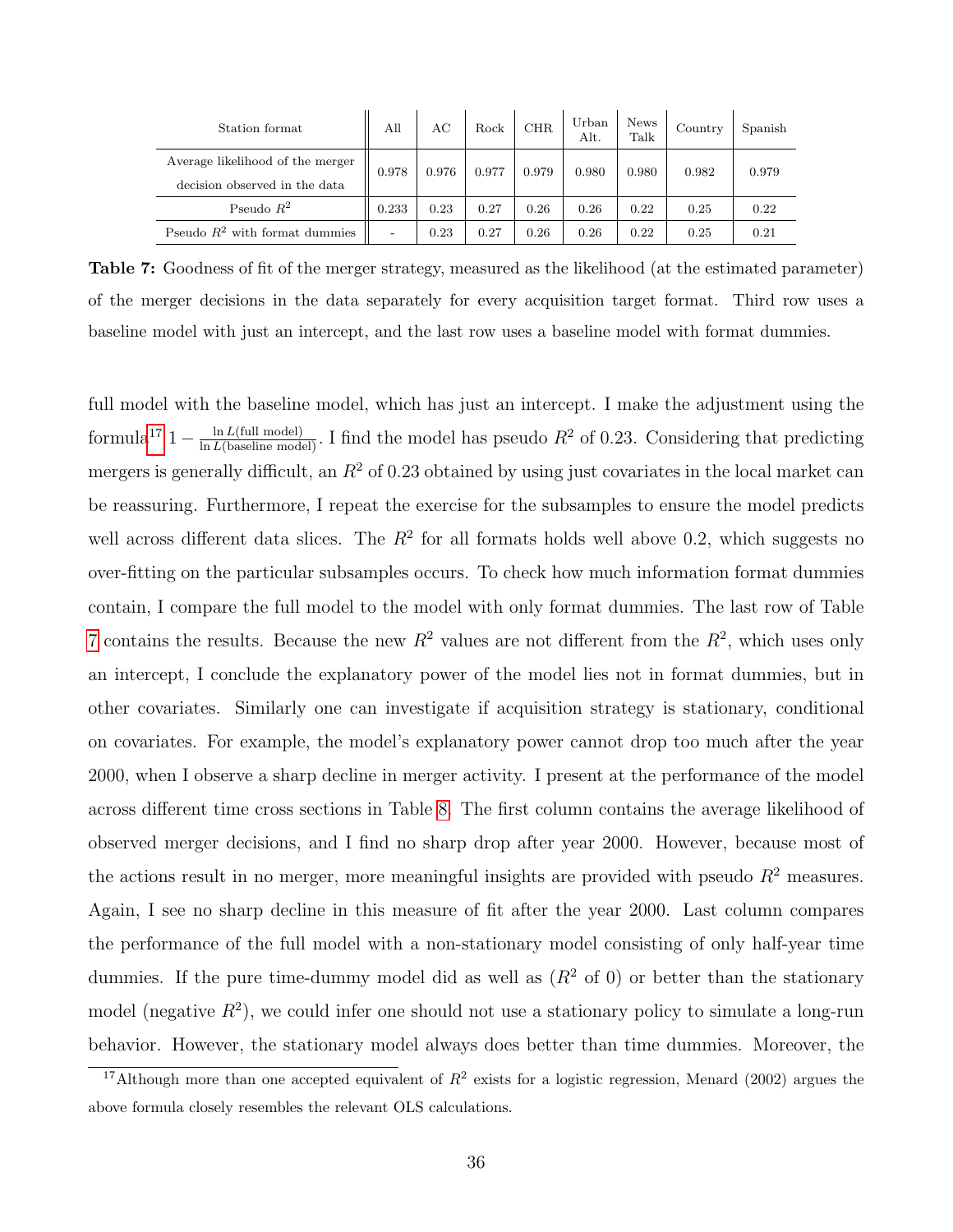| Station format | All | AC | Rock | CHR | Urban Alt. | News Talk | Country | Spanish |
|---|---|---|---|---|---|---|---|---|
| Average likelihood of the merger decision observed in the data | 0.978 | 0.976 | 0.977 | 0.979 | 0.980 | 0.980 | 0.982 | 0.979 |
| Pseudo $R^2$ | 0.233 | 0.23 | 0.27 | 0.26 | 0.26 | 0.22 | 0.25 | 0.22 |
| Pseudo $R^2$ with format dummies | - | 0.23 | 0.27 | 0.26 | 0.26 | 0.22 | 0.25 | 0.21 |

**Table 7:** Goodness of fit of the merger strategy, measured as the likelihood (at the estimated parameter) of the merger decisions in the data separately for every acquisition target format. Third row uses a baseline model with just an intercept, and the last row uses a baseline model with format dummies.

full model with the baseline model, which has just an intercept. I make the adjustment using the formula[17] $1 - \frac{\ln L(\text{full model})}{\ln L(\text{baseline model})}$. I find the model has pseudo $R^2$ of 0.23. Considering that predicting mergers is generally difficult, an $R^2$ of 0.23 obtained by using just covariates in the local market can be reassuring. Furthermore, I repeat the exercise for the subsamples to ensure the model predicts well across different data slices. The $R^2$ for all formats holds well above 0.2, which suggests no over-fitting on the particular subsamples occurs. To check how much information format dummies contain, I compare the full model to the model with only format dummies. The last row of Table 7 contains the results. Because the new $R^2$ values are not different from the $R^2$, which uses only an intercept, I conclude the explanatory power of the model lies not in format dummies, but in other covariates. Similarly one can investigate if acquisition strategy is stationary, conditional on covariates. For example, the model's explanatory power cannot drop too much after the year 2000, when I observe a sharp decline in merger activity. I present at the performance of the model across different time cross sections in Table 8. The first column contains the average likelihood of observed merger decisions, and I find no sharp drop after year 2000. However, because most of the actions result in no merger, more meaningful insights are provided with pseudo $R^2$ measures. Again, I see no sharp decline in this measure of fit after the year 2000. Last column compares the performance of the full model with a non-stationary model consisting of only half-year time dummies. If the pure time-dummy model did as well as ($R^2$ of 0) or better than the stationary model (negative $R^2$), we could infer one should not use a stationary policy to simulate a long-run behavior. However, the stationary model always does better than time dummies. Moreover, the

[17] Although more than one accepted equivalent of $R^2$ exists for a logistic regression, Menard (2002) argues the above formula closely resembles the relevant OLS calculations.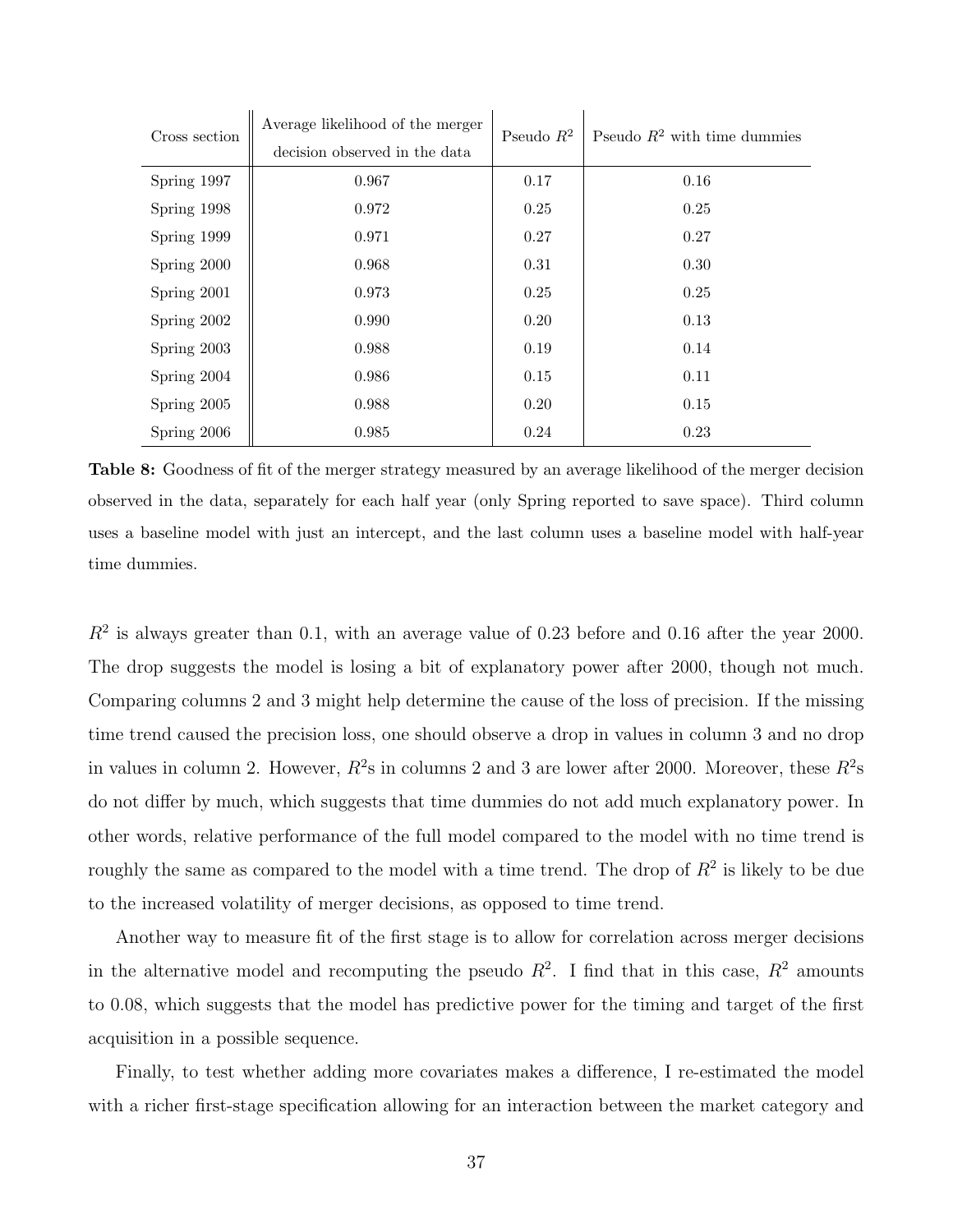| Cross section | Average likelihood of the merger decision observed in the data | Pseudo $R^2$ | Pseudo $R^2$ with time dummies |
|---|---|---|---|
| Spring 1997 | 0.967 | 0.17 | 0.16 |
| Spring 1998 | 0.972 | 0.25 | 0.25 |
| Spring 1999 | 0.971 | 0.27 | 0.27 |
| Spring 2000 | 0.968 | 0.31 | 0.30 |
| Spring 2001 | 0.973 | 0.25 | 0.25 |
| Spring 2002 | 0.990 | 0.20 | 0.13 |
| Spring 2003 | 0.988 | 0.19 | 0.14 |
| Spring 2004 | 0.986 | 0.15 | 0.11 |
| Spring 2005 | 0.988 | 0.20 | 0.15 |
| Spring 2006 | 0.985 | 0.24 | 0.23 |

**Table 8:** Goodness of fit of the merger strategy measured by an average likelihood of the merger decision observed in the data, separately for each half year (only Spring reported to save space). Third column uses a baseline model with just an intercept, and the last column uses a baseline model with half-year time dummies.

$R^2$ is always greater than 0.1, with an average value of 0.23 before and 0.16 after the year 2000. The drop suggests the model is losing a bit of explanatory power after 2000, though not much. Comparing columns 2 and 3 might help determine the cause of the loss of precision. If the missing time trend caused the precision loss, one should observe a drop in values in column 3 and no drop in values in column 2. However, $R^2$s in columns 2 and 3 are lower after 2000. Moreover, these $R^2$s do not differ by much, which suggests that time dummies do not add much explanatory power. In other words, relative performance of the full model compared to the model with no time trend is roughly the same as compared to the model with a time trend. The drop of $R^2$ is likely to be due to the increased volatility of merger decisions, as opposed to time trend.

Another way to measure fit of the first stage is to allow for correlation across merger decisions in the alternative model and recomputing the pseudo $R^2$. I find that in this case, $R^2$ amounts to 0.08, which suggests that the model has predictive power for the timing and target of the first acquisition in a possible sequence.

Finally, to test whether adding more covariates makes a difference, I re-estimated the model with a richer first-stage specification allowing for an interaction between the market category and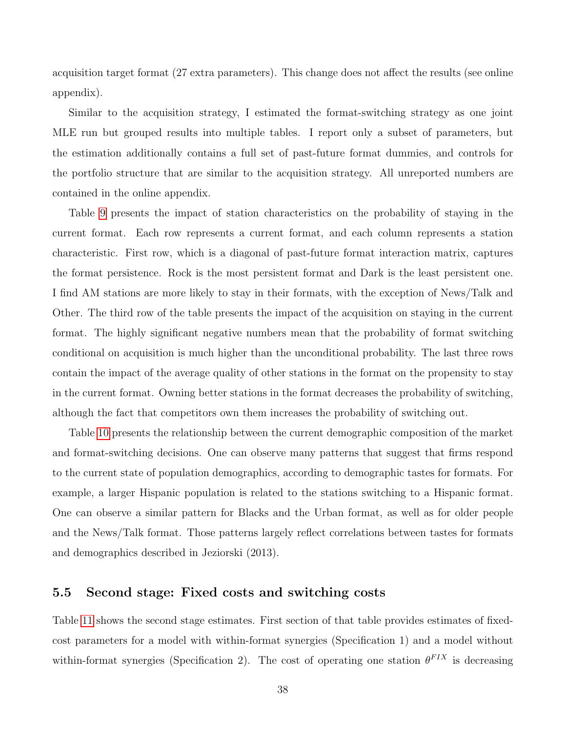acquisition target format (27 extra parameters). This change does not affect the results (see online appendix).

Similar to the acquisition strategy, I estimated the format-switching strategy as one joint MLE run but grouped results into multiple tables. I report only a subset of parameters, but the estimation additionally contains a full set of past-future format dummies, and controls for the portfolio structure that are similar to the acquisition strategy. All unreported numbers are contained in the online appendix.

Table 9 presents the impact of station characteristics on the probability of staying in the current format. Each row represents a current format, and each column represents a station characteristic. First row, which is a diagonal of past-future format interaction matrix, captures the format persistence. Rock is the most persistent format and Dark is the least persistent one. I find AM stations are more likely to stay in their formats, with the exception of News/Talk and Other. The third row of the table presents the impact of the acquisition on staying in the current format. The highly significant negative numbers mean that the probability of format switching conditional on acquisition is much higher than the unconditional probability. The last three rows contain the impact of the average quality of other stations in the format on the propensity to stay in the current format. Owning better stations in the format decreases the probability of switching, although the fact that competitors own them increases the probability of switching out.

Table 10 presents the relationship between the current demographic composition of the market and format-switching decisions. One can observe many patterns that suggest that firms respond to the current state of population demographics, according to demographic tastes for formats. For example, a larger Hispanic population is related to the stations switching to a Hispanic format. One can observe a similar pattern for Blacks and the Urban format, as well as for older people and the News/Talk format. Those patterns largely reflect correlations between tastes for formats and demographics described in Jeziorski (2013).

### 5.5 Second stage: Fixed costs and switching costs

Table 11 shows the second stage estimates. First section of that table provides estimates of fixed-cost parameters for a model with within-format synergies (Specification 1) and a model without within-format synergies (Specification 2). The cost of operating one station $\theta^{FIX}$ is decreasing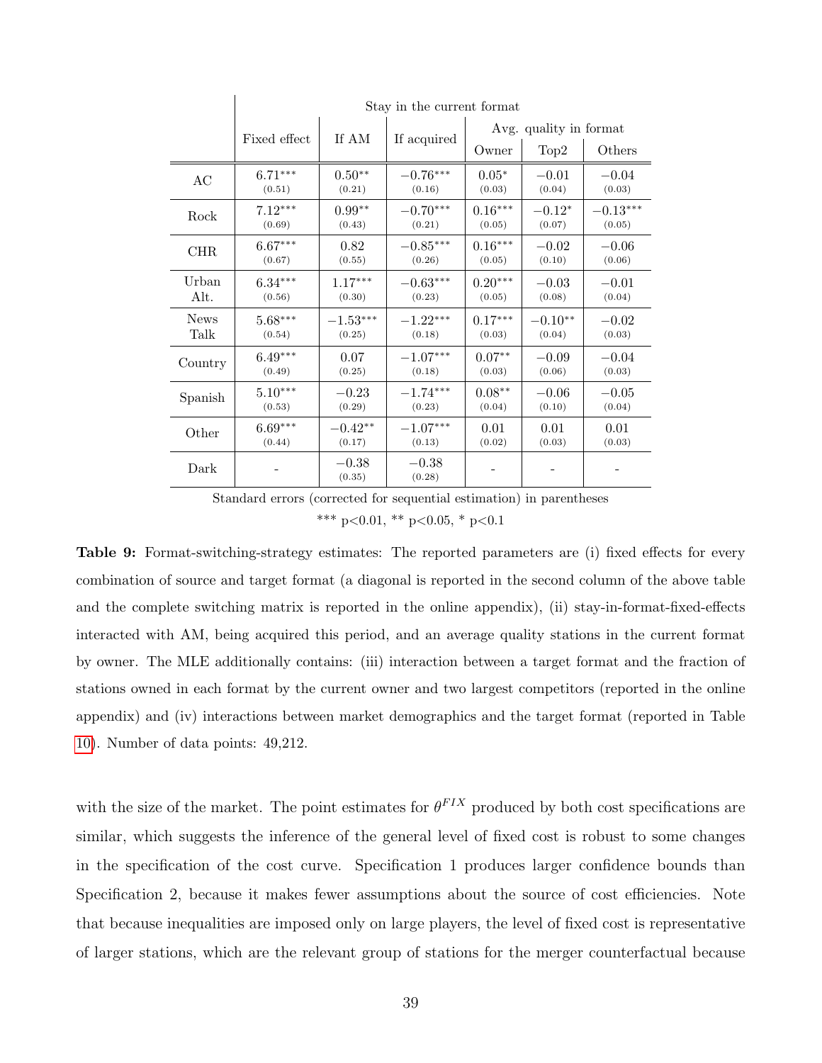| | Stay in the current format | | | | | |
|---|---|---|---|---|---|---|
| | Fixed effect | If AM | If acquired | Avg. quality in format | | |
| | | | | Owner | Top2 | Others |
| AC | $6.71^{***}$ (0.51) | $0.50^{**}$ (0.21) | $-0.76^{***}$ (0.16) | $0.05^{*}$ (0.03) | $-0.01$ (0.04) | $-0.04$ (0.03) |
| Rock | $7.12^{***}$ (0.69) | $0.99^{**}$ (0.43) | $-0.70^{***}$ (0.21) | $0.16^{***}$ (0.05) | $-0.12^{*}$ (0.07) | $-0.13^{***}$ (0.05) |
| CHR | $6.67^{***}$ (0.67) | 0.82 (0.55) | $-0.85^{***}$ (0.26) | $0.16^{***}$ (0.05) | $-0.02$ (0.10) | $-0.06$ (0.06) |
| Urban Alt. | $6.34^{***}$ (0.56) | $1.17^{***}$ (0.30) | $-0.63^{***}$ (0.23) | $0.20^{***}$ (0.05) | $-0.03$ (0.08) | $-0.01$ (0.04) |
| News Talk | $5.68^{***}$ (0.54) | $-1.53^{***}$ (0.25) | $-1.22^{***}$ (0.18) | $0.17^{***}$ (0.03) | $-0.10^{**}$ (0.04) | $-0.02$ (0.03) |
| Country | $6.49^{***}$ (0.49) | 0.07 (0.25) | $-1.07^{***}$ (0.18) | $0.07^{**}$ (0.03) | $-0.09$ (0.06) | $-0.04$ (0.03) |
| Spanish | $5.10^{***}$ (0.53) | $-0.23$ (0.29) | $-1.74^{***}$ (0.23) | $0.08^{**}$ (0.04) | $-0.06$ (0.10) | $-0.05$ (0.04) |
| Other | $6.69^{***}$ (0.44) | $-0.42^{**}$ (0.17) | $-1.07^{***}$ (0.13) | 0.01 (0.02) | 0.01 (0.03) | 0.01 (0.03) |
| Dark | - | $-0.38$ (0.35) | $-0.38$ (0.28) | - | - | - |

Standard errors (corrected for sequential estimation) in parentheses

*** p<0.01, ** p<0.05, * p<0.1

**Table 9:** Format-switching-strategy estimates: The reported parameters are (i) fixed effects for every combination of source and target format (a diagonal is reported in the second column of the above table and the complete switching matrix is reported in the online appendix), (ii) stay-in-format-fixed-effects interacted with AM, being acquired this period, and an average quality stations in the current format by owner. The MLE additionally contains: (iii) interaction between a target format and the fraction of stations owned in each format by the current owner and two largest competitors (reported in the online appendix) and (iv) interactions between market demographics and the target format (reported in Table 10). Number of data points: 49,212.

with the size of the market. The point estimates for $\theta^{FIX}$ produced by both cost specifications are similar, which suggests the inference of the general level of fixed cost is robust to some changes in the specification of the cost curve. Specification 1 produces larger confidence bounds than Specification 2, because it makes fewer assumptions about the source of cost efficiencies. Note that because inequalities are imposed only on large players, the level of fixed cost is representative of larger stations, which are the relevant group of stations for the merger counterfactual because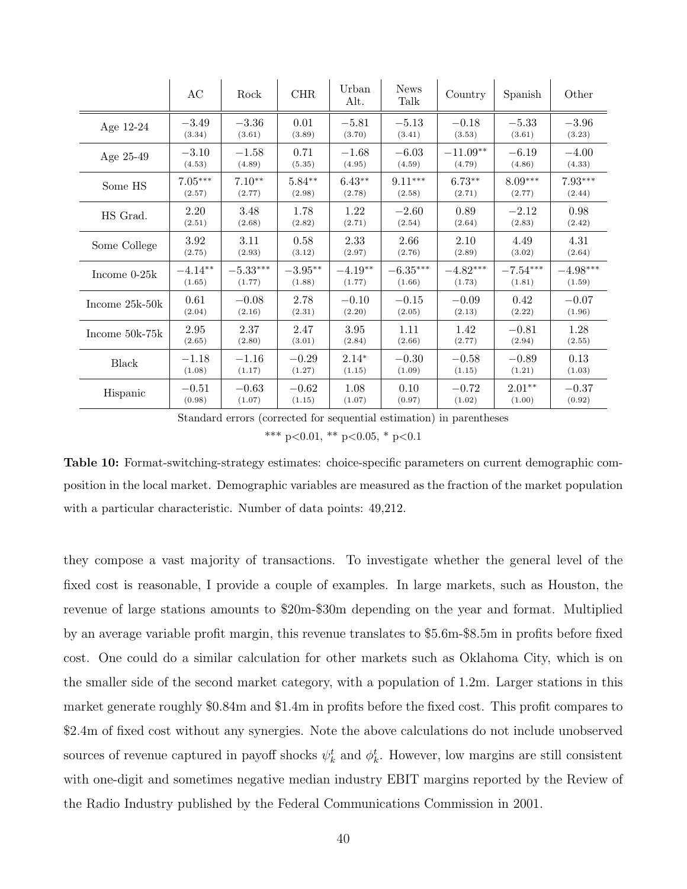| | AC | Rock | CHR | Urban Alt. | News Talk | Country | Spanish | Other |
|---|---|---|---|---|---|---|---|---|
| Age 12-24 | $-3.49$ (3.34) | $-3.36$ (3.61) | 0.01 (3.89) | $-5.81$ (3.70) | $-5.13$ (3.41) | $-0.18$ (3.53) | $-5.33$ (3.61) | $-3.96$ (3.23) |
| Age 25-49 | $-3.10$ (4.53) | $-1.58$ (4.89) | 0.71 (5.35) | $-1.68$ (4.95) | $-6.03$ (4.59) | $-11.09^{**}$ (4.79) | $-6.19$ (4.86) | $-4.00$ (4.33) |
| Some HS | $7.05^{***}$ (2.57) | $7.10^{**}$ (2.77) | $5.84^{**}$ (2.98) | $6.43^{**}$ (2.78) | $9.11^{***}$ (2.58) | $6.73^{**}$ (2.71) | $8.09^{***}$ (2.77) | $7.93^{***}$ (2.44) |
| HS Grad. | 2.20 (2.51) | 3.48 (2.68) | 1.78 (2.82) | 1.22 (2.71) | $-2.60$ (2.54) | 0.89 (2.64) | $-2.12$ (2.83) | 0.98 (2.42) |
| Some College | 3.92 (2.75) | 3.11 (2.93) | 0.58 (3.12) | 2.33 (2.97) | 2.66 (2.76) | 2.10 (2.89) | 4.49 (3.02) | 4.31 (2.64) |
| Income 0-25k | $-4.14^{**}$ (1.65) | $-5.33^{***}$ (1.77) | $-3.95^{**}$ (1.88) | $-4.19^{**}$ (1.77) | $-6.35^{***}$ (1.66) | $-4.82^{***}$ (1.73) | $-7.54^{***}$ (1.81) | $-4.98^{***}$ (1.59) |
| Income 25k-50k | 0.61 (2.04) | $-0.08$ (2.16) | 2.78 (2.31) | $-0.10$ (2.20) | $-0.15$ (2.05) | $-0.09$ (2.13) | 0.42 (2.22) | $-0.07$ (1.96) |
| Income 50k-75k | 2.95 (2.65) | 2.37 (2.80) | 2.47 (3.01) | 3.95 (2.84) | 1.11 (2.66) | 1.42 (2.77) | $-0.81$ (2.94) | 1.28 (2.55) |
| Black | $-1.18$ (1.08) | $-1.16$ (1.17) | $-0.29$ (1.27) | $2.14^{*}$ (1.15) | $-0.30$ (1.09) | $-0.58$ (1.15) | $-0.89$ (1.21) | 0.13 (1.03) |
| Hispanic | $-0.51$ (0.98) | $-0.63$ (1.07) | $-0.62$ (1.15) | 1.08 (1.07) | 0.10 (0.97) | $-0.72$ (1.02) | $2.01^{**}$ (1.00) | $-0.37$ (0.92) |

Standard errors (corrected for sequential estimation) in parentheses

*** p<0.01, ** p<0.05, * p<0.1

**Table 10:** Format-switching-strategy estimates: choice-specific parameters on current demographic composition in the local market. Demographic variables are measured as the fraction of the market population with a particular characteristic. Number of data points: 49,212.

they compose a vast majority of transactions. To investigate whether the general level of the fixed cost is reasonable, I provide a couple of examples. In large markets, such as Houston, the revenue of large stations amounts to \$20m-\$30m depending on the year and format. Multiplied by an average variable profit margin, this revenue translates to \$5.6m-\$8.5m in profits before fixed cost. One could do a similar calculation for other markets such as Oklahoma City, which is on the smaller side of the second market category, with a population of 1.2m. Larger stations in this market generate roughly \$0.84m and \$1.4m in profits before the fixed cost. This profit compares to \$2.4m of fixed cost without any synergies. Note the above calculations do not include unobserved sources of revenue captured in payoff shocks $\psi_k^t$ and $\phi_k^t$. However, low margins are still consistent with one-digit and sometimes negative median industry EBIT margins reported by the Review of the Radio Industry published by the Federal Communications Commission in 2001.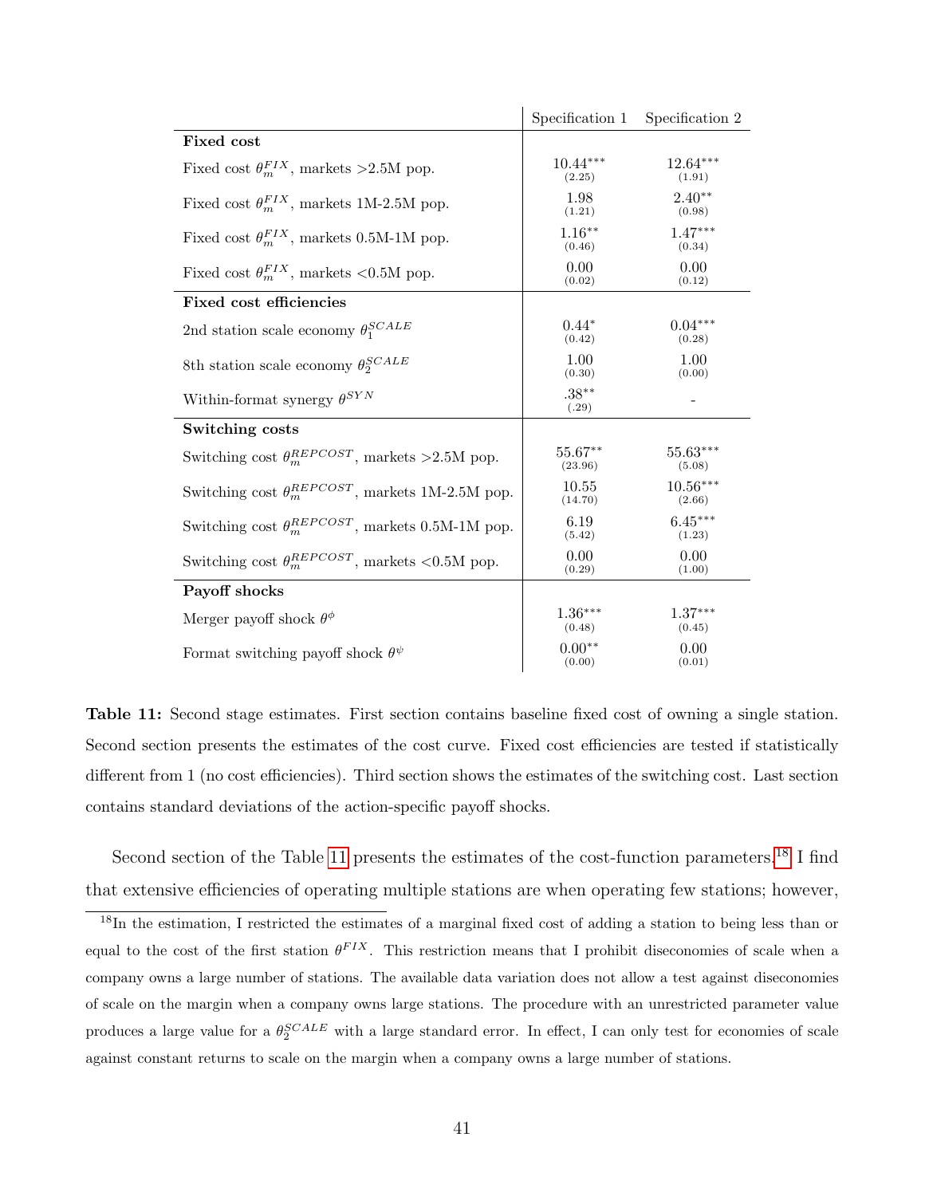| | Specification 1 | Specification 2 |
|---|---|---|
| **Fixed cost** | | |
| Fixed cost $\theta_m^{FIX}$, markets >2.5M pop. | 10.44*** (2.25) | 12.64*** (1.91) |
| Fixed cost $\theta_m^{FIX}$, markets 1M-2.5M pop. | 1.98 (1.21) | 2.40** (0.98) |
| Fixed cost $\theta_m^{FIX}$, markets 0.5M-1M pop. | 1.16** (0.46) | 1.47*** (0.34) |
| Fixed cost $\theta_m^{FIX}$, markets <0.5M pop. | 0.00 (0.02) | 0.00 (0.12) |
| **Fixed cost efficiencies** | | |
| 2nd station scale economy $\theta_1^{SCALE}$ | 0.44* (0.42) | 0.04*** (0.28) |
| 8th station scale economy $\theta_2^{SCALE}$ | 1.00 (0.30) | 1.00 (0.00) |
| Within-format synergy $\theta^{SYN}$ | .38** (.29) | - |
| **Switching costs** | | |
| Switching cost $\theta_m^{REPCOST}$, markets >2.5M pop. | 55.67** (23.96) | 55.63*** (5.08) |
| Switching cost $\theta_m^{REPCOST}$, markets 1M-2.5M pop. | 10.55 (14.70) | 10.56*** (2.66) |
| Switching cost $\theta_m^{REPCOST}$, markets 0.5M-1M pop. | 6.19 (5.42) | 6.45*** (1.23) |
| Switching cost $\theta_m^{REPCOST}$, markets <0.5M pop. | 0.00 (0.29) | 0.00 (1.00) |
| **Payoff shocks** | | |
| Merger payoff shock $\theta^{\phi}$ | 1.36*** (0.48) | 1.37*** (0.45) |
| Format switching payoff shock $\theta^{\psi}$ | 0.00** (0.00) | 0.00 (0.01) |

**Table 11:** Second stage estimates. First section contains baseline fixed cost of owning a single station. Second section presents the estimates of the cost curve. Fixed cost efficiencies are tested if statistically different from 1 (no cost efficiencies). Third section shows the estimates of the switching cost. Last section contains standard deviations of the action-specific payoff shocks.

Second section of the Table 11 presents the estimates of the cost-function parameters.[18] I find that extensive efficiencies of operating multiple stations are when operating few stations; however,

[18] In the estimation, I restricted the estimates of a marginal fixed cost of adding a station to being less than or equal to the cost of the first station $\theta^{FIX}$. This restriction means that I prohibit diseconomies of scale when a company owns a large number of stations. The available data variation does not allow a test against diseconomies of scale on the margin when a company owns large stations. The procedure with an unrestricted parameter value produces a large value for a $\theta_2^{SCALE}$ with a large standard error. In effect, I can only test for economies of scale against constant returns to scale on the margin when a company owns a large number of stations.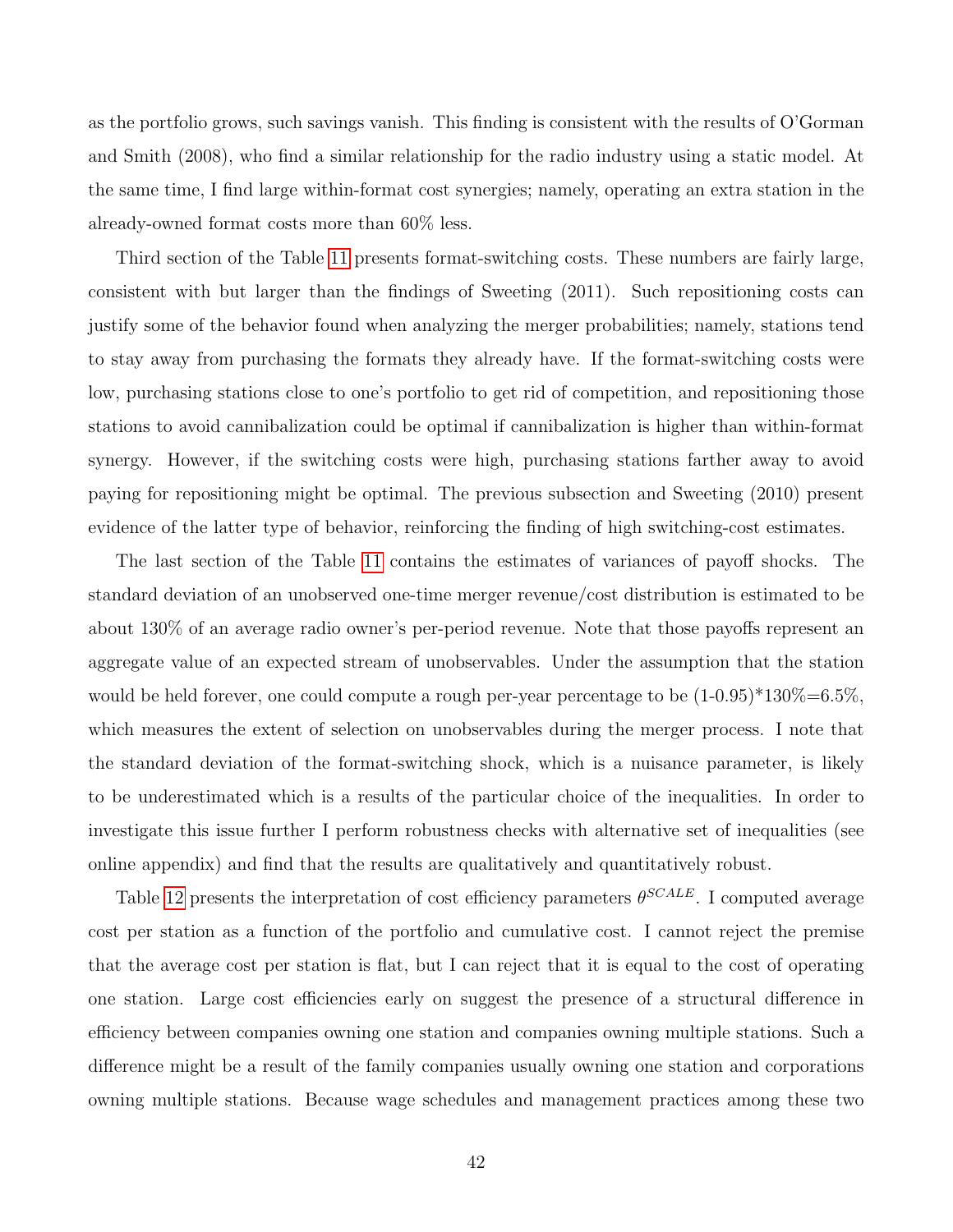as the portfolio grows, such savings vanish. This finding is consistent with the results of O'Gorman and Smith (2008), who find a similar relationship for the radio industry using a static model. At the same time, I find large within-format cost synergies; namely, operating an extra station in the already-owned format costs more than 60% less.

Third section of the Table 11 presents format-switching costs. These numbers are fairly large, consistent with but larger than the findings of Sweeting (2011). Such repositioning costs can justify some of the behavior found when analyzing the merger probabilities; namely, stations tend to stay away from purchasing the formats they already have. If the format-switching costs were low, purchasing stations close to one's portfolio to get rid of competition, and repositioning those stations to avoid cannibalization could be optimal if cannibalization is higher than within-format synergy. However, if the switching costs were high, purchasing stations farther away to avoid paying for repositioning might be optimal. The previous subsection and Sweeting (2010) present evidence of the latter type of behavior, reinforcing the finding of high switching-cost estimates.

The last section of the Table 11 contains the estimates of variances of payoff shocks. The standard deviation of an unobserved one-time merger revenue/cost distribution is estimated to be about 130% of an average radio owner's per-period revenue. Note that those payoffs represent an aggregate value of an expected stream of unobservables. Under the assumption that the station would be held forever, one could compute a rough per-year percentage to be (1-0.95)*130%=6.5%, which measures the extent of selection on unobservables during the merger process. I note that the standard deviation of the format-switching shock, which is a nuisance parameter, is likely to be underestimated which is a results of the particular choice of the inequalities. In order to investigate this issue further I perform robustness checks with alternative set of inequalities (see online appendix) and find that the results are qualitatively and quantitatively robust.

Table 12 presents the interpretation of cost efficiency parameters $\theta^{SCALE}$. I computed average cost per station as a function of the portfolio and cumulative cost. I cannot reject the premise that the average cost per station is flat, but I can reject that it is equal to the cost of operating one station. Large cost efficiencies early on suggest the presence of a structural difference in efficiency between companies owning one station and companies owning multiple stations. Such a difference might be a result of the family companies usually owning one station and corporations owning multiple stations. Because wage schedules and management practices among these two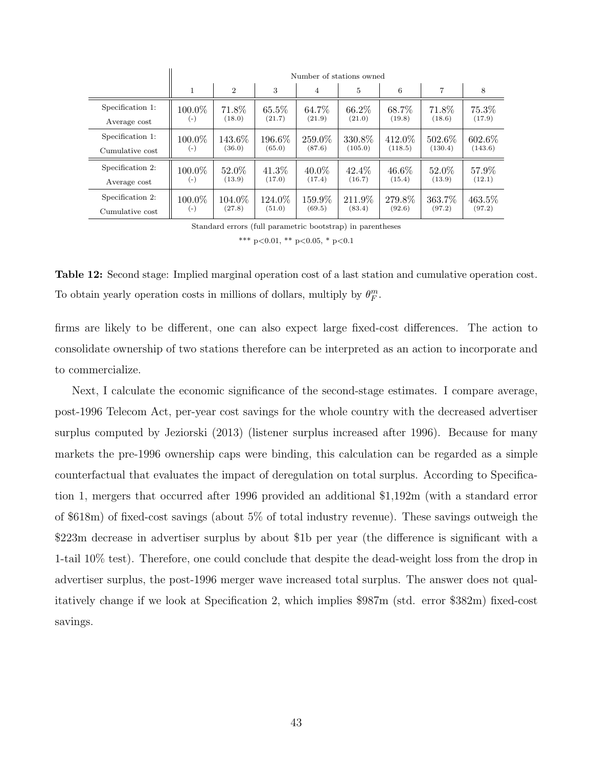| | Number of stations owned | | | | | | | |
|---|---|---|---|---|---|---|---|---|
| | 1 | 2 | 3 | 4 | 5 | 6 | 7 | 8 |
| Specification 1: Average cost | 100.0% (-) | 71.8% (18.0) | 65.5% (21.7) | 64.7% (21.9) | 66.2% (21.0) | 68.7% (19.8) | 71.8% (18.6) | 75.3% (17.9) |
| Specification 1: Cumulative cost | 100.0% (-) | 143.6% (36.0) | 196.6% (65.0) | 259.0% (87.6) | 330.8% (105.0) | 412.0% (118.5) | 502.6% (130.4) | 602.6% (143.6) |
| Specification 2: Average cost | 100.0% (-) | 52.0% (13.9) | 41.3% (17.0) | 40.0% (17.4) | 42.4% (16.7) | 46.6% (15.4) | 52.0% (13.9) | 57.9% (12.1) |
| Specification 2: Cumulative cost | 100.0% (-) | 104.0% (27.8) | 124.0% (51.0) | 159.9% (69.5) | 211.9% (83.4) | 279.8% (92.6) | 363.7% (97.2) | 463.5% (97.2) |

Standard errors (full parametric bootstrap) in parentheses

*** p<0.01, ** p<0.05, * p<0.1

**Table 12:** Second stage: Implied marginal operation cost of a last station and cumulative operation cost. To obtain yearly operation costs in millions of dollars, multiply by $\theta_F^m$.

firms are likely to be different, one can also expect large fixed-cost differences. The action to consolidate ownership of two stations therefore can be interpreted as an action to incorporate and to commercialize.

Next, I calculate the economic significance of the second-stage estimates. I compare average, post-1996 Telecom Act, per-year cost savings for the whole country with the decreased advertiser surplus computed by Jeziorski (2013) (listener surplus increased after 1996). Because for many markets the pre-1996 ownership caps were binding, this calculation can be regarded as a simple counterfactual that evaluates the impact of deregulation on total surplus. According to Specification 1, mergers that occurred after 1996 provided an additional \$1,192m (with a standard error of \$618m) of fixed-cost savings (about 5% of total industry revenue). These savings outweigh the \$223m decrease in advertiser surplus by about \$1b per year (the difference is significant with a 1-tail 10% test). Therefore, one could conclude that despite the dead-weight loss from the drop in advertiser surplus, the post-1996 merger wave increased total surplus. The answer does not qualitatively change if we look at Specification 2, which implies \$987m (std. error \$382m) fixed-cost savings.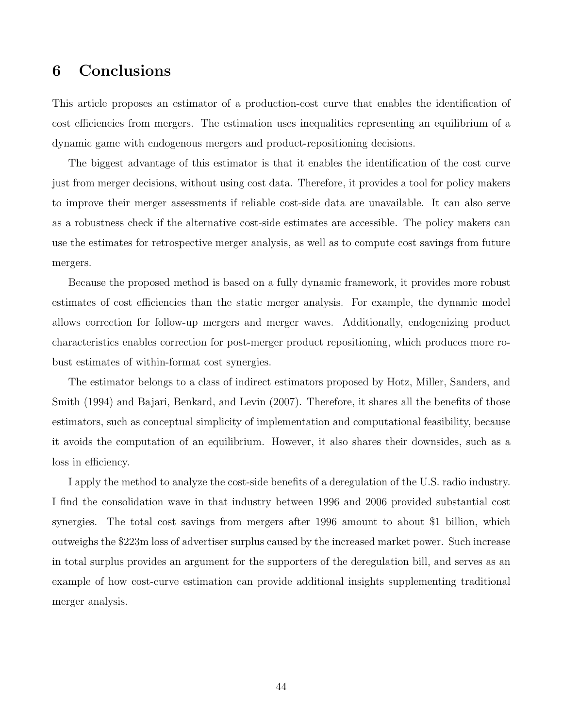## 6 Conclusions

This article proposes an estimator of a production-cost curve that enables the identification of cost efficiencies from mergers. The estimation uses inequalities representing an equilibrium of a dynamic game with endogenous mergers and product-repositioning decisions.

The biggest advantage of this estimator is that it enables the identification of the cost curve just from merger decisions, without using cost data. Therefore, it provides a tool for policy makers to improve their merger assessments if reliable cost-side data are unavailable. It can also serve as a robustness check if the alternative cost-side estimates are accessible. The policy makers can use the estimates for retrospective merger analysis, as well as to compute cost savings from future mergers.

Because the proposed method is based on a fully dynamic framework, it provides more robust estimates of cost efficiencies than the static merger analysis. For example, the dynamic model allows correction for follow-up mergers and merger waves. Additionally, endogenizing product characteristics enables correction for post-merger product repositioning, which produces more robust estimates of within-format cost synergies.

The estimator belongs to a class of indirect estimators proposed by Hotz, Miller, Sanders, and Smith (1994) and Bajari, Benkard, and Levin (2007). Therefore, it shares all the benefits of those estimators, such as conceptual simplicity of implementation and computational feasibility, because it avoids the computation of an equilibrium. However, it also shares their downsides, such as a loss in efficiency.

I apply the method to analyze the cost-side benefits of a deregulation of the U.S. radio industry. I find the consolidation wave in that industry between 1996 and 2006 provided substantial cost synergies. The total cost savings from mergers after 1996 amount to about $1 billion, which outweighs the $223m loss of advertiser surplus caused by the increased market power. Such increase in total surplus provides an argument for the supporters of the deregulation bill, and serves as an example of how cost-curve estimation can provide additional insights supplementing traditional merger analysis.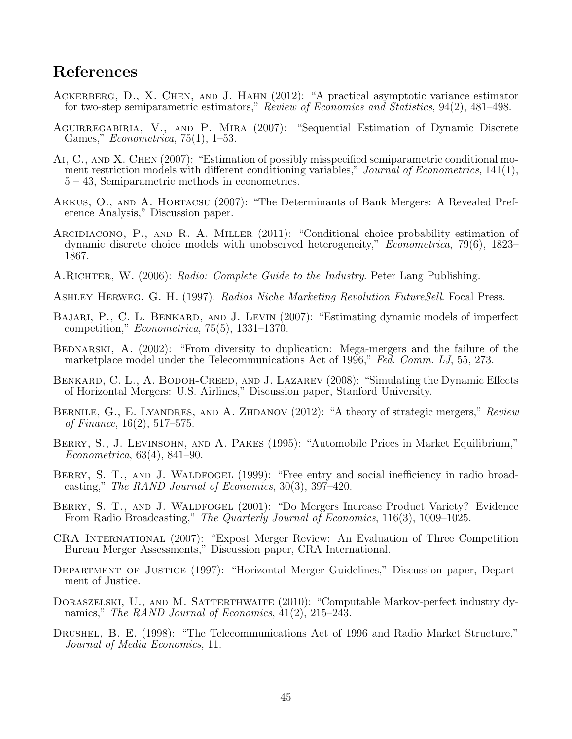## References

Ackerberg, D., X. Chen, and J. Hahn (2012): "A practical asymptotic variance estimator for two-step semiparametric estimators," *Review of Economics and Statistics*, 94(2), 481–498.

Aguirregabiria, V., and P. Mira (2007): "Sequential Estimation of Dynamic Discrete Games," *Econometrica*, 75(1), 1–53.

Ai, C., and X. Chen (2007): "Estimation of possibly misspecified semiparametric conditional moment restriction models with different conditioning variables," *Journal of Econometrics*, 141(1), 5 – 43, Semiparametric methods in econometrics.

Akkus, O., and A. Hortacsu (2007): "The Determinants of Bank Mergers: A Revealed Preference Analysis," Discussion paper.

Arcidiacono, P., and R. A. Miller (2011): "Conditional choice probability estimation of dynamic discrete choice models with unobserved heterogeneity," *Econometrica*, 79(6), 1823–1867.

A.Richter, W. (2006): *Radio: Complete Guide to the Industry*. Peter Lang Publishing.

Ashley Herweg, G. H. (1997): *Radios Niche Marketing Revolution FutureSell*. Focal Press.

Bajari, P., C. L. Benkard, and J. Levin (2007): "Estimating dynamic models of imperfect competition," *Econometrica*, 75(5), 1331–1370.

Bednarski, A. (2002): "From diversity to duplication: Mega-mergers and the failure of the marketplace model under the Telecommunications Act of 1996," *Fed. Comm. LJ*, 55, 273.

Benkard, C. L., A. Bodoh-Creed, and J. Lazarev (2008): "Simulating the Dynamic Effects of Horizontal Mergers: U.S. Airlines," Discussion paper, Stanford University.

Bernile, G., E. Lyandres, and A. Zhdanov (2012): "A theory of strategic mergers," *Review of Finance*, 16(2), 517–575.

Berry, S., J. Levinsohn, and A. Pakes (1995): "Automobile Prices in Market Equilibrium," *Econometrica*, 63(4), 841–90.

Berry, S. T., and J. Waldfogel (1999): "Free entry and social inefficiency in radio broadcasting," *The RAND Journal of Economics*, 30(3), 397–420.

Berry, S. T., and J. Waldfogel (2001): "Do Mergers Increase Product Variety? Evidence From Radio Broadcasting," *The Quarterly Journal of Economics*, 116(3), 1009–1025.

CRA International (2007): "Expost Merger Review: An Evaluation of Three Competition Bureau Merger Assessments," Discussion paper, CRA International.

Department of Justice (1997): "Horizontal Merger Guidelines," Discussion paper, Department of Justice.

Doraszelski, U., and M. Satterthwaite (2010): "Computable Markov-perfect industry dynamics," *The RAND Journal of Economics*, 41(2), 215–243.

Drushel, B. E. (1998): "The Telecommunications Act of 1996 and Radio Market Structure," *Journal of Media Economics*, 11.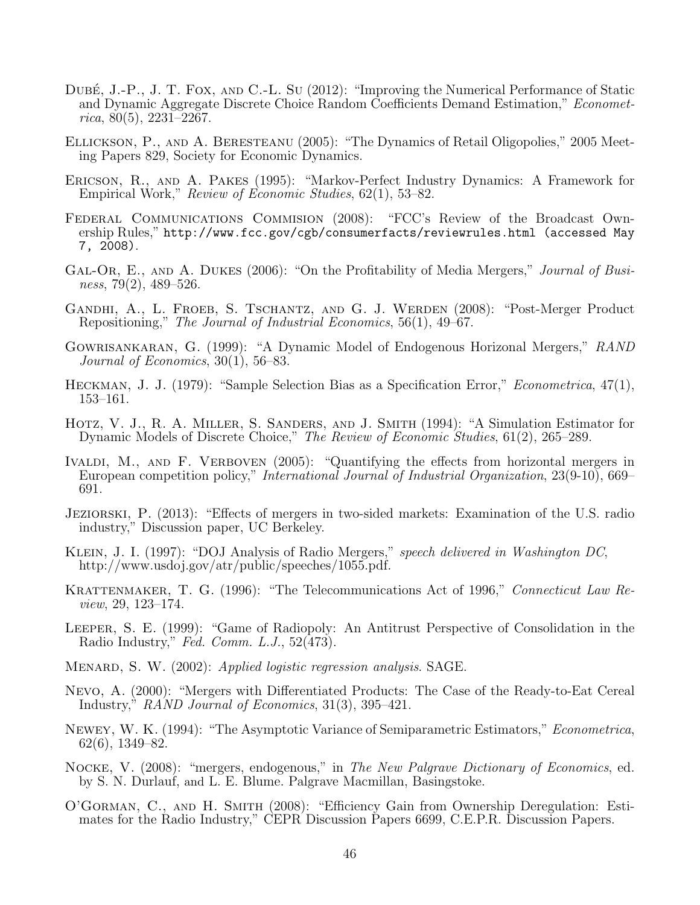Dubé, J.-P., J. T. Fox, and C.-L. Su (2012): "Improving the Numerical Performance of Static and Dynamic Aggregate Discrete Choice Random Coefficients Demand Estimation," *Econometrica*, 80(5), 2231–2267.

Ellickson, P., and A. Beresteanu (2005): "The Dynamics of Retail Oligopolies," 2005 Meeting Papers 829, Society for Economic Dynamics.

Ericson, R., and A. Pakes (1995): "Markov-Perfect Industry Dynamics: A Framework for Empirical Work," *Review of Economic Studies*, 62(1), 53–82.

Federal Communications Commision (2008): "FCC's Review of the Broadcast Ownership Rules," http://www.fcc.gov/cgb/consumerfacts/reviewrules.html (accessed May 7, 2008).

Gal-Or, E., and A. Dukes (2006): "On the Profitability of Media Mergers," *Journal of Business*, 79(2), 489–526.

Gandhi, A., L. Froeb, S. Tschantz, and G. J. Werden (2008): "Post-Merger Product Repositioning," *The Journal of Industrial Economics*, 56(1), 49–67.

Gowrisankaran, G. (1999): "A Dynamic Model of Endogenous Horizonal Mergers," *RAND Journal of Economics*, 30(1), 56–83.

Heckman, J. J. (1979): "Sample Selection Bias as a Specification Error," *Econometrica*, 47(1), 153–161.

Hotz, V. J., R. A. Miller, S. Sanders, and J. Smith (1994): "A Simulation Estimator for Dynamic Models of Discrete Choice," *The Review of Economic Studies*, 61(2), 265–289.

Ivaldi, M., and F. Verboven (2005): "Quantifying the effects from horizontal mergers in European competition policy," *International Journal of Industrial Organization*, 23(9-10), 669–691.

Jeziorski, P. (2013): "Effects of mergers in two-sided markets: Examination of the U.S. radio industry," Discussion paper, UC Berkeley.

Klein, J. I. (1997): "DOJ Analysis of Radio Mergers," *speech delivered in Washington DC*, http://www.usdoj.gov/atr/public/speeches/1055.pdf.

Krattenmaker, T. G. (1996): "The Telecommunications Act of 1996," *Connecticut Law Review*, 29, 123–174.

Leeper, S. E. (1999): "Game of Radiopoly: An Antitrust Perspective of Consolidation in the Radio Industry," *Fed. Comm. L.J.*, 52(473).

Menard, S. W. (2002): *Applied logistic regression analysis*. SAGE.

Nevo, A. (2000): "Mergers with Differentiated Products: The Case of the Ready-to-Eat Cereal Industry," *RAND Journal of Economics*, 31(3), 395–421.

Newey, W. K. (1994): "The Asymptotic Variance of Semiparametric Estimators," *Econometrica*, 62(6), 1349–82.

Nocke, V. (2008): "mergers, endogenous," in *The New Palgrave Dictionary of Economics*, ed. by S. N. Durlauf, and L. E. Blume. Palgrave Macmillan, Basingstoke.

O'Gorman, C., and H. Smith (2008): "Efficiency Gain from Ownership Deregulation: Estimates for the Radio Industry," CEPR Discussion Papers 6699, C.E.P.R. Discussion Papers.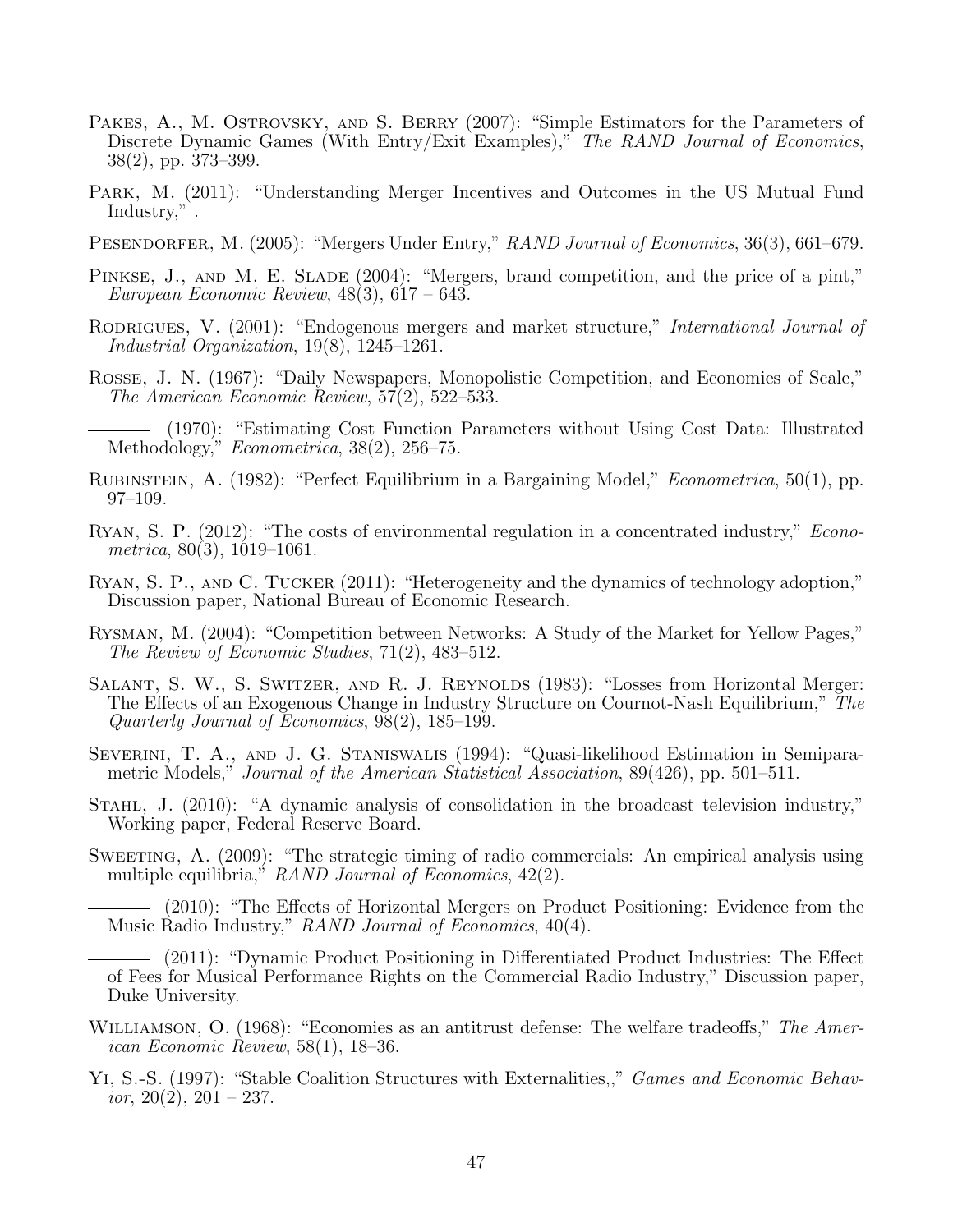Pakes, A., M. Ostrovsky, and S. Berry (2007): "Simple Estimators for the Parameters of Discrete Dynamic Games (With Entry/Exit Examples)," *The RAND Journal of Economics*, 38(2), pp. 373–399.

Park, M. (2011): "Understanding Merger Incentives and Outcomes in the US Mutual Fund Industry," .

Pesendorfer, M. (2005): "Mergers Under Entry," *RAND Journal of Economics*, 36(3), 661–679.

Pinkse, J., and M. E. Slade (2004): "Mergers, brand competition, and the price of a pint," *European Economic Review*, 48(3), 617 – 643.

Rodrigues, V. (2001): "Endogenous mergers and market structure," *International Journal of Industrial Organization*, 19(8), 1245–1261.

Rosse, J. N. (1967): "Daily Newspapers, Monopolistic Competition, and Economies of Scale," *The American Economic Review*, 57(2), 522–533.

——— (1970): "Estimating Cost Function Parameters without Using Cost Data: Illustrated Methodology," *Econometrica*, 38(2), 256–75.

Rubinstein, A. (1982): "Perfect Equilibrium in a Bargaining Model," *Econometrica*, 50(1), pp. 97–109.

Ryan, S. P. (2012): "The costs of environmental regulation in a concentrated industry," *Econometrica*, 80(3), 1019–1061.

Ryan, S. P., and C. Tucker (2011): "Heterogeneity and the dynamics of technology adoption," Discussion paper, National Bureau of Economic Research.

Rysman, M. (2004): "Competition between Networks: A Study of the Market for Yellow Pages," *The Review of Economic Studies*, 71(2), 483–512.

Salant, S. W., S. Switzer, and R. J. Reynolds (1983): "Losses from Horizontal Merger: The Effects of an Exogenous Change in Industry Structure on Cournot-Nash Equilibrium," *The Quarterly Journal of Economics*, 98(2), 185–199.

Severini, T. A., and J. G. Staniswalis (1994): "Quasi-likelihood Estimation in Semiparametric Models," *Journal of the American Statistical Association*, 89(426), pp. 501–511.

Stahl, J. (2010): "A dynamic analysis of consolidation in the broadcast television industry," Working paper, Federal Reserve Board.

Sweeting, A. (2009): "The strategic timing of radio commercials: An empirical analysis using multiple equilibria," *RAND Journal of Economics*, 42(2).

——— (2010): "The Effects of Horizontal Mergers on Product Positioning: Evidence from the Music Radio Industry," *RAND Journal of Economics*, 40(4).

——— (2011): "Dynamic Product Positioning in Differentiated Product Industries: The Effect of Fees for Musical Performance Rights on the Commercial Radio Industry," Discussion paper, Duke University.

Williamson, O. (1968): "Economies as an antitrust defense: The welfare tradeoffs," *The American Economic Review*, 58(1), 18–36.

Yi, S.-S. (1997): "Stable Coalition Structures with Externalities,," *Games and Economic Behavior*, 20(2), 201 – 237.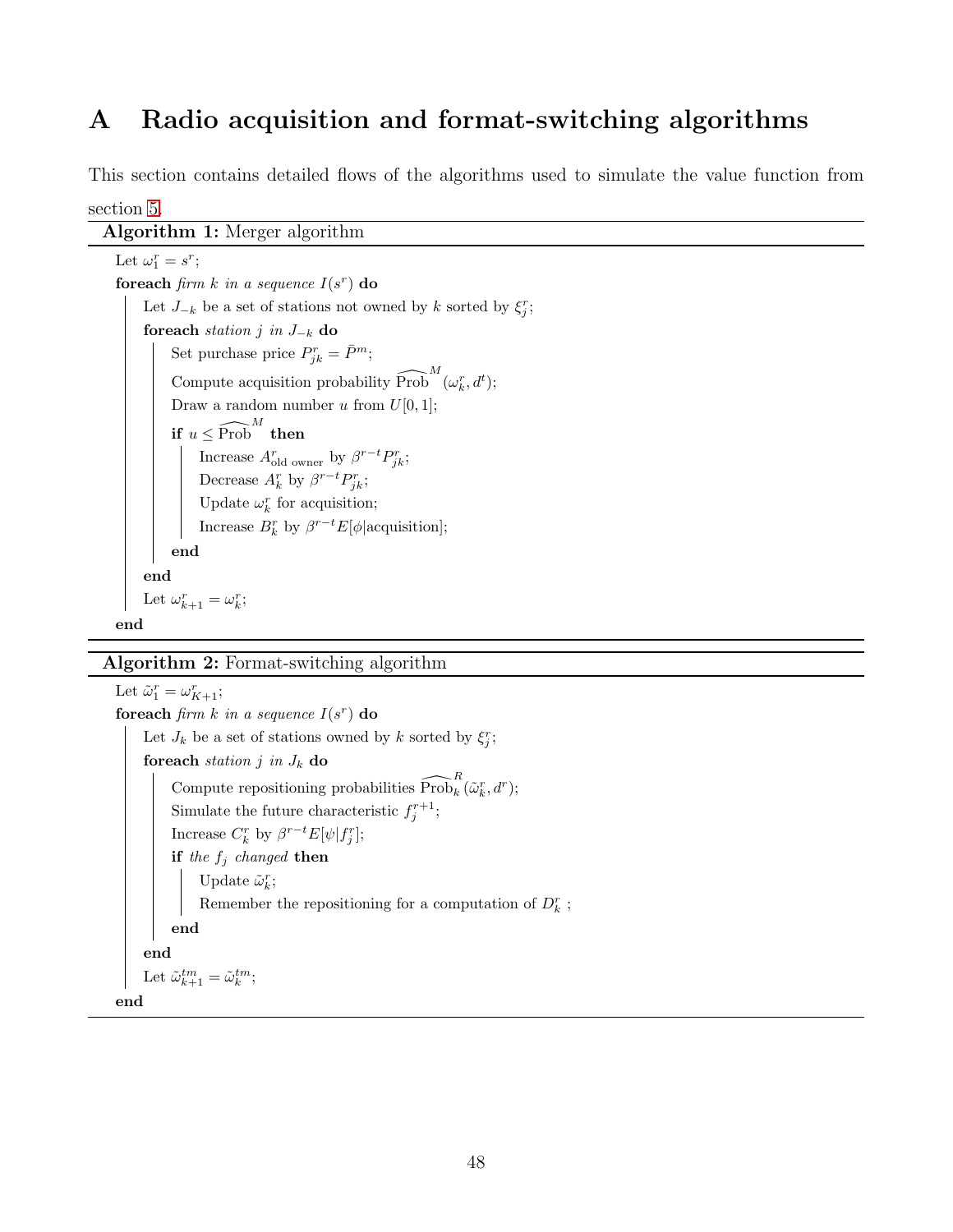# A Radio acquisition and format-switching algorithms

This section contains detailed flows of the algorithms used to simulate the value function from section 5.

**Algorithm 1:** Merger algorithm

```
Let ω_1^r = s^r;
foreach firm k in a sequence I(s^r) do
    Let J_{-k} be a set of stations not owned by k sorted by ξ_j^r;
    foreach station j in J_{-k} do
        Set purchase price P_{jk}^r = P̄^m;
        Compute acquisition probability Prob^M(ω_k^r, d^t);
        Draw a random number u from U[0,1];
        if u ≤ Prob^M then
            Increase A_{old owner}^r by β^{r-t} P_{jk}^r;
            Decrease A_k^r by β^{r-t} P_{jk}^r;
            Update ω_k^r for acquisition;
            Increase B_k^r by β^{r-t} E[φ|acquisition];
        end
    end
    Let ω_{k+1}^r = ω_k^r;
end
```

**Algorithm 2:** Format-switching algorithm

```
Let ω̃_1^r = ω_{K+1}^r;
foreach firm k in a sequence I(s^r) do
    Let J_k be a set of stations owned by k sorted by ξ_j^r;
    foreach station j in J_k do
        Compute repositioning probabilities Prob_k^R(ω̃_k^r, d^r);
        Simulate the future characteristic f_j^{r+1};
        Increase C_k^r by β^{r-t} E[ψ|f_j^r];
        if the f_j changed then
            Update ω̃_k^r;
            Remember the repositioning for a computation of D_k^r ;
        end
    end
    Let ω̃_{k+1}^{tm} = ω̃_k^{tm};
end
```